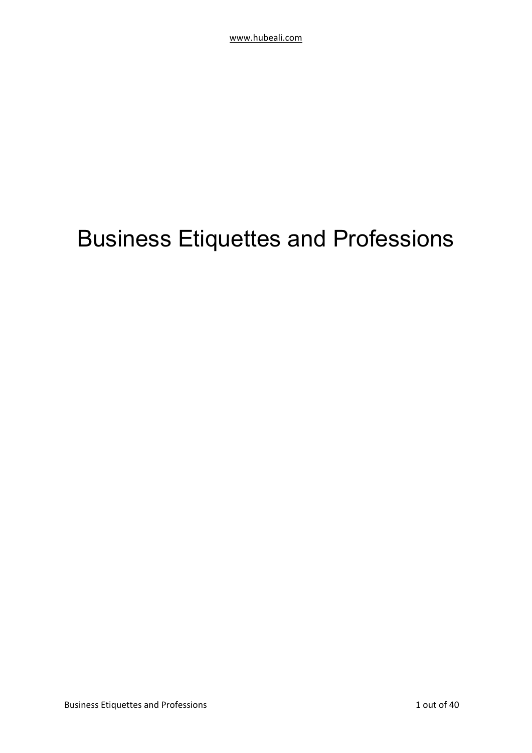# Business Etiquettes and Professions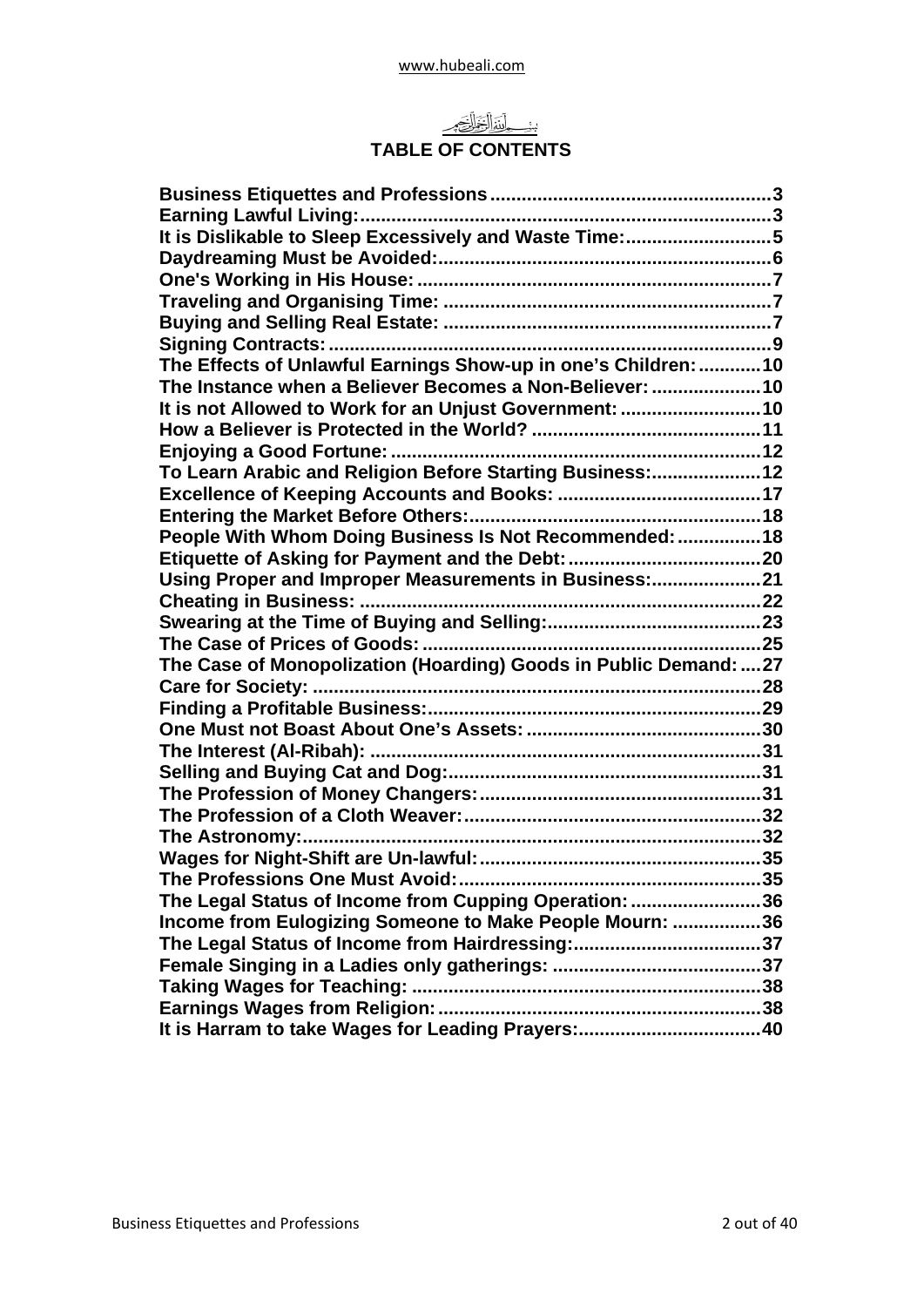بسم الله الرحمن الرحيم

# TABLE OF CONTENTS

| | |
|---|---|
| Business Etiquettes and Professions | 3 |
| Earning Lawful Living: | 3 |
| It is Dislikable to Sleep Excessively and Waste Time: | 5 |
| Daydreaming Must be Avoided: | 6 |
| One's Working in His House: | 7 |
| Traveling and Organising Time: | 7 |
| Buying and Selling Real Estate: | 7 |
| Signing Contracts: | 9 |
| The Effects of Unlawful Earnings Show-up in one's Children: | 10 |
| The Instance when a Believer Becomes a Non-Believer: | 10 |
| It is not Allowed to Work for an Unjust Government: | 10 |
| How a Believer is Protected in the World? | 11 |
| Enjoying a Good Fortune: | 12 |
| To Learn Arabic and Religion Before Starting Business: | 12 |
| Excellence of Keeping Accounts and Books: | 17 |
| Entering the Market Before Others: | 18 |
| People With Whom Doing Business Is Not Recommended: | 18 |
| Etiquette of Asking for Payment and the Debt: | 20 |
| Using Proper and Improper Measurements in Business: | 21 |
| Cheating in Business: | 22 |
| Swearing at the Time of Buying and Selling: | 23 |
| The Case of Prices of Goods: | 25 |
| The Case of Monopolization (Hoarding) Goods in Public Demand: | 27 |
| Care for Society: | 28 |
| Finding a Profitable Business: | 29 |
| One Must not Boast About One's Assets: | 30 |
| The Interest (Al-Ribah): | 31 |
| Selling and Buying Cat and Dog: | 31 |
| The Profession of Money Changers: | 31 |
| The Profession of a Cloth Weaver: | 32 |
| The Astronomy: | 32 |
| Wages for Night-Shift are Un-lawful: | 35 |
| The Professions One Must Avoid: | 35 |
| The Legal Status of Income from Cupping Operation: | 36 |
| Income from Eulogizing Someone to Make People Mourn: | 36 |
| The Legal Status of Income from Hairdressing: | 37 |
| Female Singing in a Ladies only gatherings: | 37 |
| Taking Wages for Teaching: | 38 |
| Earnings Wages from Religion: | 38 |
| It is Harram to take Wages for Leading Prayers: | 40 |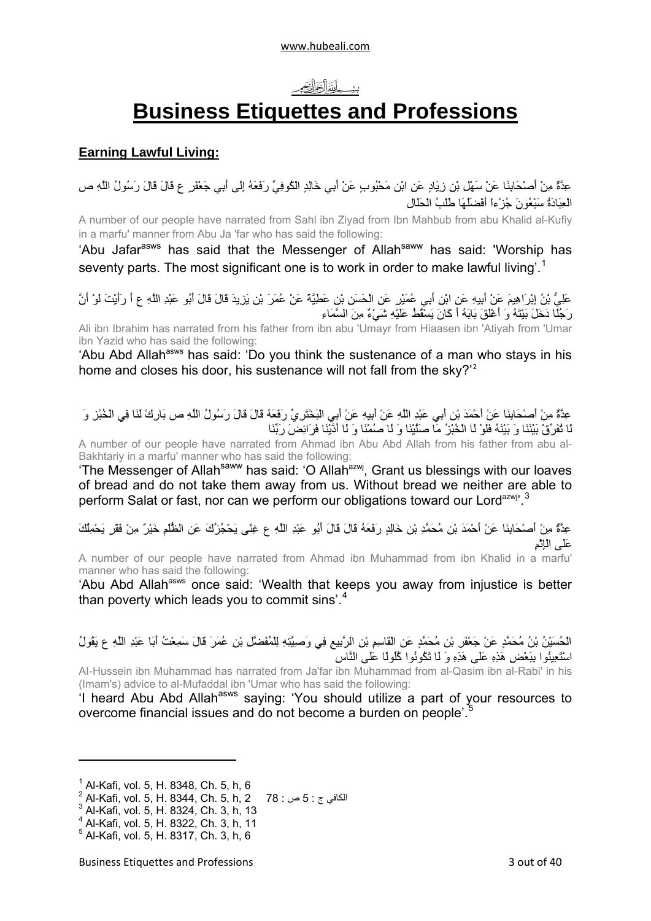www.hubeali.com

بِسْمِ اللَّهِ الرَّحْمَنِ الرَّحِيمِ

# Business Etiquettes and Professions

**Earning Lawful Living:**

عِدَّةٌ مِنْ أَصْحَابِنَا عَنْ سَهْلِ بْنِ زِيَادٍ عَنِ ابْنِ مَحْبُوبٍ عَنْ أَبِي خَالِدٍ الْكُوفِيِّ رَفَعَهُ إِلَى أَبِي جَعْفَرٍ ع قَالَ قَالَ رَسُولُ اللَّهِ ص الْعِبَادَةُ سَبْعُونَ جُزْءاً أَفْضَلُهَا طَلَبُ الْحَلَالِ

A number of our people have narrated from Sahl ibn Ziyad from Ibn Mahbub from abu Khalid al-Kufiy in a marfu' manner from Abu Ja 'far who has said the following:

'Abu Jafar[asws] has said that the Messenger of Allah[saww] has said: 'Worship has seventy parts. The most significant one is to work in order to make lawful living'.[1]

عَلِيُّ بْنُ إِبْرَاهِيمَ عَنْ أَبِيهِ عَنِ ابْنِ أَبِي عُمَيْرٍ عَنِ الْحَسَنِ بْنِ عَطِيَّةَ عَنْ عُمَرَ بْنِ يَزِيدَ قَالَ قَالَ أَبُو عَبْدِ اللَّهِ ع أَ رَأَيْتَ لَوْ أَنَّ رَجُلًا دَخَلَ بَيْتَهُ وَ أَغْلَقَ بَابَهُ أَ كَانَ يَسْقُطُ عَلَيْهِ شَيْءٌ مِنَ السَّمَاءِ

Ali ibn Ibrahim has narrated from his father from ibn abu 'Umayr from Hiaasen ibn 'Atiyah from 'Umar ibn Yazid who has said the following:

'Abu Abd Allah[asws] has said: 'Do you think the sustenance of a man who stays in his home and closes his door, his sustenance will not fall from the sky?'[2]

عِدَّةٌ مِنْ أَصْحَابِنَا عَنْ أَحْمَدَ بْنِ أَبِي عَبْدِ اللَّهِ عَنْ أَبِيهِ عَنْ أَبِي الْبَخْتَرِيِّ رَفَعَهُ قَالَ قَالَ رَسُولُ اللَّهِ ص بَارِكْ لَنَا فِي الْخُبْزِ وَ لَا تُفَرِّقْ بَيْنَنَا وَ بَيْنَهُ فَلَوْ لَا الْخُبْزُ مَا صَلَّيْنَا وَ لَا صُمْنَا وَ لَا أَدَّيْنَا فَرَائِضَ رَبِّنَا

A number of our people have narrated from Ahmad ibn Abu Abd Allah from his father from abu al-Bakhtariy in a marfu' manner who has said the following:

'The Messenger of Allah[saww] has said: 'O Allah[azwj], Grant us blessings with our loaves of bread and do not take them away from us. Without bread we neither are able to perform Salat or fast, nor can we perform our obligations toward our Lord[azwj]'.[3]

عِدَّةٌ مِنْ أَصْحَابِنَا عَنْ أَحْمَدَ بْنِ مُحَمَّدِ بْنِ خَالِدٍ رَفَعَهُ قَالَ قَالَ أَبُو عَبْدِ اللَّهِ ع غِنًى يَحْجُزُكَ عَنِ الظُّلْمِ خَيْرٌ مِنْ فَقْرٍ يَحْمِلُكَ عَلَى الْإِثْمِ

A number of our people have narrated from Ahmad ibn Muhammad from ibn Khalid in a marfu' manner who has said the following:

'Abu Abd Allah[asws] once said: 'Wealth that keeps you away from injustice is better than poverty which leads you to commit sins'.[4]

الْحُسَيْنُ بْنُ مُحَمَّدٍ عَنْ جَعْفَرِ بْنِ مُحَمَّدٍ عَنِ الْقَاسِمِ بْنِ الرَّبِيعِ فِي وَصِيَّتِهِ لِلْمُفَضَّلِ بْنِ عُمَرَ قَالَ سَمِعْتُ أَبَا عَبْدِ اللَّهِ ع يَقُولُ اسْتَعِينُوا بِبَعْضِ هَذِهِ عَلَى هَذِهِ وَ لَا تَكُونُوا كُلُولًا عَلَى النَّاسِ

Al-Hussein ibn Muhammad has narrated from Ja'far ibn Muhammad from al-Qasim ibn al-Rabi' in his (Imam's) advice to al-Mufaddal ibn 'Umar who has said the following:

'I heard Abu Abd Allah[asws] saying: 'You should utilize a part of your resources to overcome financial issues and do not become a burden on people'.[5]

---

[1] Al-Kafi, vol. 5, H. 8348, Ch. 5, h, 6
[2] Al-Kafi, vol. 5, H. 8344, Ch. 5, h, 2 الكافي ج : 5 ص : 78
[3] Al-Kafi, vol. 5, H. 8324, Ch. 3, h, 13
[4] Al-Kafi, vol. 5, H. 8322, Ch. 3, h, 11
[5] Al-Kafi, vol. 5, H. 8317, Ch. 3, h, 6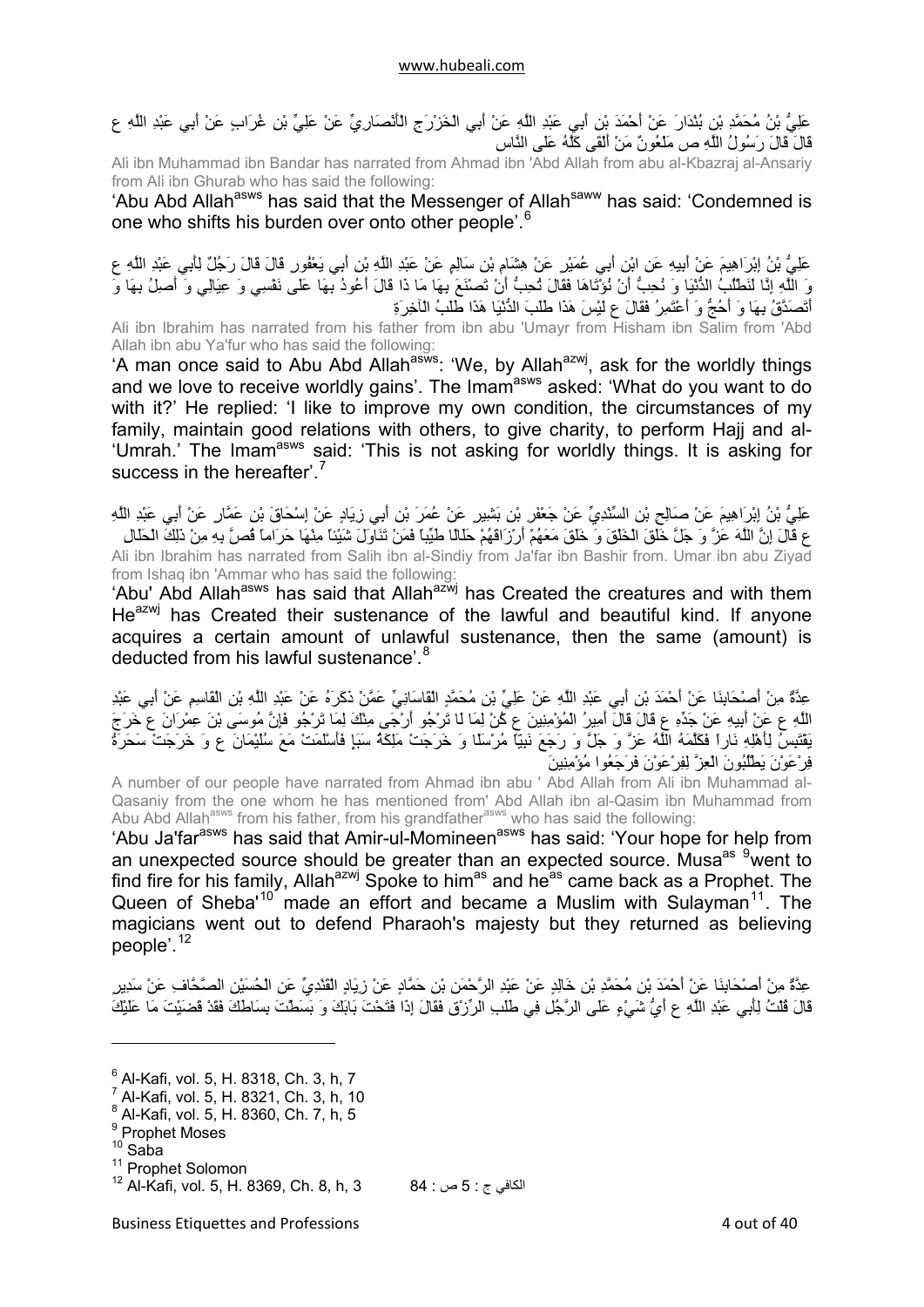عَلِيُّ بْنُ مُحَمَّدِ بْنِ بُنْدَارَ عَنْ أَحْمَدَ بْنِ أَبِي عَبْدِ اللَّهِ عَنْ أَبِي الْخَزْرَجِ الْأَنْصَارِيِّ عَنْ عَلِيِّ بْنِ غُرَابٍ عَنْ أَبِي عَبْدِ اللَّهِ ع قَالَ قَالَ رَسُولُ اللَّهِ ص مَلْعُونٌ مَنْ أَلْقَى كَلَّهُ عَلَى النَّاسِ

Ali ibn Muhammad ibn Bandar has narrated from Ahmad ibn 'Abd Allah from abu al-Kbazraj al-Ansariy from Ali ibn Ghurab who has said the following:

'Abu Abd Allah[asws] has said that the Messenger of Allah[saww] has said: 'Condemned is one who shifts his burden over onto other people'.[6]

عَلِيُّ بْنُ إِبْرَاهِيمَ عَنْ أَبِيهِ عَنِ ابْنِ أَبِي عُمَيْرٍ عَنْ هِشَامِ بْنِ سَالِمٍ عَنْ عَبْدِ اللَّهِ بْنِ أَبِي يَعْفُورٍ قَالَ قَالَ رَجُلٌ لِأَبِي عَبْدِ اللَّهِ ع وَ اللَّهِ إِنَّا لَنَطْلُبُ الدُّنْيَا وَ نُحِبُّ أَنْ نُؤْتَاهَا فَقَالَ تُحِبُّ أَنْ تَصْنَعَ بِهَا مَا ذَا قَالَ أَعُودُ بِهَا عَلَى نَفْسِي وَ عِيَالِي وَ أَصِلُ بِهَا وَ أَتَصَدَّقُ بِهَا وَ أَحُجُّ وَ أَعْتَمِرُ فَقَالَ ع لَيْسَ هَذَا طَلَبَ الدُّنْيَا هَذَا طَلَبُ الْآخِرَةِ

Ali ibn Ibrahim has narrated from his father from ibn abu 'Umayr from Hisham ibn Salim from 'Abd Allah ibn abu Ya'fur who has said the following:

'A man once said to Abu Abd Allah[asws]: 'We, by Allah[azwj], ask for the worldly things and we love to receive worldly gains'. The Imam[asws] asked: 'What do you want to do with it?' He replied: 'I like to improve my own condition, the circumstances of my family, maintain good relations with others, to give charity, to perform Hajj and al-'Umrah.' The Imam[asws] said: 'This is not asking for worldly things. It is asking for success in the hereafter'.[7]

عَلِيُّ بْنُ إِبْرَاهِيمَ عَنْ صَالِحِ بْنِ السِّنْدِيِّ عَنْ جَعْفَرِ بْنِ بَشِيرٍ عَنْ عُمَرَ بْنِ أَبِي زِيَادٍ عَنْ إِسْحَاقَ بْنِ عَمَّارٍ عَنْ أَبِي عَبْدِ اللَّهِ ع قَالَ إِنَّ اللَّهَ عَزَّ وَ جَلَّ خَلَقَ الْخَلْقَ وَ خَلَقَ مَعَهُمْ أَرْزَاقَهُمْ حَلَالًا طَيِّباً فَمَنْ تَنَاوَلَ شَيْئاً مِنْهَا حَرَاماً قُصَّ بِهِ مِنْ ذَلِكَ الْحَلَالِ

Ali ibn Ibrahim has narrated from Salih ibn al-Sindiy from Ja'far ibn Bashir from. Umar ibn abu Ziyad from Ishaq ibn 'Ammar who has said the following:

'Abu' Abd Allah[asws] has said that Allah[azwj] has Created the creatures and with them He[azwj] has Created their sustenance of the lawful and beautiful kind. If anyone acquires a certain amount of unlawful sustenance, then the same (amount) is deducted from his lawful sustenance'.[8]

عِدَّةٌ مِنْ أَصْحَابِنَا عَنْ أَحْمَدَ بْنِ أَبِي عَبْدِ اللَّهِ عَنْ عَلِيِّ بْنِ مُحَمَّدٍ الْقَاسَانِيِّ عَمَّنْ ذَكَرَهُ عَنْ عَبْدِ اللَّهِ بْنِ الْقَاسِمِ عَنْ أَبِي عَبْدِ اللَّهِ ع عَنْ أَبِيهِ عَنْ جَدِّهِ ع قَالَ قَالَ أَمِيرُ الْمُؤْمِنِينَ ع كُنْ لِمَا لَا تَرْجُو أَرْجَى مِنْكَ لِمَا تَرْجُو فَإِنَّ مُوسَى بْنَ عِمْرَانَ ع خَرَجَ يَقْتَبِسُ لِأَهْلِهِ نَاراً فَكَلَّمَهُ اللَّهُ عَزَّ وَ جَلَّ وَ رَجَعَ نَبِيّاً مُرْسَلًا وَ خَرَجَتْ مَلِكَةُ سَبَإٍ فَأَسْلَمَتْ مَعَ سُلَيْمَانَ ع وَ خَرَجَتْ سَحَرَةُ فِرْعَوْنَ يَطْلُبُونَ الْعِزَّ لِفِرْعَوْنَ فَرَجَعُوا مُؤْمِنِينَ

A number of our people have narrated from Ahmad ibn abu ' Abd Allah from Ali ibn Muhammad al-Qasaniy from the one whom he has mentioned from' Abd Allah ibn al-Qasim ibn Muhammad from Abu Abd Allah[asws] from his father, from his grandfather[asws] who has said the following:

'Abu Ja'far[asws] has said that Amir-ul-Momineen[asws] has said: 'Your hope for help from an unexpected source should be greater than an expected source. Musa[as] [9]went to find fire for his family, Allah[azwj] Spoke to him[as] and he[as] came back as a Prophet. The Queen of Sheba'[10] made an effort and became a Muslim with Sulayman[11]. The magicians went out to defend Pharaoh's majesty but they returned as believing people'.[12]

عِدَّةٌ مِنْ أَصْحَابِنَا عَنْ أَحْمَدَ بْنِ مُحَمَّدِ بْنِ خَالِدٍ عَنْ عَبْدِ الرَّحْمَنِ بْنِ حَمَّادٍ عَنْ زِيَادٍ الْقَنْدِيِّ عَنِ الْحُسَيْنِ الصَّحَّافِ عَنْ سَدِيرٍ قَالَ قُلْتُ لِأَبِي عَبْدِ اللَّهِ ع أَيُّ شَيْءٍ عَلَى الرَّجُلِ فِي طَلَبِ الرِّزْقِ فَقَالَ إِذَا فَتَحْتَ بَابَكَ وَ بَسَطْتَ بِسَاطَكَ فَقَدْ قَضَيْتَ مَا عَلَيْكَ

---

[6] Al-Kafi, vol. 5, H. 8318, Ch. 3, h, 7

[7] Al-Kafi, vol. 5, H. 8321, Ch. 3, h, 10

[8] Al-Kafi, vol. 5, H. 8360, Ch. 7, h, 5

[9] Prophet Moses

[10] Saba

[11] Prophet Solomon

[12] Al-Kafi, vol. 5, H. 8369, Ch. 8, h, 3 الكافي ج : 5 ص : 84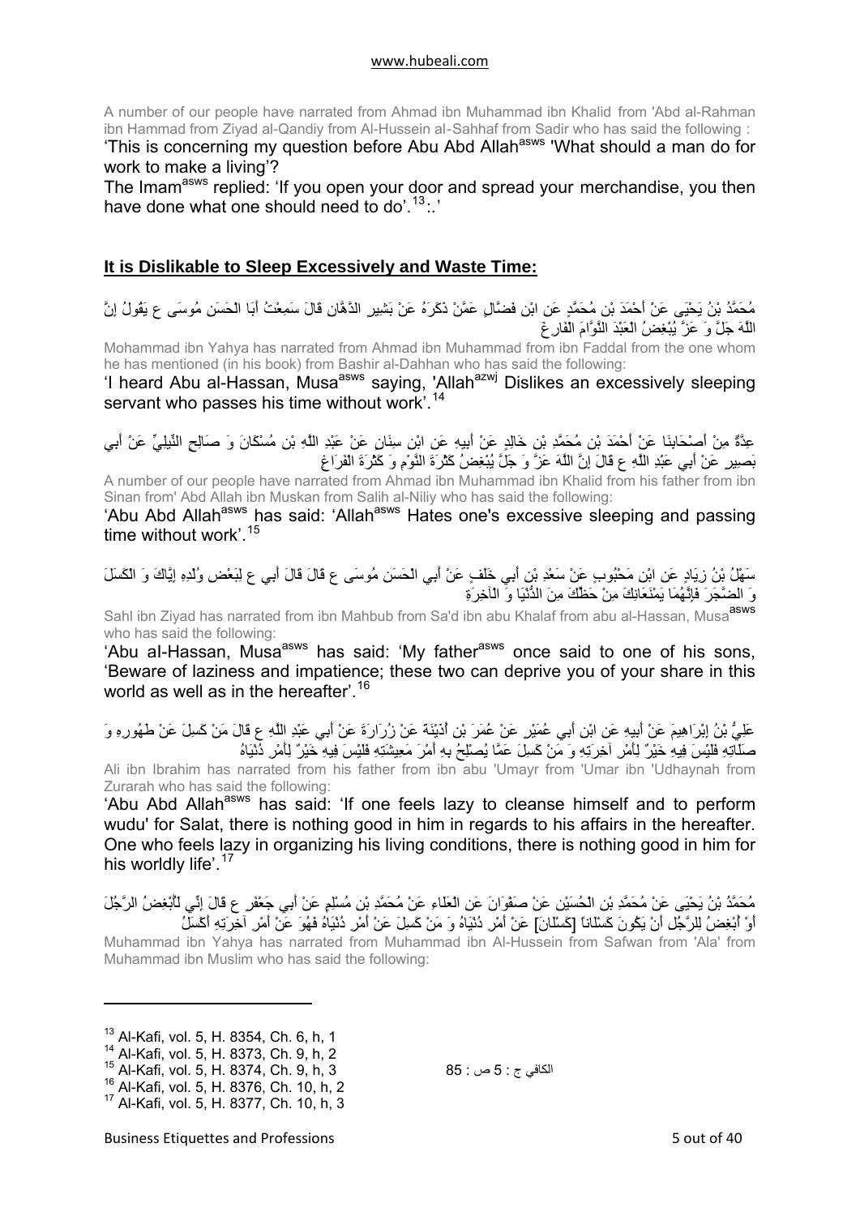A number of our people have narrated from Ahmad ibn Muhammad ibn Khalid from 'Abd al-Rahman ibn Hammad from Ziyad al-Qandiy from Al-Hussein al-Sahhaf from Sadir who has said the following :

'This is concerning my question before Abu Abd Allah[asws] 'What should a man do for work to make a living'?

The Imam[asws] replied: 'If you open your door and spread your merchandise, you then have done what one should need to do'.[13]:.'

## It is Dislikable to Sleep Excessively and Waste Time:

مُحَمَّدُ بْنُ يَحْيَى عَنْ أَحْمَدَ بْنِ مُحَمَّدٍ عَنِ ابْنِ فَضَّالٍ عَمَّنْ ذَكَرَهُ عَنْ بَشِيرٍ الدَّهَّانِ قَالَ سَمِعْتُ أَبَا الْحَسَنِ مُوسَى ع يَقُولُ إِنَّ اللَّهَ جَلَّ وَ عَزَّ يُبْغِضُ الْعَبْدَ النَّوَّامَ الْفَارِغَ

Mohammad ibn Yahya has narrated from Ahmad ibn Muhammad from ibn Faddal from the one whom he has mentioned (in his book) from Bashir al-Dahhan who has said the following:

'I heard Abu al-Hassan, Musa[asws] saying, 'Allah[azwj] Dislikes an excessively sleeping servant who passes his time without work'.[14]

عِدَّةٌ مِنْ أَصْحَابِنَا عَنْ أَحْمَدَ بْنِ مُحَمَّدِ بْنِ خَالِدٍ عَنْ أَبِيهِ عَنِ ابْنِ سِنَانٍ عَنْ عَبْدِ اللَّهِ بْنِ مُسْكَانَ وَ صَالِحٍ النِّيلِيِّ عَنْ أَبِي بَصِيرٍ عَنْ أَبِي عَبْدِ اللَّهِ ع قَالَ إِنَّ اللَّهَ عَزَّ وَ جَلَّ يُبْغِضُ كَثْرَةَ النَّوْمِ وَ كَثْرَةَ الْفَرَاغِ

A number of our people have narrated from Ahmad ibn Muhammad ibn Khalid from his father from ibn Sinan from' Abd Allah ibn Muskan from Salih al-Niliy who has said the following:

'Abu Abd Allah[asws] has said: 'Allah[asws] Hates one's excessive sleeping and passing time without work'.[15]

سَهْلُ بْنُ زِيَادٍ عَنِ ابْنِ مَحْبُوبٍ عَنْ سَعْدِ بْنِ أَبِي خَلَفٍ عَنْ أَبِي الْحَسَنِ مُوسَى ع قَالَ قَالَ أَبِي ع لِبَعْضِ وُلْدِهِ إِيَّاكَ وَ الْكَسَلَ وَ الضَّجَرَ فَإِنَّهُمَا يَمْنَعَانِكَ مِنْ حَظِّكَ مِنَ الدُّنْيَا وَ الْآخِرَةِ

Sahl ibn Ziyad has narrated from ibn Mahbub from Sa'd ibn abu Khalaf from abu al-Hassan, Musa[asws] who has said the following:

'Abu al-Hassan, Musa[asws] has said: 'My father[asws] once said to one of his sons, 'Beware of laziness and impatience; these two can deprive you of your share in this world as well as in the hereafter'.[16]

عَلِيُّ بْنُ إِبْرَاهِيمَ عَنْ أَبِيهِ عَنِ ابْنِ أَبِي عُمَيْرٍ عَنْ عُمَرَ بْنِ أُذَيْنَةَ عَنْ زُرَارَةَ عَنْ أَبِي عَبْدِ اللَّهِ ع قَالَ مَنْ كَسِلَ عَنْ طَهُورِهِ وَ صَلَاتِهِ فَلَيْسَ فِيهِ خَيْرٌ لِأَمْرِ آخِرَتِهِ وَ مَنْ كَسِلَ عَمَّا يُصْلِحُ بِهِ أَمْرَ مَعِيشَتِهِ فَلَيْسَ فِيهِ خَيْرٌ لِأَمْرِ دُنْيَاهُ

Ali ibn Ibrahim has narrated from his father from ibn abu 'Umayr from 'Umar ibn 'Udhaynah from Zurarah who has said the following:

'Abu Abd Allah[asws] has said: 'If one feels lazy to cleanse himself and to perform wudu' for Salat, there is nothing good in him in regards to his affairs in the hereafter. One who feels lazy in organizing his living conditions, there is nothing good in him for his worldly life'.[17]

مُحَمَّدُ بْنُ يَحْيَى عَنْ مُحَمَّدِ بْنِ الْحُسَيْنِ عَنْ صَفْوَانَ عَنِ الْعَلَاءِ عَنْ مُحَمَّدِ بْنِ مُسْلِمٍ عَنْ أَبِي جَعْفَرٍ ع قَالَ إِنِّي لَأُبْغِضُ الرَّجُلَ أَوْ أُبْغِضُ لِلرَّجُلِ أَنْ يَكُونَ كَسْلَاناً [كَسْلَانَ] عَنْ أَمْرِ دُنْيَاهُ وَ مَنْ كَسِلَ عَنْ أَمْرِ دُنْيَاهُ فَهُوَ عَنْ أَمْرِ آخِرَتِهِ أَكْسَلُ

Muhammad ibn Yahya has narrated from Muhammad ibn Al-Hussein from Safwan from 'Ala' from Muhammad ibn Muslim who has said the following:

---

[13] Al-Kafi, vol. 5, H. 8354, Ch. 6, h, 1
[14] Al-Kafi, vol. 5, H. 8373, Ch. 9, h, 2
[15] Al-Kafi, vol. 5, H. 8374, Ch. 9, h, 3 الكافي ج : 5 ص : 85
[16] Al-Kafi, vol. 5, H. 8376, Ch. 10, h, 2
[17] Al-Kafi, vol. 5, H. 8377, Ch. 10, h, 3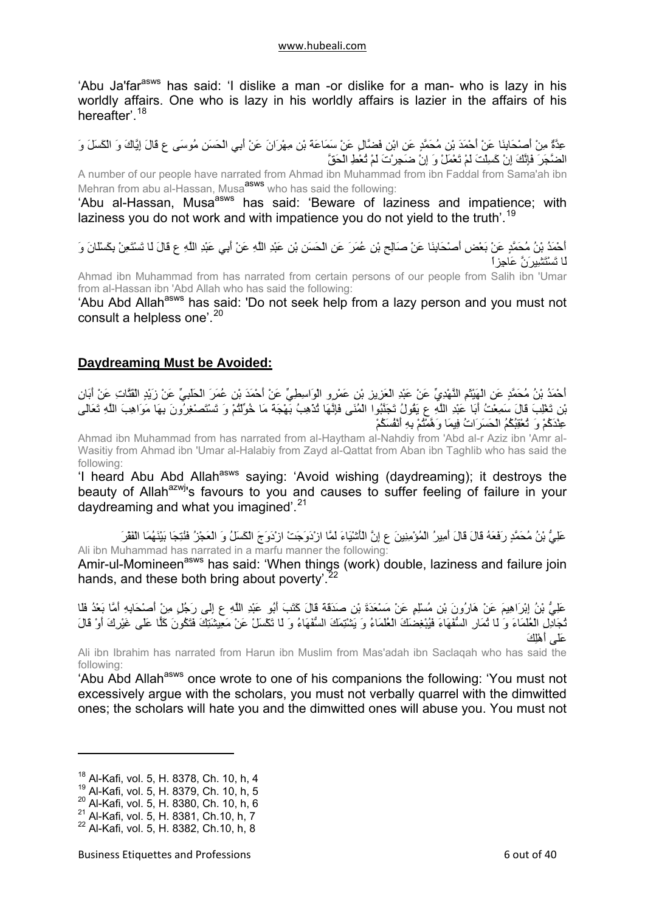'Abu Ja'far[asws] has said: 'I dislike a man -or dislike for a man- who is lazy in his worldly affairs. One who is lazy in his worldly affairs is lazier in the affairs of his hereafter'.[18]

عِدَّةٌ مِنْ أَصْحَابِنَا عَنْ أَحْمَدَ بْنِ مُحَمَّدٍ عَنِ ابْنِ فَضَّالٍ عَنْ سَمَاعَةَ بْنِ مِهْرَانَ عَنْ أَبِي الْحَسَنِ مُوسَى ع قَالَ إِيَّاكَ وَ الْكَسَلَ وَ الضَّجَرَ فَإِنَّكَ إِنْ كَسِلْتَ لَمْ تَعْمَلْ وَ إِنْ ضَجِرْتَ لَمْ تُعْطِ الْحَقَّ

A number of our people have narrated from Ahmad ibn Muhammad from ibn Faddal from Sama'ah ibn Mehran from abu al-Hassan, Musa[asws] who has said the following:

'Abu al-Hassan, Musa[asws] has said: 'Beware of laziness and impatience; with laziness you do not work and with impatience you do not yield to the truth'.[19]

أَحْمَدُ بْنُ مُحَمَّدٍ عَنْ بَعْضِ أَصْحَابِنَا عَنْ صَالِحِ بْنِ عُمَرَ عَنِ الْحَسَنِ بْنِ عَبْدِ اللَّهِ عَنْ أَبِي عَبْدِ اللَّهِ ع قَالَ لَا تَسْتَعِنْ بِكَسْلَانَ وَ لَا تَسْتَشِيرَنَّ عَاجِزاً

Ahmad ibn Muhammad from has narrated from certain persons of our people from Salih ibn 'Umar from al-Hassan ibn 'Abd Allah who has said the following:

'Abu Abd Allah[asws] has said: 'Do not seek help from a lazy person and you must not consult a helpless one'.[20]

## Daydreaming Must be Avoided:

أَحْمَدُ بْنُ مُحَمَّدٍ عَنِ الْهَيْثَمِ النَّهْدِيِّ عَنْ عَبْدِ الْعَزِيزِ بْنِ عَمْرٍو الْوَاسِطِيِّ عَنْ أَحْمَدَ بْنِ عُمَرَ الْحَلَبِيِّ عَنْ زَيْدٍ الْقَتَّاتِ عَنْ أَبَانِ بْنِ تَغْلِبَ قَالَ سَمِعْتُ أَبَا عَبْدِ اللَّهِ ع يَقُولُ تَجَنَّبُوا الْمُنَى فَإِنَّهَا تُذْهِبُ بَهْجَةَ مَا خُوِّلْتُمْ وَ تَسْتَصْغِرُونَ بِهَا مَوَاهِبَ اللَّهِ تَعَالَى عِنْدَكُمْ وَ تُعْقِبُكُمُ الْحَسَرَاتُ فِيمَا وَهَّمْتُمْ بِهِ أَنْفُسَكُمْ

Ahmad ibn Muhammad from has narrated from al-Haytham al-Nahdiy from 'Abd al-r Aziz ibn 'Amr al-Wasitiy from Ahmad ibn 'Umar al-Halabiy from Zayd al-Qattat from Aban ibn Taghlib who has said the following:

'I heard Abu Abd Allah[asws] saying: 'Avoid wishing (daydreaming); it destroys the beauty of Allah[azwj]'s favours to you and causes to suffer feeling of failure in your daydreaming and what you imagined'.[21]

عَلِيُّ بْنُ مُحَمَّدٍ رَفَعَهُ قَالَ قَالَ أَمِيرُ الْمُؤْمِنِينَ ع إِنَّ الْأَشْيَاءَ لَمَّا ازْدَوَجَتْ ازْدَوَجَ الْكَسَلُ وَ الْعَجْزُ فَنُتِجَا بَيْنَهُمَا الْفَقْرَ

Ali ibn Muhammad has narrated in a marfu manner the following:

Amir-ul-Momineen[asws] has said: 'When things (work) double, laziness and failure join hands, and these both bring about poverty'.[22]

عَلِيُّ بْنُ إِبْرَاهِيمَ عَنْ هَارُونَ بْنِ مُسْلِمٍ عَنْ مَسْعَدَةَ بْنِ صَدَقَةَ قَالَ كَتَبَ أَبُو عَبْدِ اللَّهِ ع إِلَى رَجُلٍ مِنْ أَصْحَابِهِ أَمَّا بَعْدُ فَلَا تُجَادِلِ الْعُلَمَاءَ وَ لَا تُمَارِ السُّفَهَاءَ فَيُبْغِضَكَ الْعُلَمَاءُ وَ يَشْتِمَكَ السُّفَهَاءُ وَ لَا تَكْسَلْ عَنْ مَعِيشَتِكَ فَتَكُونَ كَلًّا عَلَى غَيْرِكَ أَوْ قَالَ عَلَى أَهْلِكَ

Ali ibn Ibrahim has narrated from Harun ibn Muslim from Mas'adah ibn Saclaqah who has said the following:

'Abu Abd Allah[asws] once wrote to one of his companions the following: 'You must not excessively argue with the scholars, you must not verbally quarrel with the dimwitted ones; the scholars will hate you and the dimwitted ones will abuse you. You must not

---

[18] Al-Kafi, vol. 5, H. 8378, Ch. 10, h, 4
[19] Al-Kafi, vol. 5, H. 8379, Ch. 10, h, 5
[20] Al-Kafi, vol. 5, H. 8380, Ch. 10, h, 6
[21] Al-Kafi, vol. 5, H. 8381, Ch.10, h, 7
[22] Al-Kafi, vol. 5, H. 8382, Ch.10, h, 8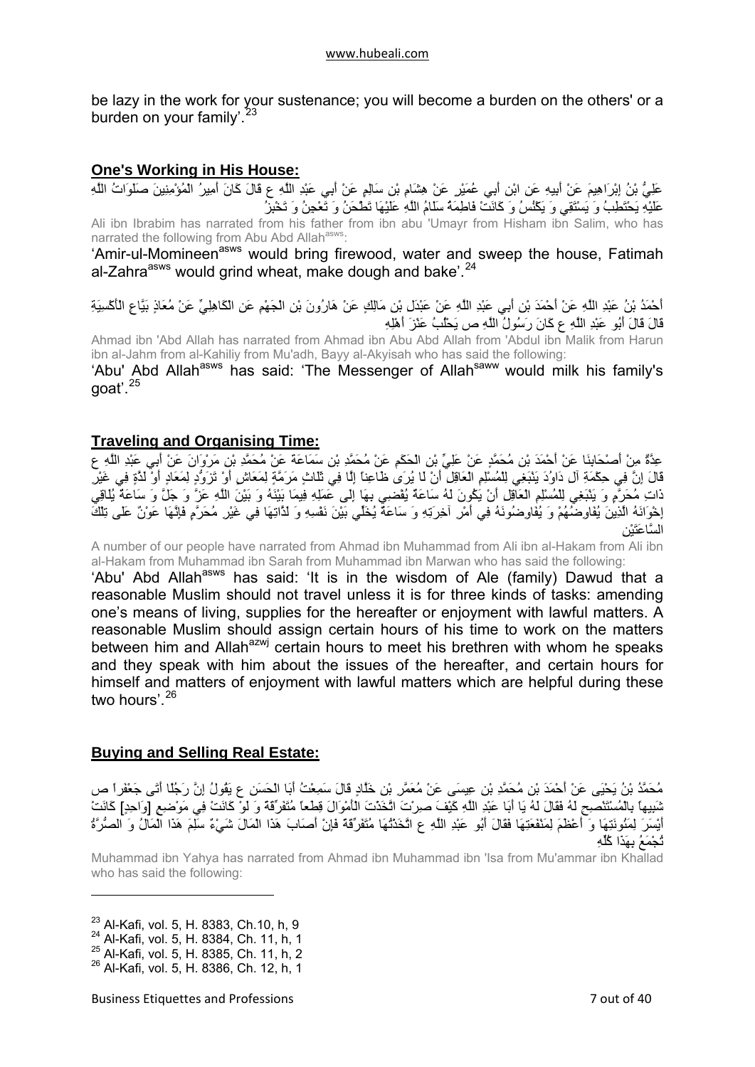be lazy in the work for your sustenance; you will become a burden on the others' or a burden on your family'.[23]

## One's Working in His House:

عَلِيُّ بْنُ إِبْرَاهِيمَ عَنْ أَبِيهِ عَنِ ابْنِ أَبِي عُمَيْرٍ عَنْ هِشَامِ بْنِ سَالِمٍ عَنْ أَبِي عَبْدِ اللَّهِ ع قَالَ كَانَ أَمِيرُ الْمُؤْمِنِينَ صَلَوَاتُ اللَّهِ عَلَيْهِ يَحْتَطِبُ وَ يَسْتَقِي وَ يَكْنُسُ وَ كَانَتْ فَاطِمَةُ سَلَامُ اللَّهِ عَلَيْهَا تَطْحَنُ وَ تَعْجِنُ وَ تَخْبِزُ

Ali ibn Ibrabim has narrated from his father from ibn abu 'Umayr from Hisham ibn Salim, who has narrated the following from Abu Abd Allah[asws]:

'Amir-ul-Momineen[asws] would bring firewood, water and sweep the house, Fatimah al-Zahra[asws] would grind wheat, make dough and bake'.[24]

أَحْمَدُ بْنُ عَبْدِ اللَّهِ عَنْ أَحْمَدَ بْنِ أَبِي عَبْدِ اللَّهِ عَنْ عَبْدِ بْنِ مَالِكٍ عَنْ هَارُونَ بْنِ الْجَهْمِ عَنِ الْكَاهِلِيِّ عَنْ مُعَاذٍ بَيَّاعِ الْأَكْسِيَةِ قَالَ قَالَ أَبُو عَبْدِ اللَّهِ ع كَانَ رَسُولُ اللَّهِ ص يَحْلُبُ عَنْزَ أَهْلِهِ

Ahmad ibn 'Abd Allah has narrated from Ahmad ibn Abu Abd Allah from 'Abdul ibn Malik from Harun ibn al-Jahm from al-Kahiliy from Mu'adh, Bayy al-Akyisah who has said the following:

'Abu' Abd Allah[asws] has said: 'The Messenger of Allah[saww] would milk his family's goat'.[25]

## Traveling and Organising Time:

عِدَّةٌ مِنْ أَصْحَابِنَا عَنْ أَحْمَدَ بْنِ مُحَمَّدٍ عَنْ عَلِيِّ بْنِ الْحَكَمِ عَنْ مُحَمَّدِ بْنِ سَمَاعَةَ عَنْ مُحَمَّدِ بْنِ مَرْوَانَ عَنْ أَبِي عَبْدِ اللَّهِ ع قَالَ إِنَّ فِي حِكْمَةِ آلِ دَاوُدَ يَنْبَغِي لِلْمُسْلِمِ الْعَاقِلِ أَنْ لَا يُرَى ظَاعِناً إِلَّا فِي ثَلَاثٍ مَرَمَّةٍ لِمَعَاشٍ أَوْ تَزَوُّدٍ لِمَعَادٍ أَوْ لَذَّةٍ فِي غَيْرِ ذَاتِ مُحَرَّمٍ وَ يَنْبَغِي لِلْمُسْلِمِ الْعَاقِلِ أَنْ يَكُونَ لَهُ سَاعَةٌ يُفْضِي بِهَا إِلَى عَمَلِهِ فِيمَا بَيْنَهُ وَ بَيْنَ اللَّهِ عَزَّ وَ جَلَّ وَ سَاعَةٌ يُلَاقِي إِخْوَانَهُ الَّذِينَ يُفَاوِضُهُمْ وَ يُفَاوِضُونَهُ فِي أَمْرِ آخِرَتِهِ وَ سَاعَةٌ يُخَلِّي بَيْنَ نَفْسِهِ وَ لَذَّاتِهَا فِي غَيْرِ مُحَرَّمٍ فَإِنَّهَا عَوْنٌ عَلَى تِلْكَ السَّاعَتَيْنِ

A number of our people have narrated from Ahmad ibn Muhammad from Ali ibn al-Hakam from Ali ibn al-Hakam from Muhammad ibn Sarah from Muhammad ibn Marwan who has said the following:

'Abu' Abd Allah[asws] has said: 'It is in the wisdom of Ale (family) Dawud that a reasonable Muslim should not travel unless it is for three kinds of tasks: amending one's means of living, supplies for the hereafter or enjoyment with lawful matters. A reasonable Muslim should assign certain hours of his time to work on the matters between him and Allah[azwj] certain hours to meet his brethren with whom he speaks and they speak with him about the issues of the hereafter, and certain hours for himself and matters of enjoyment with lawful matters which are helpful during these two hours'.[26]

## Buying and Selling Real Estate:

مُحَمَّدُ بْنُ يَحْيَى عَنْ أَحْمَدَ بْنِ مُحَمَّدِ بْنِ عِيسَى عَنْ مُعَمَّرِ بْنِ خَلَّادٍ قَالَ سَمِعْتُ أَبَا الْحَسَنِ ع يَقُولُ إِنَّ رَجُلًا أَتَى جَعْفَراً ص شَبِيهاً بِالْمُسْتَنْصِحِ لَهُ فَقَالَ لَهُ يَا أَبَا عَبْدِ اللَّهِ كَيْفَ صِرْتَ اتَّخَذْتَ الْأَمْوَالَ قِطَعاً مُتَفَرِّقَةً وَ لَوْ كَانَتْ فِي مَوْضِعٍ [وَاحِدٍ] كَانَتْ أَيْسَرَ لِمَئُونَتِهَا وَ أَعْظَمَ لِمَنْفَعَتِهَا فَقَالَ أَبُو عَبْدِ اللَّهِ ع اتَّخَذْتُهَا مُتَفَرِّقَةً فَإِنْ أَصَابَ هَذَا الْمَالَ شَيْءٌ سَلِمَ هَذَا الْمَالُ وَ الصُّرَّةُ تُجْمَعُ بِهَذَا كُلِّهِ

Muhammad ibn Yahya has narrated from Ahmad ibn Muhammad ibn 'Isa from Mu'ammar ibn Khallad who has said the following:

---

[23] Al-Kafi, vol. 5, H. 8383, Ch.10, h, 9
[24] Al-Kafi, vol. 5, H. 8384, Ch. 11, h, 1
[25] Al-Kafi, vol. 5, H. 8385, Ch. 11, h, 2
[26] Al-Kafi, vol. 5, H. 8386, Ch. 12, h, 1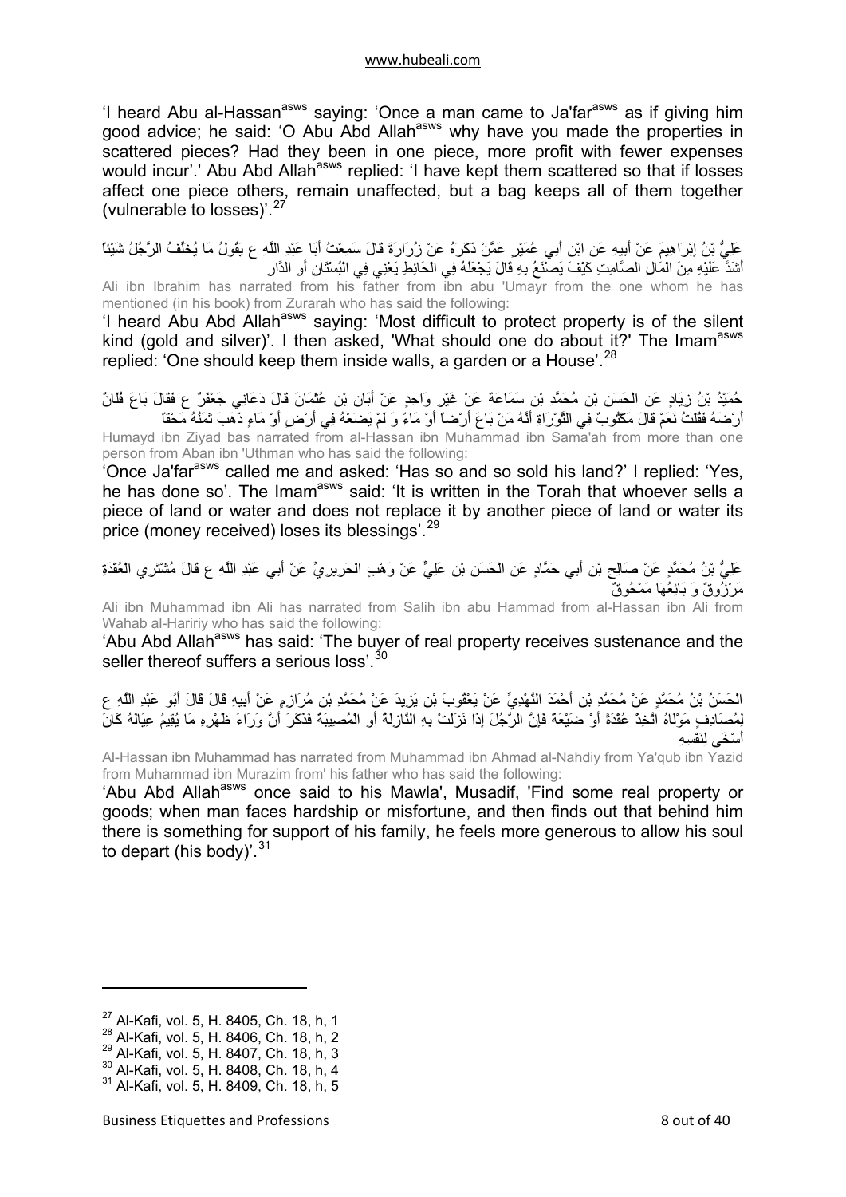'I heard Abu al-Hassan[asws] saying: 'Once a man came to Ja'far[asws] as if giving him good advice; he said: 'O Abu Abd Allah[asws] why have you made the properties in scattered pieces? Had they been in one piece, more profit with fewer expenses would incur'.' Abu Abd Allah[asws] replied: 'I have kept them scattered so that if losses affect one piece others, remain unaffected, but a bag keeps all of them together (vulnerable to losses)'.[27]

عَلِيُّ بْنُ إِبْرَاهِيمَ عَنْ أَبِيهِ عَنِ ابْنِ أَبِي عُمَيْرٍ عَمَّنْ ذَكَرَهُ عَنْ زُرَارَةَ قَالَ سَمِعْتُ أَبَا عَبْدِ اللَّهِ ع يَقُولُ مَا يُخَلِّفُ الرَّجُلُ شَيْئاً أَشَدَّ عَلَيْهِ مِنَ الْمَالِ الصَّامِتِ كَيْفَ يَصْنَعُ بِهِ قَالَ يَجْعَلُهُ فِي الْحَائِطِ يَعْنِي فِي الْبُسْتَانِ أَوِ الدَّارِ

Ali ibn Ibrahim has narrated from his father from ibn abu 'Umayr from the one whom he has mentioned (in his book) from Zurarah from who has said the following:

'I heard Abu Abd Allah[asws] saying: 'Most difficult to protect property is of the silent kind (gold and silver)'. I then asked, 'What should one do about it?' The Imam[asws] replied: 'One should keep them inside walls, a garden or a House'.[28]

حُمَيْدُ بْنُ زِيَادٍ عَنِ الْحَسَنِ بْنِ مُحَمَّدِ بْنِ سَمَاعَةَ عَنْ غَيْرِ وَاحِدٍ عَنْ أَبَانِ بْنِ عُثْمَانَ قَالَ دَعَانِي جَعْفَرٌ ع فَقَالَ بَاعَ فُلَانٌ أَرْضَهُ فَقُلْتُ نَعَمْ قَالَ مَكْتُوبٌ فِي التَّوْرَاةِ أَنَّهُ مَنْ بَاعَ أَرْضاً أَوْ مَاءً وَ لَمْ يَضَعْهُ فِي أَرْضٍ أَوْ مَاءٍ ذَهَبَ ثَمَنُهُ مَحْقاً

Humayd ibn Ziyad bas narrated from al-Hassan ibn Muhammad ibn Sama'ah from more than one person from Aban ibn 'Uthman who has said the following:

'Once Ja'far[asws] called me and asked: 'Has so and so sold his land?' I replied: 'Yes, he has done so'. The Imam[asws] said: 'It is written in the Torah that whoever sells a piece of land or water and does not replace it by another piece of land or water its price (money received) loses its blessings'.[29]

عَلِيُّ بْنُ مُحَمَّدٍ عَنْ صَالِحِ بْنِ أَبِي حَمَّادٍ عَنِ الْحَسَنِ بْنِ عَلِيٍّ عَنْ وَهْبٍ الْحَرِيرِيِّ عَنْ أَبِي عَبْدِ اللَّهِ ع قَالَ مُشْتَرِي الْعُقْدَةِ مَرْزُوقٌ وَ بَائِعُهَا مَمْحُوقٌ

Ali ibn Muhammad ibn Ali has narrated from Salih ibn abu Hammad from al-Hassan ibn Ali from Wahab al-Haririy who has said the following:

'Abu Abd Allah[asws] has said: 'The buyer of real property receives sustenance and the seller thereof suffers a serious loss'.[30]

الْحَسَنُ بْنُ مُحَمَّدٍ عَنْ مُحَمَّدِ بْنِ أَحْمَدَ النَّهْدِيِّ عَنْ يَعْقُوبَ بْنِ يَزِيدَ عَنْ مُحَمَّدِ بْنِ مُرَازِمٍ عَنْ أَبِيهِ قَالَ قَالَ أَبُو عَبْدِ اللَّهِ ع لِمُصَادِفٍ مَوْلَاهُ اتَّخِذْ عُقْدَةً أَوْ ضَيْعَةً فَإِنَّ الرَّجُلَ إِذَا نَزَلَتْ بِهِ النَّازِلَةُ أَوِ الْمُصِيبَةُ فَذَكَرَ أَنَّ وَرَاءَ ظَهْرِهِ مَا يُقِيمُ عِيَالَهُ كَانَ أَسْخَى لِنَفْسِهِ

Al-Hassan ibn Muhammad has narrated from Muhammad ibn Ahmad al-Nahdiy from Ya'qub ibn Yazid from Muhammad ibn Murazim from' his father who has said the following:

'Abu Abd Allah[asws] once said to his Mawla', Musadif, 'Find some real property or goods; when man faces hardship or misfortune, and then finds out that behind him there is something for support of his family, he feels more generous to allow his soul to depart (his body)'.[31]

---

[27] Al-Kafi, vol. 5, H. 8405, Ch. 18, h, 1
[28] Al-Kafi, vol. 5, H. 8406, Ch. 18, h, 2
[29] Al-Kafi, vol. 5, H. 8407, Ch. 18, h, 3
[30] Al-Kafi, vol. 5, H. 8408, Ch. 18, h, 4
[31] Al-Kafi, vol. 5, H. 8409, Ch. 18, h, 5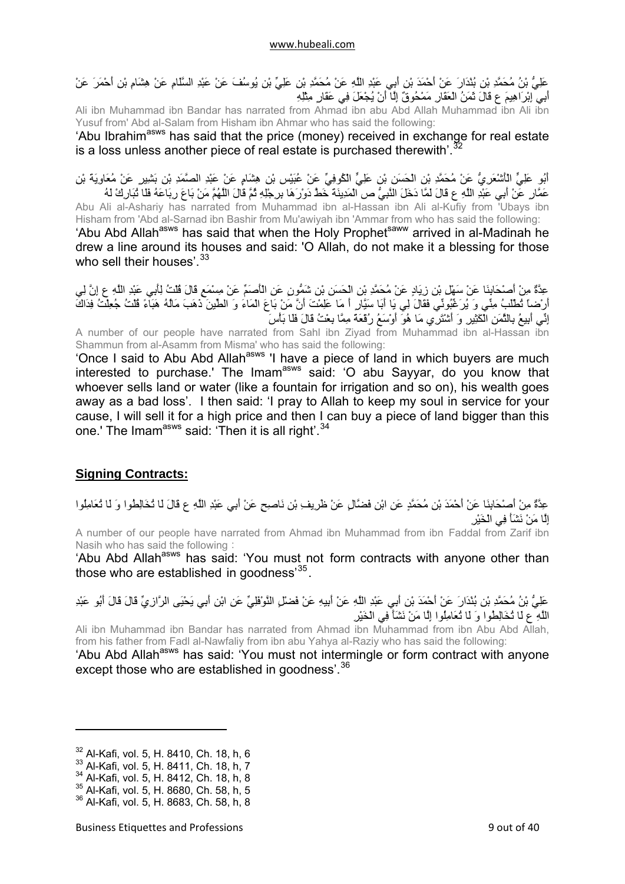عَلِيُّ بْنُ مُحَمَّدِ بْنِ بُنْدَارَ عَنْ أَحْمَدَ بْنِ أَبِي عَبْدِ اللَّهِ عَنْ مُحَمَّدِ بْنِ عَلِيٍّ بْنِ يُوسُفَ عَنْ عَبْدِ السَّلَامِ عَنْ هِشَامِ بْنِ أَحْمَرَ عَنْ أَبِي إِبْرَاهِيمَ ع قَالَ ثَمَنُ الْعَقَارِ مَمْحُوقٌ إِلَّا أَنْ يُجْعَلَ فِي عَقَارٍ مِثْلِهِ

Ali ibn Muhammad ibn Bandar has narrated from Ahmad ibn abu Abd Allah Muhammad ibn Ali ibn Yusuf from' Abd al-Salam from Hisham ibn Ahmar who has said the following:

'Abu Ibrahim[asws] has said that the price (money) received in exchange for real estate is a loss unless another piece of real estate is purchased therewith'.[32]

أَبُو عَلِيٍّ الْأَشْعَرِيُّ عَنْ مُحَمَّدِ بْنِ الْحَسَنِ بْنِ عَلِيٍّ الْكُوفِيِّ عَنْ عُبَيْسِ بْنِ هِشَامٍ عَنْ عَبْدِ الصَّمَدِ بْنِ بَشِيرٍ عَنْ مُعَاوِيَةَ بْنِ عَمَّارٍ عَنْ أَبِي عَبْدِ اللَّهِ ع قَالَ لَمَّا دَخَلَ النَّبِيُّ ص الْمَدِينَةَ خَطَّ دَوْرَهَا بِرِجْلِهِ ثُمَّ قَالَ اللَّهُمَّ مَنْ بَاعَ رِبَاعَهُ فَلَا تُبَارِكْ لَهُ

Abu Ali al-Ashariy has narrated from Muhammad ibn al-Hassan ibn Ali al-Kufiy from 'Ubays ibn Hisham from 'Abd al-Sarnad ibn Bashir from Mu'awiyah ibn 'Ammar from who has said the following:

'Abu Abd Allah[asws] has said that when the Holy Prophet[saww] arrived in al-Madinah he drew a line around its houses and said: 'O Allah, do not make it a blessing for those who sell their houses'.[33]

عِدَّةٌ مِنْ أَصْحَابِنَا عَنْ سَهْلِ بْنِ زِيَادٍ عَنْ مُحَمَّدِ بْنِ الْحَسَنِ بْنِ شَمُّونٍ عَنِ الْأَصَمِّ عَنْ مِسْمَعٍ قَالَ قُلْتُ لِأَبِي عَبْدِ اللَّهِ ع إِنَّ لِي أَرْضاً تُطْلَبُ مِنِّي وَ يُرَغِّبُونِّي فَقَالَ لِي يَا أَبَا سَيَّارٍ أَ مَا عَلِمْتَ أَنَّ مَنْ بَاعَ الْمَاءَ وَ الطِّينَ ذَهَبَ مَالُهُ هَبَاءً قُلْتُ جُعِلْتُ فِدَاكَ إِنِّي أَبِيعُ بِالثَّمَنِ الْكَثِيرِ وَ أَشْتَرِي مَا هُوَ أَوْسَعُ رُقْعَةً مِمَّا بِعْتُ قَالَ فَلَا بَأْسَ

A number of our people have narrated from Sahl ibn Ziyad from Muhammad ibn al-Hassan ibn Shammun from al-Asamm from Misma' who has said the following:

'Once I said to Abu Abd Allah[asws] 'I have a piece of land in which buyers are much interested to purchase.' The Imam[asws] said: 'O abu Sayyar, do you know that whoever sells land or water (like a fountain for irrigation and so on), his wealth goes away as a bad loss'. I then said: 'I pray to Allah to keep my soul in service for your cause, I will sell it for a high price and then I can buy a piece of land bigger than this one.' The Imam[asws] said: 'Then it is all right'.[34]

## Signing Contracts:

عِدَّةٌ مِنْ أَصْحَابِنَا عَنْ أَحْمَدَ بْنِ مُحَمَّدٍ عَنِ ابْنِ فَضَّالٍ عَنْ ظَرِيفِ بْنِ نَاصِحٍ عَنْ أَبِي عَبْدِ اللَّهِ ع قَالَ لَا تُخَالِطُوا وَ لَا تُعَامِلُوا إِلَّا مَنْ نَشَأَ فِي الْخَيْرِ

A number of our people have narrated from Ahmad ibn Muhammad from ibn Faddal from Zarif ibn Nasih who has said the following :

'Abu Abd Allah[asws] has said: 'You must not form contracts with anyone other than those who are established in goodness'[35].

عَلِيُّ بْنُ مُحَمَّدِ بْنِ بُنْدَارَ عَنْ أَحْمَدَ بْنِ أَبِي عَبْدِ اللَّهِ عَنْ أَبِيهِ عَنْ فَضْلٍ النَّوْفَلِيِّ عَنِ ابْنِ أَبِي يَحْيَى الرَّازِيِّ قَالَ قَالَ أَبُو عَبْدِ اللَّهِ ع لَا تُخَالِطُوا وَ لَا تُعَامِلُوا إِلَّا مَنْ نَشَأَ فِي الْخَيْرِ

Ali ibn Muhammad ibn Bandar has narrated from Ahmad ibn Muhammad from ibn Abu Abd Allah, from his father from Fadl al-Nawfaliy from ibn abu Yahya al-Raziy who has said the following:

'Abu Abd Allah[asws] has said: 'You must not intermingle or form contract with anyone except those who are established in goodness'.[36]

---

[32] Al-Kafi, vol. 5, H. 8410, Ch. 18, h, 6
[33] Al-Kafi, vol. 5, H. 8411, Ch. 18, h, 7
[34] Al-Kafi, vol. 5, H. 8412, Ch. 18, h, 8
[35] Al-Kafi, vol. 5, H. 8680, Ch. 58, h, 5
[36] Al-Kafi, vol. 5, H. 8683, Ch. 58, h, 8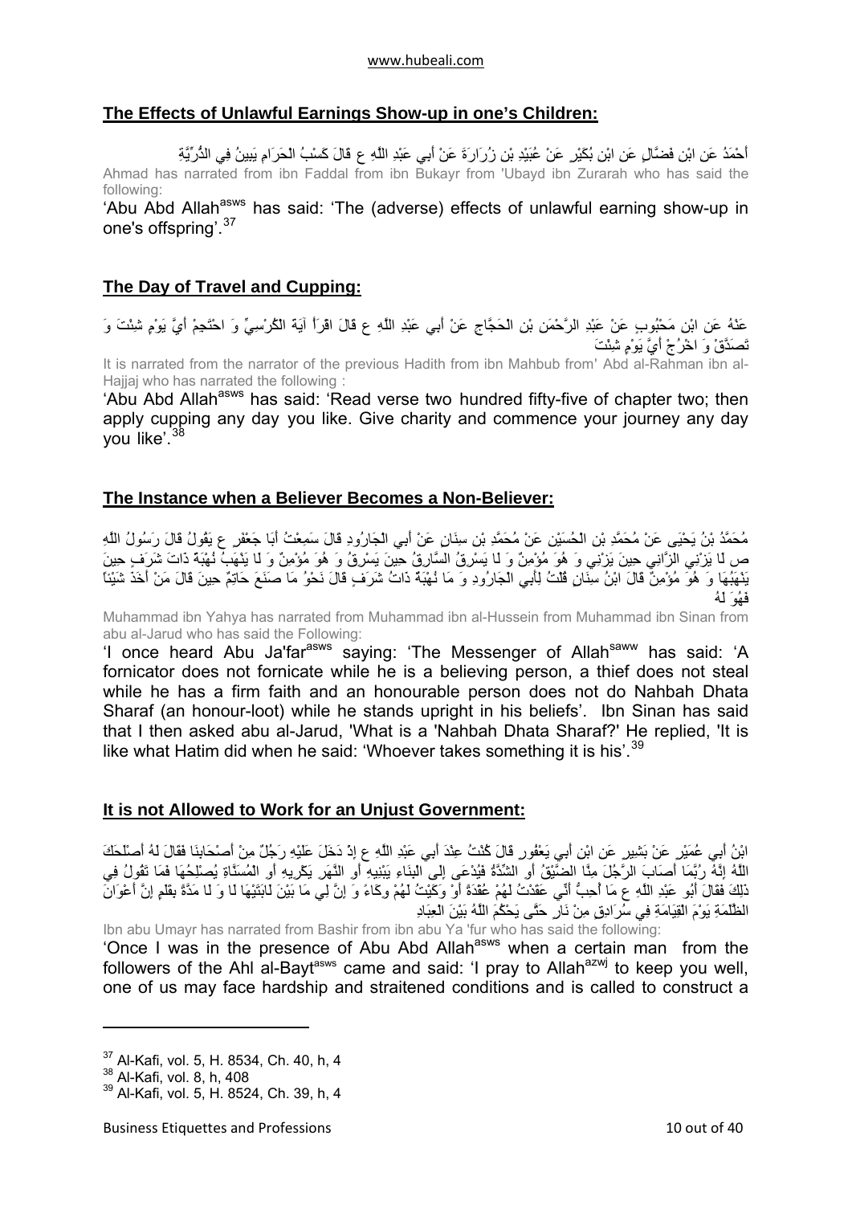## The Effects of Unlawful Earnings Show-up in one's Children:

أَحْمَدُ عَنِ ابْنِ فَضَّالٍ عَنِ ابْنِ بُكَيْرٍ عَنْ عُبَيْدِ بْنِ زُرَارَةَ عَنْ أَبِي عَبْدِ اللَّهِ ع قَالَ كَسْبُ الْحَرَامِ يَبِينُ فِي الذُّرِّيَّةِ

Ahmad has narrated from ibn Faddal from ibn Bukayr from 'Ubayd ibn Zurarah who has said the following:

'Abu Abd Allah[asws] has said: 'The (adverse) effects of unlawful earning show-up in one's offspring'.[37]

## The Day of Travel and Cupping:

عَنْهُ عَنِ ابْنِ مَحْبُوبٍ عَنْ عَبْدِ الرَّحْمَنِ بْنِ الْحَجَّاجِ عَنْ أَبِي عَبْدِ اللَّهِ ع قَالَ اقْرَأْ آيَةَ الْكُرْسِيِّ وَ احْتَجِمْ أَيَّ يَوْمٍ شِئْتَ وَ تَصَدَّقْ وَ اخْرُجْ أَيَّ يَوْمٍ شِئْتَ

It is narrated from the narrator of the previous Hadith from ibn Mahbub from' Abd al-Rahman ibn al-Hajjaj who has narrated the following :

'Abu Abd Allah[asws] has said: 'Read verse two hundred fifty-five of chapter two; then apply cupping any day you like. Give charity and commence your journey any day you like'.[38]

## The Instance when a Believer Becomes a Non-Believer:

مُحَمَّدُ بْنُ يَحْيَى عَنْ مُحَمَّدِ بْنِ الْحُسَيْنِ عَنْ مُحَمَّدِ بْنِ سِنَانٍ عَنْ أَبِي الْجَارُودِ قَالَ سَمِعْتُ أَبَا جَعْفَرٍ ع يَقُولُ قَالَ رَسُولُ اللَّهِ ص لَا يَزْنِي الزَّانِي حِينَ يَزْنِي وَ هُوَ مُؤْمِنٌ وَ لَا يَسْرِقُ السَّارِقُ حِينَ يَسْرِقُ وَ هُوَ مُؤْمِنٌ وَ لَا يَنْهَبُ نُهْبَةً ذَاتَ شَرَفٍ حِينَ يَنْهَبُهَا وَ هُوَ مُؤْمِنٌ قَالَ ابْنُ سِنَانٍ قُلْتُ لِأَبِي الْجَارُودِ وَ مَا نُهْبَةٌ ذَاتُ شَرَفٍ قَالَ نَحْوُ مَا صَنَعَ حَاتِمٌ حِينَ قَالَ مَنْ أَخَذَ شَيْئاً فَهُوَ لَهُ

Muhammad ibn Yahya has narrated from Muhammad ibn al-Hussein from Muhammad ibn Sinan from abu al-Jarud who has said the Following:

'I once heard Abu Ja'far[asws] saying: 'The Messenger of Allah[saww] has said: 'A fornicator does not fornicate while he is a believing person, a thief does not steal while he has a firm faith and an honourable person does not do Nahbah Dhata Sharaf (an honour-loot) while he stands upright in his beliefs'. Ibn Sinan has said that I then asked abu al-Jarud, 'What is a 'Nahbah Dhata Sharaf?' He replied, 'It is like what Hatim did when he said: 'Whoever takes something it is his'.[39]

## It is not Allowed to Work for an Unjust Government:

ابْنُ أَبِي عُمَيْرٍ عَنْ بَشِيرٍ عَنِ ابْنِ أَبِي يَعْفُورٍ قَالَ كُنْتُ عِنْدَ أَبِي عَبْدِ اللَّهِ ع إِذْ دَخَلَ عَلَيْهِ رَجُلٌ مِنْ أَصْحَابِنَا فَقَالَ لَهُ أَصْلَحَكَ اللَّهُ إِنَّهُ رُبَّمَا أَصَابَ الرَّجُلَ مِنَّا الضِّيقُ أَوِ الشِّدَّةُ فَيُدْعَى إِلَى الْبِنَاءِ يَبْنِيهِ أَوِ النَّهَرِ يَكْرِيهِ أَوِ الْمُسَنَّاةِ يُصْلِحُهَا فَمَا تَقُولُ فِي ذَلِكَ فَقَالَ أَبُو عَبْدِ اللَّهِ ع مَا أُحِبُّ أَنِّي عَقَدْتُ لَهُمْ عُقْدَةً أَوْ وَكَيْتُ لَهُمْ وِكَاءً وَ إِنَّ لِي مَا بَيْنَ لَابَتَيْهَا لَا وَ لَا مَدَّةً بِقَلَمٍ إِنَّ أَعْوَانَ الظَّلَمَةِ يَوْمَ الْقِيَامَةِ فِي سُرَادِقٍ مِنْ نَارٍ حَتَّى يَحْكُمَ اللَّهُ بَيْنَ الْعِبَادِ

Ibn abu Umayr has narrated from Bashir from ibn abu Ya 'fur who has said the following:

'Once I was in the presence of Abu Abd Allah[asws] when a certain man from the followers of the Ahl al-Bayt[asws] came and said: 'I pray to Allah[azwj] to keep you well, one of us may face hardship and straitened conditions and is called to construct a

---

[37] Al-Kafi, vol. 5, H. 8534, Ch. 40, h, 4

[38] Al-Kafi, vol. 8, h, 408

[39] Al-Kafi, vol. 5, H. 8524, Ch. 39, h, 4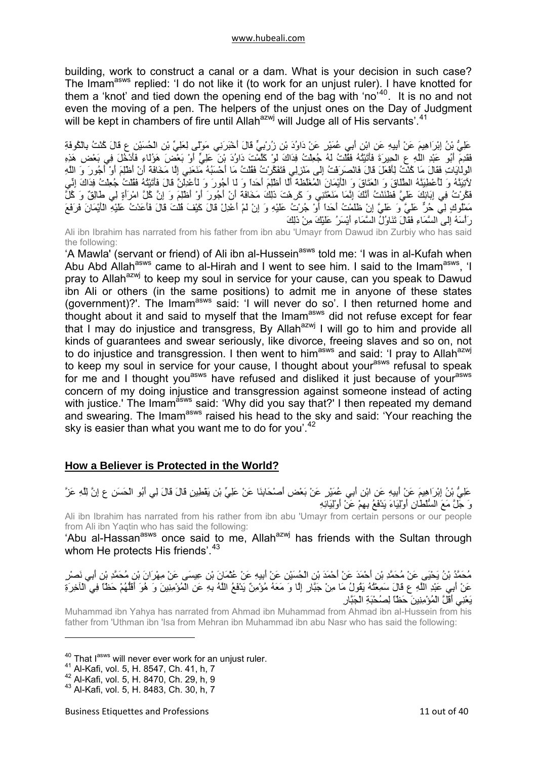building, work to construct a canal or a dam. What is your decision in such case? The Imam[asws] replied: 'I do not like it (to work for an unjust ruler). I have knotted for them a 'knot' and tied down the opening end of the bag with 'no'[40]. It is no and not even the moving of a pen. The helpers of the unjust ones on the Day of Judgment will be kept in chambers of fire until Allah[azwj] will Judge all of His servants'.[41]

عَلِيُّ بْنُ إِبْرَاهِيمَ عَنْ أَبِيهِ عَنِ ابْنِ أَبِي عُمَيْرٍ عَنْ دَاوُدَ بْنِ زُرْبِيٍّ قَالَ أَخْبَرَنِي مَوْلًى لِعَلِيِّ بْنِ الْحُسَيْنِ ع قَالَ كُنْتُ بِالْكُوفَةِ فَقَدِمَ أَبُو عَبْدِ اللَّهِ ع الْحِيرَةَ فَأَتَيْتُهُ فَقُلْتُ لَهُ جُعِلْتُ فِدَاكَ لَوْ كَلَّمْتَ دَاوُدَ بْنَ عَلِيٍّ أَوْ بَعْضَ هَؤُلَاءِ فَأَدْخُلَ فِي بَعْضِ هَذِهِ الْوِلَايَاتِ فَقَالَ مَا كُنْتُ لِأَفْعَلَ قَالَ فَانْصَرَفْتُ إِلَى مَنْزِلِي فَتَفَكَّرْتُ فَقُلْتُ مَا أَحْسَبُهُ مَنَعَنِي إِلَّا مَخَافَةَ أَنْ أَظْلِمَ أَوْ أَجُورَ وَ اللَّهِ لَآتِيَنَّهُ وَ لَأُعْطِيَنَّهُ الطَّلَاقَ وَ الْعَتَاقَ وَ الْأَيْمَانَ الْمُغَلَّظَةَ أَلَّا أَظْلِمَ أَحَداً وَ لَا أَجُورَ وَ لَأَعْدِلَنَّ قَالَ فَأَتَيْتُهُ فَقُلْتُ جُعِلْتُ فِدَاكَ إِنِّي فَكَّرْتُ فِي إِبَائِكَ عَلَيَّ فَظَنَنْتُ أَنَّكَ إِنَّمَا مَنَعْتَنِي وَ كَرِهْتَ ذَلِكَ مَخَافَةَ أَنْ أَجُورَ أَوْ أَظْلِمَ وَ إِنَّ كُلَّ امْرَأَةٍ لِي طَالِقٌ وَ كُلَّ مَمْلُوكٍ لِي حُرٌّ عَلَيَّ وَ عَلَيَّ إِنْ ظَلَمْتُ أَحَداً أَوْ جُرْتُ عَلَيْهِ وَ إِنْ لَمْ أَعْدِلْ قَالَ كَيْفَ قُلْتَ قَالَ فَأَعَدْتُ عَلَيْهِ الْأَيْمَانَ فَرَفَعَ رَأْسَهُ إِلَى السَّمَاءِ فَقَالَ تَنَاوُلُ السَّمَاءِ أَيْسَرُ عَلَيْكَ مِنْ ذَلِكَ

Ali ibn Ibrahim has narrated from his father from ibn abu 'Umayr from Dawud ibn Zurbiy who has said the following:

'A Mawla' (servant or friend) of Ali ibn al-Hussein[asws] told me: 'I was in al-Kufah when Abu Abd Allah[asws] came to al-Hirah and I went to see him. I said to the Imam[asws], 'I pray to Allah[azwj] to keep my soul in service for your cause, can you speak to Dawud ibn Ali or others (in the same positions) to admit me in anyone of these states (government)?'. The Imam[asws] said: 'I will never do so'. I then returned home and thought about it and said to myself that the Imam[asws] did not refuse except for fear that I may do injustice and transgress, By Allah[azwj] I will go to him and provide all kinds of guarantees and swear seriously, like divorce, freeing slaves and so on, not to do injustice and transgression. I then went to him[asws] and said: 'I pray to Allah[azwj] to keep my soul in service for your cause, I thought about your[asws] refusal to speak for me and I thought you[asws] have refused and disliked it just because of your[asws] concern of my doing injustice and transgression against someone instead of acting with justice.' The Imam[asws] said: 'Why did you say that?' I then repeated my demand and swearing. The Imam[asws] raised his head to the sky and said: 'Your reaching the sky is easier than what you want me to do for you'.[42]

## How a Believer is Protected in the World?

عَلِيُّ بْنُ إِبْرَاهِيمَ عَنْ أَبِيهِ عَنِ ابْنِ أَبِي عُمَيْرٍ عَنْ بَعْضِ أَصْحَابِنَا عَنْ عَلِيِّ بْنِ يَقْطِينٍ قَالَ قَالَ لِي أَبُو الْحَسَنِ ع إِنَّ لِلَّهِ عَزَّ وَ جَلَّ مَعَ السُّلْطَانِ أَوْلِيَاءَ يَدْفَعُ بِهِمْ عَنْ أَوْلِيَائِهِ

Ali ibn Ibrahim has narrated from his rather from ibn abu 'Umayr from certain persons or our people from Ali ibn Yaqtin who has said the following:

'Abu al-Hassan[asws] once said to me, Allah[azwj] has friends with the Sultan through whom He protects His friends'.[43]

مُحَمَّدُ بْنُ يَحْيَى عَنْ مُحَمَّدِ بْنِ أَحْمَدَ عَنْ أَحْمَدَ بْنِ الْحُسَيْنِ عَنْ أَبِيهِ عَنْ عُثْمَانَ بْنِ عِيسَى عَنْ مِهْرَانَ بْنِ مُحَمَّدِ بْنِ أَبِي نَصْرٍ عَنْ أَبِي عَبْدِ اللَّهِ ع قَالَ سَمِعْتُهُ يَقُولُ مَا مِنْ جَبَّارٍ إِلَّا وَ مَعَهُ مُؤْمِنٌ يَدْفَعُ اللَّهُ بِهِ عَنِ الْمُؤْمِنِينَ وَ هُوَ أَقَلُّهُمْ حَظّاً فِي الْآخِرَةِ يَعْنِي أَقَلَّ الْمُؤْمِنِينَ حَظّاً لِصُحْبَةِ الْجَبَّارِ

Muhammad ibn Yahya has narrated from Ahmad ibn Muhammad from Ahmad ibn al-Hussein from his father from 'Uthman ibn 'Isa from Mehran ibn Muhammad ibn abu Nasr who has said the following:

---

[40] That I[asws] will never ever work for an unjust ruler.
[41] Al-Kafi, vol. 5, H. 8547, Ch. 41, h, 7
[42] Al-Kafi, vol. 5, H. 8470, Ch. 29, h, 9
[43] Al-Kafi, vol. 5, H. 8483, Ch. 30, h, 7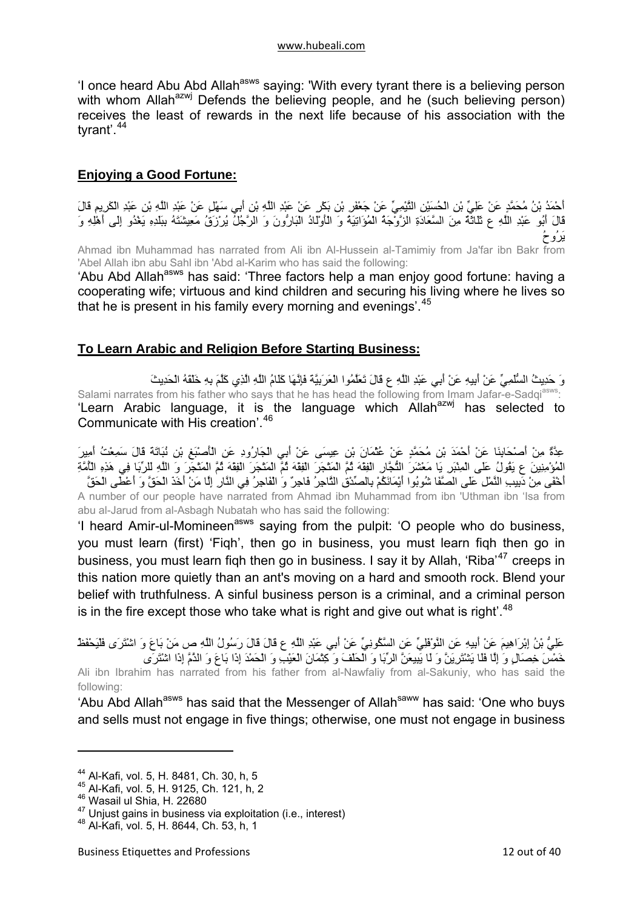'I once heard Abu Abd Allah[asws] saying: 'With every tyrant there is a believing person with whom Allah[azwj] Defends the believing people, and he (such believing person) receives the least of rewards in the next life because of his association with the tyrant'.[44]

## **Enjoying a Good Fortune:**

أَحْمَدُ بْنُ مُحَمَّدٍ عَنْ عَلِيِّ بْنِ الْحُسَيْنِ التَّيْمِيِّ عَنْ جَعْفَرِ بْنِ بَكْرٍ عَنْ عَبْدِ اللَّهِ بْنِ أَبِي سَهْلٍ عَنْ عَبْدِ اللَّهِ بْنِ عَبْدِ الْكَرِيمِ قَالَ قَالَ أَبُو عَبْدِ اللَّهِ ع ثَلَاثَةٌ مِنَ السَّعَادَةِ الزَّوْجَةُ الْمُؤَاتِيَةُ وَ الْأَوْلَادُ الْبَارُّونَ وَ الرَّجُلُ يُرْزَقُ مَعِيشَتَهُ بِبَلَدِهِ يَغْدُو إِلَى أَهْلِهِ وَ يَرُوحُ

Ahmad ibn Muhammad has narrated from Ali ibn Al-Hussein al-Tamimiy from Ja'far ibn Bakr from 'Abel Allah ibn abu Sahl ibn 'Abd al-Karim who has said the following:

'Abu Abd Allah[asws] has said: 'Three factors help a man enjoy good fortune: having a cooperating wife; virtuous and kind children and securing his living where he lives so that he is present in his family every morning and evenings'.[45]

## **To Learn Arabic and Religion Before Starting Business:**

وَ حَدِيثُ السُّلَمِيِّ عَنْ أَبِيهِ عَنْ أَبِي عَبْدِ اللَّهِ ع قَالَ تَعَلَّمُوا الْعَرَبِيَّةَ فَإِنَّهَا كَلَامُ اللَّهِ الَّذِي كَلَّمَ بِهِ خَلْقَهُ الْحَدِيثَ

Salami narrates from his father who says that he has head the following from Imam Jafar-e-Sadqi[asws]:

'Learn Arabic language, it is the language which Allah[azwj] has selected to Communicate with His creation'.[46]

عِدَّةٌ مِنْ أَصْحَابِنَا عَنْ أَحْمَدَ بْنِ مُحَمَّدٍ عَنْ عُثْمَانَ بْنِ عِيسَى عَنْ أَبِي الْجَارُودِ عَنِ الْأَصْبَغِ بْنِ نُبَاتَةَ قَالَ سَمِعْتُ أَمِيرَ الْمُؤْمِنِينَ ع يَقُولُ عَلَى الْمِنْبَرِ يَا مَعْشَرَ التُّجَّارِ الْفِقْهَ ثُمَّ الْمَتْجَرَ الْفِقْهَ ثُمَّ الْمَتْجَرَ الْفِقْهَ ثُمَّ الْمَتْجَرَ وَ اللَّهِ لَلرِّبَا فِي هَذِهِ الْأُمَّةِ أَخْفَى مِنْ دَبِيبِ النَّمْلِ عَلَى الصَّفَا شُوبُوا أَيْمَانَكُمْ بِالصِّدْقِ التَّاجِرُ فَاجِرٌ وَ الْفَاجِرُ فِي النَّارِ إِلَّا مَنْ أَخَذَ الْحَقَّ وَ أَعْطَى الْحَقَّ

A number of our people have narrated from Ahmad ibn Muhammad from ibn 'Uthman ibn 'Isa from abu al-Jarud from al-Asbagh Nubatah who has said the following:

'I heard Amir-ul-Momineen[asws] saying from the pulpit: 'O people who do business, you must learn (first) 'Fiqh', then go in business, you must learn fiqh then go in business, you must learn fiqh then go in business. I say it by Allah, 'Riba'[47] creeps in this nation more quietly than an ant's moving on a hard and smooth rock. Blend your belief with truthfulness. A sinful business person is a criminal, and a criminal person is in the fire except those who take what is right and give out what is right'.[48]

عَلِيُّ بْنُ إِبْرَاهِيمَ عَنْ أَبِيهِ عَنِ النَّوْفَلِيِّ عَنِ السَّكُونِيِّ عَنْ أَبِي عَبْدِ اللَّهِ ع قَالَ قَالَ رَسُولُ اللَّهِ ص مَنْ بَاعَ وَ اشْتَرَى فَلْيَحْفَظْ خَمْسَ خِصَالٍ وَ إِلَّا فَلَا يَشْتَرِيَنَّ وَ لَا يَبِيعَنَّ الرِّبَا وَ الْحَلْفَ وَ كِتْمَانَ الْعَيْبِ وَ الْحَمْدَ إِذَا بَاعَ وَ الذَّمَّ إِذَا اشْتَرَى

Ali ibn Ibrahim has narrated from his father from al-Nawfaliy from al-Sakuniy, who has said the following:

'Abu Abd Allah[asws] has said that the Messenger of Allah[saww] has said: 'One who buys and sells must not engage in five things; otherwise, one must not engage in business

---

[44] Al-Kafi, vol. 5, H. 8481, Ch. 30, h, 5

[45] Al-Kafi, vol. 5, H. 9125, Ch. 121, h, 2

[46] Wasail ul Shia, H. 22680

[47] Unjust gains in business via exploitation (i.e., interest)

[48] Al-Kafi, vol. 5, H. 8644, Ch. 53, h, 1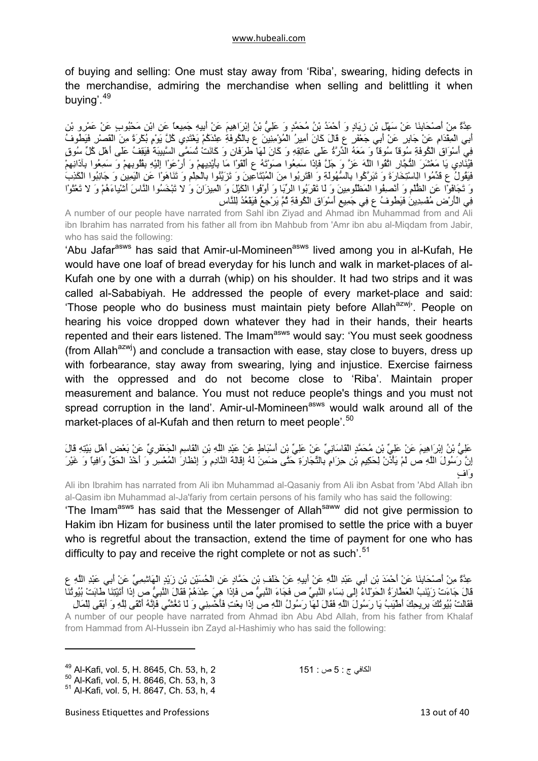of buying and selling: One must stay away from 'Riba', swearing, hiding defects in the merchandise, admiring the merchandise when selling and belittling it when buying'.[49]

عِدَّةٌ مِنْ أَصْحَابِنَا عَنْ سَهْلِ بْنِ زِيَادٍ وَ أَحْمَدُ بْنُ مُحَمَّدٍ وَ عَلِيُّ بْنُ إِبْرَاهِيمَ عَنْ أَبِيهِ جَمِيعاً عَنِ ابْنِ مَحْبُوبٍ عَنْ عَمْرِو بْنِ أَبِي الْمِقْدَامِ عَنْ جَابِرٍ عَنْ أَبِي جَعْفَرٍ ع قَالَ كَانَ أَمِيرُ الْمُؤْمِنِينَ ع بِالْكُوفَةِ عِنْدَكُمْ يَغْتَدِي كُلَّ يَوْمٍ بُكْرَةً مِنَ الْقَصْرِ فَيَطُوفُ فِي أَسْوَاقِ الْكُوفَةِ سُوقاً سُوقاً وَ مَعَهُ الدِّرَّةُ عَلَى عَاتِقِهِ وَ كَانَ لَهَا طَرَفَانِ وَ كَانَتْ تُسَمَّى السَّبِيبَةَ فَيَقِفُ عَلَى أَهْلِ كُلِّ سُوقٍ فَيُنَادِي يَا مَعْشَرَ التُّجَّارِ اتَّقُوا اللَّهَ عَزَّ وَ جَلَّ فَإِذَا سَمِعُوا صَوْتَهُ ع أَلْقَوْا مَا بِأَيْدِيهِمْ وَ أَرْعَوْا إِلَيْهِ بِقُلُوبِهِمْ وَ سَمِعُوا بِآذَانِهِمْ فَيَقُولُ ع قَدِّمُوا الِاسْتِخَارَةَ وَ تَبَرَّكُوا بِالسُّهُولَةِ وَ اقْتَرِبُوا مِنَ الْمُبْتَاعِينَ وَ تَزَيَّنُوا بِالْحِلْمِ وَ تَنَاهَوْا عَنِ الْيَمِينِ وَ جَانِبُوا الْكَذِبَ وَ تَجَافَوْا عَنِ الظُّلْمِ وَ أَنْصِفُوا الْمَظْلُومِينَ وَ لَا تَقْرَبُوا الرِّبَا وَ أَوْفُوا الْكَيْلَ وَ الْمِيزَانَ وَ لَا تَبْخَسُوا النَّاسَ أَشْيَاءَهُمْ وَ لَا تَعْثَوْا فِي الْأَرْضِ مُفْسِدِينَ فَيَطُوفُ ع فِي جَمِيعِ أَسْوَاقِ الْكُوفَةِ ثُمَّ يَرْجِعُ فَيَقْعُدُ لِلنَّاسِ

A number of our people have narrated from Sahl ibn Ziyad and Ahmad ibn Muhammad from and Ali ibn Ibrahim has narrated from his father all from ibn Mahbub from 'Amr ibn abu al-Miqdam from Jabir, who has said the following:

'Abu Jafar[asws] has said that Amir-ul-Momineen[asws] lived among you in al-Kufah, He would have one loaf of bread everyday for his lunch and walk in market-places of al-Kufah one by one with a durrah (whip) on his shoulder. It had two strips and it was called al-Sababiyah. He addressed the people of every market-place and said: 'Those people who do business must maintain piety before Allah[azwj]'. People on hearing his voice dropped down whatever they had in their hands, their hearts repented and their ears listened. The Imam[asws] would say: 'You must seek goodness (from Allah[azwj]) and conclude a transaction with ease, stay close to buyers, dress up with forbearance, stay away from swearing, lying and injustice. Exercise fairness with the oppressed and do not become close to 'Riba'. Maintain proper measurement and balance. You must not reduce people's things and you must not spread corruption in the land'. Amir-ul-Momineen[asws] would walk around all of the market-places of al-Kufah and then return to meet people'.[50]

عَلِيُّ بْنُ إِبْرَاهِيمَ عَنْ عَلِيِّ بْنِ مُحَمَّدٍ الْقَاسَانِيِّ عَنْ عَلِيِّ بْنِ أَسْبَاطٍ عَنْ عَبْدِ اللَّهِ بْنِ الْقَاسِمِ الْجَعْفَرِيِّ عَنْ بَعْضِ أَهْلِ بَيْتِهِ قَالَ إِنَّ رَسُولَ اللَّهِ ص لَمْ يَأْذَنْ لِحَكِيمِ بْنِ حِزَامٍ بِالتِّجَارَةِ حَتَّى ضَمِنَ لَهُ إِقَالَةَ النَّادِمِ وَ إِنْظَارَ الْمُعْسِرِ وَ أَخْذَ الْحَقِّ وَافِياً وَ غَيْرَ وَافٍ

Ali ibn Ibrahim has narrated from Ali ibn Muhammad al-Qasaniy from Ali ibn Asbat from 'Abd Allah ibn al-Qasim ibn Muhammad al-Ja'fariy from certain persons of his family who has said the following:

'The Imam[asws] has said that the Messenger of Allah[saww] did not give permission to Hakim ibn Hizam for business until the later promised to settle the price with a buyer who is regretful about the transaction, extend the time of payment for one who has difficulty to pay and receive the right complete or not as such'.[51]

عِدَّةٌ مِنْ أَصْحَابِنَا عَنْ أَحْمَدَ بْنِ أَبِي عَبْدِ اللَّهِ عَنْ أَبِيهِ عَنْ خَلَفِ بْنِ حَمَّادٍ عَنِ الْحُسَيْنِ بْنِ زَيْدٍ الْهَاشِمِيِّ عَنْ أَبِي عَبْدِ اللَّهِ ع قَالَ جَاءَتْ زَيْنَبُ الْعَطَّارَةُ الْحَوْلَاءُ إِلَى نِسَاءِ النَّبِيِّ ص فَجَاءَ النَّبِيُّ ص فَإِذَا هِيَ عِنْدَهُمْ فَقَالَ النَّبِيُّ ص إِذَا أَتَيْتِنَا طَابَتْ بُيُوتُنَا فَقَالَتْ بُيُوتُكَ بِرِيحِكَ أَطْيَبُ يَا رَسُولَ اللَّهِ فَقَالَ لَهَا رَسُولُ اللَّهِ ص إِذَا بِعْتِ فَأَحْسِنِي وَ لَا تَغُشِّي فَإِنَّهُ أَتْقَى لِلَّهِ وَ أَبْقَى لِلْمَالِ

A number of our people have narrated from Ahmad ibn Abu Abd Allah, from his father from Khalaf from Hammad from Al-Hussein ibn Zayd al-Hashimiy who has said the following:

---

[49] Al-Kafi, vol. 5, H. 8645, Ch. 53, h, 2 — الكافي ج : 5 ص : 151
[50] Al-Kafi, vol. 5, H. 8646, Ch. 53, h, 3
[51] Al-Kafi, vol. 5, H. 8647, Ch. 53, h, 4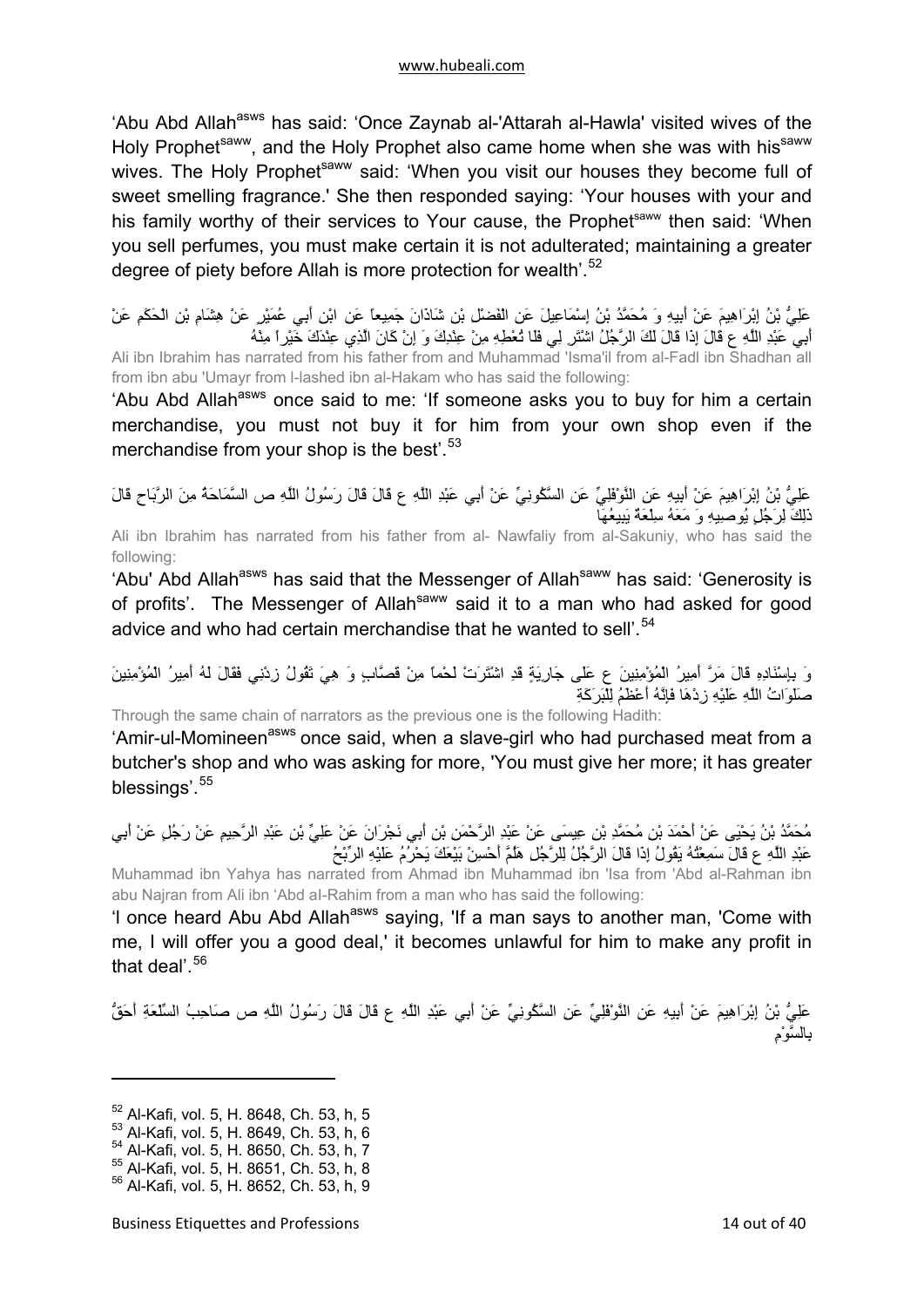'Abu Abd Allah[asws] has said: 'Once Zaynab al-'Attarah al-Hawla' visited wives of the Holy Prophet[saww], and the Holy Prophet also came home when she was with his[saww] wives. The Holy Prophet[saww] said: 'When you visit our houses they become full of sweet smelling fragrance.' She then responded saying: 'Your houses with your and his family worthy of their services to Your cause, the Prophet[saww] then said: 'When you sell perfumes, you must make certain it is not adulterated; maintaining a greater degree of piety before Allah is more protection for wealth'.[52]

عَلِيُّ بْنُ إِبْرَاهِيمَ عَنْ أَبِيهِ وَ مُحَمَّدُ بْنُ إِسْمَاعِيلَ عَنِ الْفَضْلِ بْنِ شَاذَانَ جَمِيعاً عَنِ ابْنِ أَبِي عُمَيْرٍ عَنْ هِشَامِ بْنِ الْحَكَمِ عَنْ أَبِي عَبْدِ اللَّهِ ع قَالَ إِذَا قَالَ لَكَ الرَّجُلُ اشْتَرِ لِي فَلَا تُعْطِهِ مِنْ عِنْدِكَ وَ إِنْ كَانَ الَّذِي عِنْدَكَ خَيْراً مِنْهُ

Ali ibn Ibrahim has narrated from his father from and Muhammad 'Isma'il from al-Fadl ibn Shadhan all from ibn abu 'Umayr from l-lashed ibn al-Hakam who has said the following:

'Abu Abd Allah[asws] once said to me: 'If someone asks you to buy for him a certain merchandise, you must not buy it for him from your own shop even if the merchandise from your shop is the best'.[53]

عَلِيُّ بْنُ إِبْرَاهِيمَ عَنْ أَبِيهِ عَنِ النَّوْفَلِيِّ عَنِ السَّكُونِيِّ عَنْ أَبِي عَبْدِ اللَّهِ ع قَالَ قَالَ رَسُولُ اللَّهِ ص السَّمَاحَةُ مِنَ الرَّبَاحِ قَالَ ذَلِكَ لِرَجُلٍ يُوصِيهِ وَ مَعَهُ سِلْعَةٌ يَبِيعُهَا

Ali ibn Ibrahim has narrated from his father from al- Nawfaliy from al-Sakuniy, who has said the following:

'Abu' Abd Allah[asws] has said that the Messenger of Allah[saww] has said: 'Generosity is of profits'. The Messenger of Allah[saww] said it to a man who had asked for good advice and who had certain merchandise that he wanted to sell'.[54]

وَ بِإِسْنَادِهِ قَالَ مَرَّ أَمِيرُ الْمُؤْمِنِينَ ع عَلَى جَارِيَةٍ قَدِ اشْتَرَتْ لَحْماً مِنْ قَصَّابٍ وَ هِيَ تَقُولُ زِدْنِي فَقَالَ لَهُ أَمِيرُ الْمُؤْمِنِينَ صَلَوَاتُ اللَّهِ عَلَيْهِ زِدْهَا فَإِنَّهُ أَعْظَمُ لِلْبَرَكَةِ

Through the same chain of narrators as the previous one is the following Hadith:

'Amir-ul-Momineen[asws] once said, when a slave-girl who had purchased meat from a butcher's shop and who was asking for more, 'You must give her more; it has greater blessings'.[55]

مُحَمَّدُ بْنُ يَحْيَى عَنْ أَحْمَدَ بْنِ مُحَمَّدِ بْنِ عِيسَى عَنْ عَبْدِ الرَّحْمَنِ بْنِ أَبِي نَجْرَانَ عَنْ عَلِيِّ بْنِ عَبْدِ الرَّحِيمِ عَنْ رَجُلٍ عَنْ أَبِي عَبْدِ اللَّهِ ع قَالَ سَمِعْتُهُ يَقُولُ إِذَا قَالَ الرَّجُلُ لِلرَّجُلِ هَلُمَّ أُحْسِنْ بَيْعَكَ يَحْرُمُ عَلَيْهِ الرِّبْحُ

Muhammad ibn Yahya has narrated from Ahmad ibn Muhammad ibn 'Isa from 'Abd al-Rahman ibn abu Najran from Ali ibn 'Abd al-Rahim from a man who has said the following:

'I once heard Abu Abd Allah[asws] saying, 'If a man says to another man, 'Come with me, I will offer you a good deal,' it becomes unlawful for him to make any profit in that deal'.[56]

عَلِيُّ بْنُ إِبْرَاهِيمَ عَنْ أَبِيهِ عَنِ النَّوْفَلِيِّ عَنِ السَّكُونِيِّ عَنْ أَبِي عَبْدِ اللَّهِ ع قَالَ قَالَ رَسُولُ اللَّهِ ص صَاحِبُ السِّلْعَةِ أَحَقُّ بِالسَّوْمِ

---

[52] Al-Kafi, vol. 5, H. 8648, Ch. 53, h, 5
[53] Al-Kafi, vol. 5, H. 8649, Ch. 53, h, 6
[54] Al-Kafi, vol. 5, H. 8650, Ch. 53, h, 7
[55] Al-Kafi, vol. 5, H. 8651, Ch. 53, h, 8
[56] Al-Kafi, vol. 5, H. 8652, Ch. 53, h, 9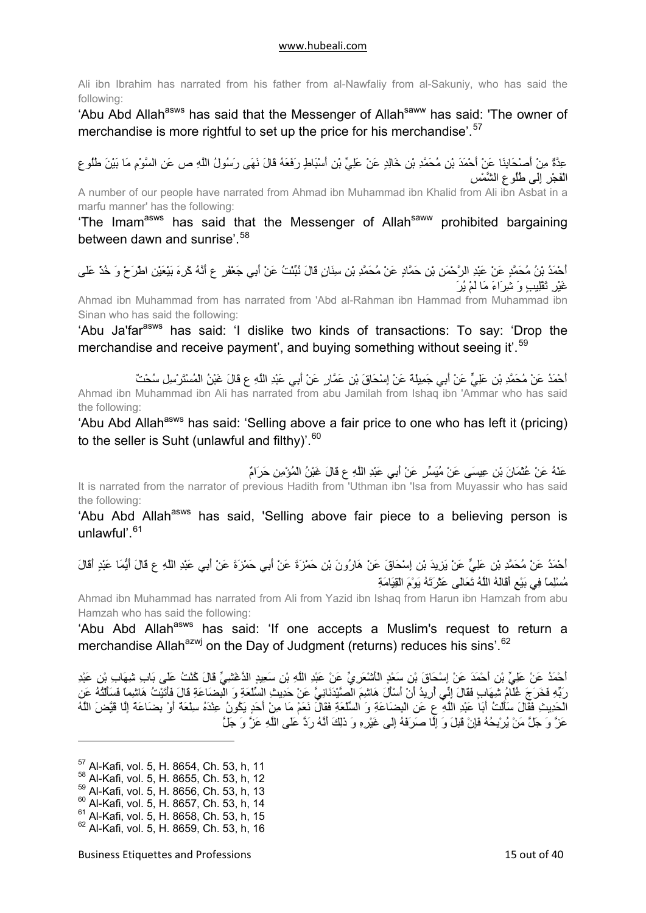Ali ibn Ibrahim has narrated from his father from al-Nawfaliy from al-Sakuniy, who has said the following:

'Abu Abd Allah[asws] has said that the Messenger of Allah[saww] has said: 'The owner of merchandise is more rightful to set up the price for his merchandise'.[57]

عِدَّةٌ مِنْ أَصْحَابِنَا عَنْ أَحْمَدَ بْنِ مُحَمَّدِ بْنِ خَالِدٍ عَنْ عَلِيِّ بْنِ أَسْبَاطٍ رَفَعَهُ قَالَ نَهَى رَسُولُ اللَّهِ ص عَنِ السَّوْمِ مَا بَيْنَ طُلُوعِ الْفَجْرِ إِلَى طُلُوعِ الشَّمْسِ

A number of our people have narrated from Ahmad ibn Muhammad ibn Khalid from Ali ibn Asbat in a marfu manner' has the following:

'The Imam[asws] has said that the Messenger of Allah[saww] prohibited bargaining between dawn and sunrise'.[58]

أَحْمَدُ بْنُ مُحَمَّدٍ عَنْ عَبْدِ الرَّحْمَنِ بْنِ حَمَّادٍ عَنْ مُحَمَّدِ بْنِ سِنَانٍ قَالَ نُبِّئْتُ عَنْ أَبِي جَعْفَرٍ ع أَنَّهُ كَرِهَ بَيْعَيْنِ اطْرَحْ وَ خُذْ عَلَى غَيْرِ تَقْلِيبٍ وَ شِرَاءَ مَا لَمْ يُرَ

Ahmad ibn Muhammad from has narrated from 'Abd al-Rahman ibn Hammad from Muhammad ibn Sinan who has said the following:

'Abu Ja'far[asws] has said: 'I dislike two kinds of transactions: To say: 'Drop the merchandise and receive payment', and buying something without seeing it'.[59]

أَحْمَدُ عَنْ مُحَمَّدِ بْنِ عَلِيٍّ عَنْ أَبِي جَمِيلَةَ عَنْ إِسْحَاقَ بْنِ عَمَّارٍ عَنْ أَبِي عَبْدِ اللَّهِ ع قَالَ غَبْنُ الْمُسْتَرْسِلِ سُحْتٌ

Ahmad ibn Muhammad ibn Ali has narrated from abu Jamilah from Ishaq ibn 'Ammar who has said the following:

'Abu Abd Allah[asws] has said: 'Selling above a fair price to one who has left it (pricing) to the seller is Suht (unlawful and filthy)'.[60]

عَنْهُ عَنْ عُثْمَانَ بْنِ عِيسَى عَنْ مُيَسِّرٍ عَنْ أَبِي عَبْدِ اللَّهِ ع قَالَ غَبْنُ الْمُؤْمِنِ حَرَامٌ

It is narrated from the narrator of previous Hadith from 'Uthman ibn 'Isa from Muyassir who has said the following:

'Abu Abd Allah[asws] has said, 'Selling above fair piece to a believing person is unlawful'.[61]

أَحْمَدُ عَنْ مُحَمَّدِ بْنِ عَلِيٍّ عَنْ يَزِيدَ بْنِ إِسْحَاقَ عَنْ هَارُونَ بْنِ حَمْزَةَ عَنْ أَبِي حَمْزَةَ عَنْ أَبِي عَبْدِ اللَّهِ ع قَالَ أَيُّمَا عَبْدٍ أَقَالَ مُسْلِماً فِي بَيْعٍ أَقَالَهُ اللَّهُ تَعَالَى عَثْرَتَهُ يَوْمَ الْقِيَامَةِ

Ahmad ibn Muhammad has narrated from Ali from Yazid ibn Ishaq from Harun ibn Hamzah from abu Hamzah who has said the following:

'Abu Abd Allah[asws] has said: 'If one accepts a Muslim's request to return a merchandise Allah[azwj] on the Day of Judgment (returns) reduces his sins'.[62]

أَحْمَدُ عَنْ عَلِيِّ بْنِ أَحْمَدَ عَنْ إِسْحَاقَ بْنِ سَعْدٍ الْأَشْعَرِيِّ عَنْ عَبْدِ اللَّهِ بْنِ سَعِيدٍ الدَّغْشِيِّ قَالَ كُنْتُ عَلَى بَابِ شِهَابِ بْنِ عَبْدِ رَبِّهِ فَخَرَجَ غُلَامُ شِهَابٍ فَقَالَ إِنِّي أُرِيدُ أَنْ أَسْأَلَ هَاشِمَ الصَّيْدَنَانِيَّ عَنْ حَدِيثِ السِّلْعَةِ وَ الْبِضَاعَةِ قَالَ فَأَتَيْتُ هَاشِماً فَسَأَلْتُهُ عَنِ الْحَدِيثِ فَقَالَ سَأَلْتُ أَبَا عَبْدِ اللَّهِ ع عَنِ الْبِضَاعَةِ وَ السِّلْعَةِ فَقَالَ نَعَمْ مَا مِنْ أَحَدٍ يَكُونُ عِنْدَهُ سِلْعَةٌ أَوْ بِضَاعَةٌ إِلَّا قَيَّضَ اللَّهُ عَزَّ وَ جَلَّ مَنْ يُرْبِحُهُ فَإِنْ قَبِلَ وَ إِلَّا صَرَفَهُ إِلَى غَيْرِهِ وَ ذَلِكَ أَنَّهُ رَدَّ عَلَى اللَّهِ عَزَّ وَ جَلَّ

---

[57] Al-Kafi, vol. 5, H. 8654, Ch. 53, h, 11
[58] Al-Kafi, vol. 5, H. 8655, Ch. 53, h, 12
[59] Al-Kafi, vol. 5, H. 8656, Ch. 53, h, 13
[60] Al-Kafi, vol. 5, H. 8657, Ch. 53, h, 14
[61] Al-Kafi, vol. 5, H. 8658, Ch. 53, h, 15
[62] Al-Kafi, vol. 5, H. 8659, Ch. 53, h, 16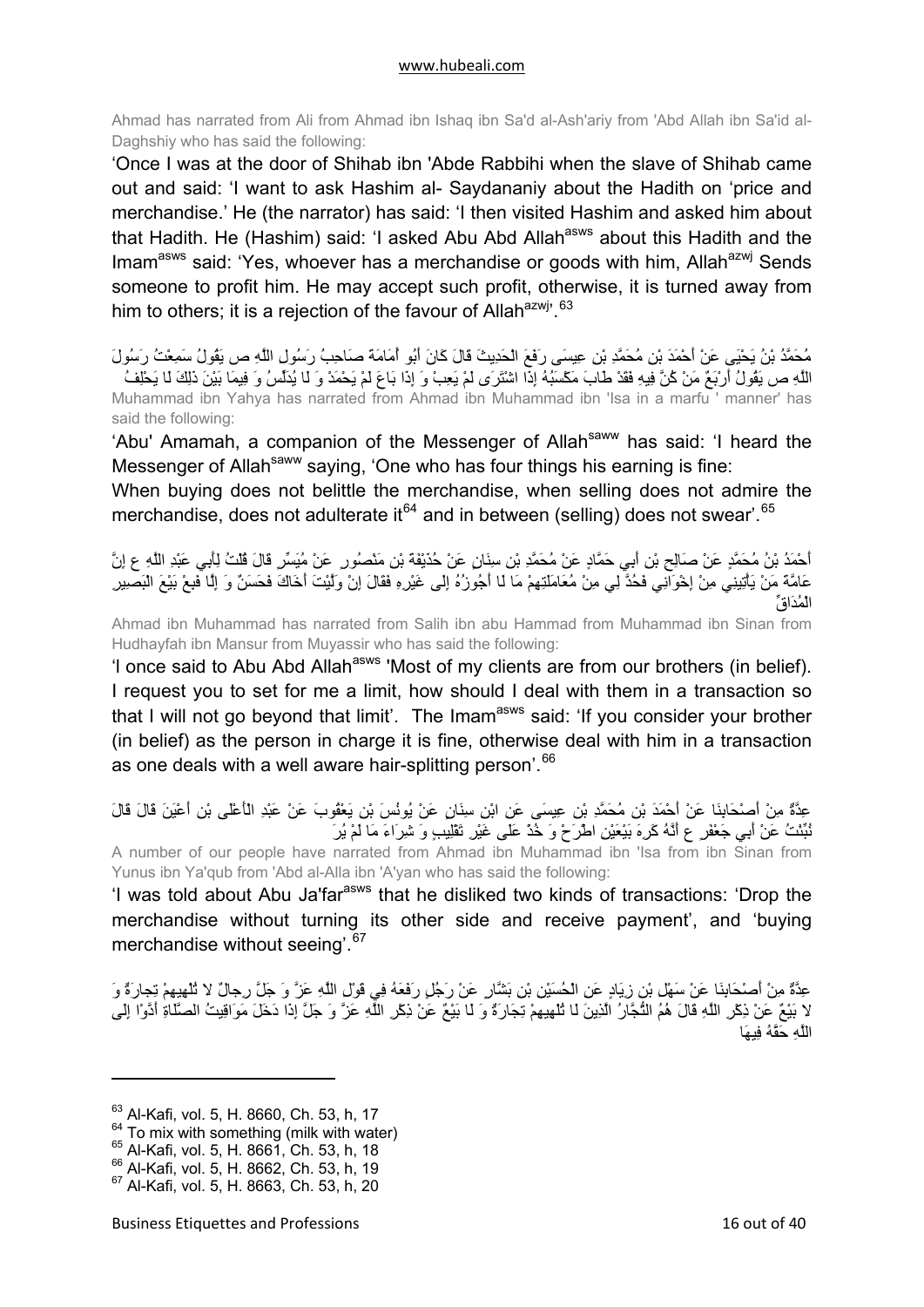Ahmad has narrated from Ali from Ahmad ibn Ishaq ibn Sa'd al-Ash'ariy from 'Abd Allah ibn Sa'id al-Daghshiy who has said the following:

'Once I was at the door of Shihab ibn 'Abde Rabbihi when the slave of Shihab came out and said: 'I want to ask Hashim al- Saydananiy about the Hadith on 'price and merchandise.' He (the narrator) has said: 'I then visited Hashim and asked him about that Hadith. He (Hashim) said: 'I asked Abu Abd Allah[asws] about this Hadith and the Imam[asws] said: 'Yes, whoever has a merchandise or goods with him, Allah[azwj] Sends someone to profit him. He may accept such profit, otherwise, it is turned away from him to others; it is a rejection of the favour of Allah[azwj]'.[63]

مُحَمَّدُ بْنُ يَحْيَى عَنْ أَحْمَدَ بْنِ مُحَمَّدِ بْنِ عِيسَى رَفَعَ الْحَدِيثَ قَالَ كَانَ أَبُو أُمَامَةَ صَاحِبُ رَسُولِ اللَّهِ ص يَقُولُ سَمِعْتُ رَسُولَ اللَّهِ ص يَقُولُ أَرْبَعٌ مَنْ كُنَّ فِيهِ فَقَدْ طَابَ مَكْسَبُهُ إِذَا اشْتَرَى لَمْ يَعِبْ وَ إِذَا بَاعَ لَمْ يَحْمَدْ وَ لَا يُدَلِّسُ وَ فِيمَا بَيْنَ ذَلِكَ لَا يَحْلِفُ

Muhammad ibn Yahya has narrated from Ahmad ibn Muhammad ibn 'Isa in a marfu ' manner' has said the following:

'Abu' Amamah, a companion of the Messenger of Allah[saww] has said: 'I heard the Messenger of Allah[saww] saying, 'One who has four things his earning is fine:

When buying does not belittle the merchandise, when selling does not admire the merchandise, does not adulterate it[64] and in between (selling) does not swear'.[65]

أَحْمَدُ بْنُ مُحَمَّدٍ عَنْ صَالِحِ بْنِ أَبِي حَمَّادٍ عَنْ مُحَمَّدِ بْنِ سِنَانٍ عَنْ حُذَيْفَةَ بْنِ مَنْصُورٍ عَنْ مُيَسِّرٍ قَالَ قُلْتُ لِأَبِي عَبْدِ اللَّهِ ع إِنَّ عَامَّةَ مَنْ يَأْتِينِي مِنْ إِخْوَانِي فَحُدَّ لِي مِنْ مُعَامَلَتِهِمْ مَا لَا أَجُوزُهُ إِلَى غَيْرِهِ فَقَالَ إِنْ وَلَّيْتَ أَخَاكَ فَحَسَنٌ وَ إِلَّا فَبِعْ بَيْعَ الْبَصِيرِ الْمُدَاقِّ

Ahmad ibn Muhammad has narrated from Salih ibn abu Hammad from Muhammad ibn Sinan from Hudhayfah ibn Mansur from Muyassir who has said the following:

'I once said to Abu Abd Allah[asws] 'Most of my clients are from our brothers (in belief). I request you to set for me a limit, how should I deal with them in a transaction so that I will not go beyond that limit'. The Imam[asws] said: 'If you consider your brother (in belief) as the person in charge it is fine, otherwise deal with him in a transaction as one deals with a well aware hair-splitting person'.[66]

عِدَّةٌ مِنْ أَصْحَابِنَا عَنْ أَحْمَدَ بْنِ مُحَمَّدِ بْنِ عِيسَى عَنِ ابْنِ سِنَانٍ عَنْ يُونُسَ بْنِ يَعْقُوبَ عَنْ عَبْدِ الْأَعْلَى بْنِ أَعْيَنَ قَالَ قَالَ نُبِّئْتُ عَنْ أَبِي جَعْفَرٍ ع أَنَّهُ كَرِهَ بَيْعَيْنِ اطْرَحْ وَ خُذْ عَلَى غَيْرِ تَقْلِيبٍ وَ شِرَاءَ مَا لَمْ يُرَ

A number of our people have narrated from Ahmad ibn Muhammad ibn 'Isa from Ibn Sinan from Yunus ibn Ya'qub from 'Abd al-Alla ibn 'A'yan who has said the following:

'I was told about Abu Ja'far[asws] that he disliked two kinds of transactions: 'Drop the merchandise without turning its other side and receive payment', and 'buying merchandise without seeing'.[67]

عِدَّةٌ مِنْ أَصْحَابِنَا عَنْ سَهْلِ بْنِ زِيَادٍ عَنِ الْحُسَيْنِ بْنِ بَشَّارٍ عَنْ رَجُلٍ رَفَعَهُ فِي قَوْلِ اللَّهِ عَزَّ وَ جَلَّ رِجالٌ لا تُلْهِيهِمْ تِجارَةٌ وَ لا بَيْعٌ عَنْ ذِكْرِ اللَّهِ قَالَ هُمُ التُّجَّارُ الَّذِينَ لَا تُلْهِيهِمْ تِجَارَةٌ وَ لَا بَيْعٌ عَنْ ذِكْرِ اللَّهِ عَزَّ وَ جَلَّ إِذَا دَخَلَ مَوَاقِيتُ الصَّلَاةِ أَدَّوْا إِلَى اللَّهِ حَقَّهُ فِيهَا

---

[63] Al-Kafi, vol. 5, H. 8660, Ch. 53, h, 17
[64] To mix with something (milk with water)
[65] Al-Kafi, vol. 5, H. 8661, Ch. 53, h, 18
[66] Al-Kafi, vol. 5, H. 8662, Ch. 53, h, 19
[67] Al-Kafi, vol. 5, H. 8663, Ch. 53, h, 20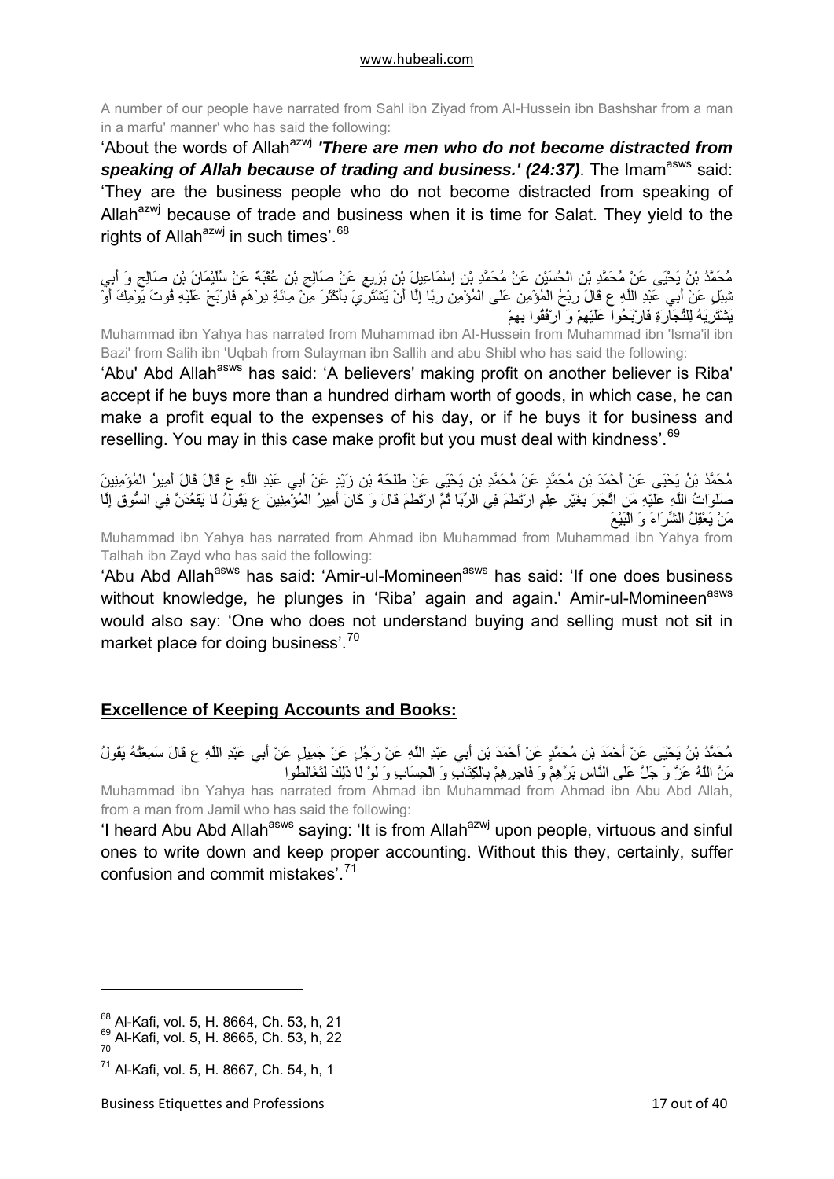A number of our people have narrated from Sahl ibn Ziyad from Al-Hussein ibn Bashshar from a man in a marfu' manner' who has said the following:

'About the words of Allah[azwj] ***'There are men who do not become distracted from speaking of Allah because of trading and business.' (24:37)***. The Imam[asws] said: 'They are the business people who do not become distracted from speaking of Allah[azwj] because of trade and business when it is time for Salat. They yield to the rights of Allah[azwj] in such times'.[68]

مُحَمَّدُ بْنُ يَحْيَى عَنْ مُحَمَّدِ بْنِ الْحُسَيْنِ عَنْ مُحَمَّدِ بْنِ إِسْمَاعِيلَ بْنِ بَزِيعٍ عَنْ صَالِحِ بْنِ عُقْبَةَ عَنْ سُلَيْمَانَ بْنِ صَالِحٍ وَ أَبِي شِبْلٍ عَنْ أَبِي عَبْدِ اللَّهِ ع قَالَ رِبْحُ الْمُؤْمِنِ عَلَى الْمُؤْمِنِ رِبًا إِلَّا أَنْ يَشْتَرِيَ بِأَكْثَرَ مِنْ مِائَةِ دِرْهَمٍ فَارْبَحْ عَلَيْهِ قُوتَ يَوْمِكَ أَوْ يَشْتَرِيَهُ لِلتِّجَارَةِ فَارْبَحُوا عَلَيْهِمْ وَ ارْفُقُوا بِهِمْ

Muhammad ibn Yahya has narrated from Muhammad ibn Al-Hussein from Muhammad ibn 'Isma'il ibn Bazi' from Salih ibn 'Uqbah from Sulayman ibn Sallih and abu Shibl who has said the following:

'Abu' Abd Allah[asws] has said: 'A believers' making profit on another believer is Riba' accept if he buys more than a hundred dirham worth of goods, in which case, he can make a profit equal to the expenses of his day, or if he buys it for business and reselling. You may in this case make profit but you must deal with kindness'.[69]

مُحَمَّدُ بْنُ يَحْيَى عَنْ أَحْمَدَ بْنِ مُحَمَّدٍ عَنْ مُحَمَّدِ بْنِ يَحْيَى عَنْ طَلْحَةَ بْنِ زَيْدٍ عَنْ أَبِي عَبْدِ اللَّهِ ع قَالَ قَالَ أَمِيرُ الْمُؤْمِنِينَ صَلَوَاتُ اللَّهِ عَلَيْهِ مَنِ اتَّجَرَ بِغَيْرِ عِلْمٍ ارْتَطَمَ فِي الرِّبَا ثُمَّ ارْتَطَمَ قَالَ وَ كَانَ أَمِيرُ الْمُؤْمِنِينَ ع يَقُولُ لَا يَقْعُدَنَّ فِي السُّوقِ إِلَّا مَنْ يَعْقِلُ الشِّرَاءَ وَ الْبَيْعَ

Muhammad ibn Yahya has narrated from Ahmad ibn Muhammad from Muhammad ibn Yahya from Talhah ibn Zayd who has said the following:

'Abu Abd Allah[asws] has said: 'Amir-ul-Momineen[asws] has said: 'If one does business without knowledge, he plunges in 'Riba' again and again.' Amir-ul-Momineen[asws] would also say: 'One who does not understand buying and selling must not sit in market place for doing business'.[70]

## Excellence of Keeping Accounts and Books:

مُحَمَّدُ بْنُ يَحْيَى عَنْ أَحْمَدَ بْنِ مُحَمَّدٍ عَنْ أَحْمَدَ بْنِ أَبِي عَبْدِ اللَّهِ عَنْ رَجُلٍ عَنْ جَمِيلٍ عَنْ أَبِي عَبْدِ اللَّهِ ع قَالَ سَمِعْتُهُ يَقُولُ مَنَّ اللَّهُ عَزَّ وَ جَلَّ عَلَى النَّاسِ بَرِّهِمْ وَ فَاجِرِهِمْ بِالْكِتَابِ وَ الْحِسَابِ وَ لَوْ لَا ذَلِكَ لَتَغَالَطُوا

Muhammad ibn Yahya has narrated from Ahmad ibn Muhammad from Ahmad ibn Abu Abd Allah, from a man from Jamil who has said the following:

'I heard Abu Abd Allah[asws] saying: 'It is from Allah[azwj] upon people, virtuous and sinful ones to write down and keep proper accounting. Without this they, certainly, suffer confusion and commit mistakes'.[71]

---

[68] Al-Kafi, vol. 5, H. 8664, Ch. 53, h, 21

[69] Al-Kafi, vol. 5, H. 8665, Ch. 53, h, 22

[70]

[71] Al-Kafi, vol. 5, H. 8667, Ch. 54, h, 1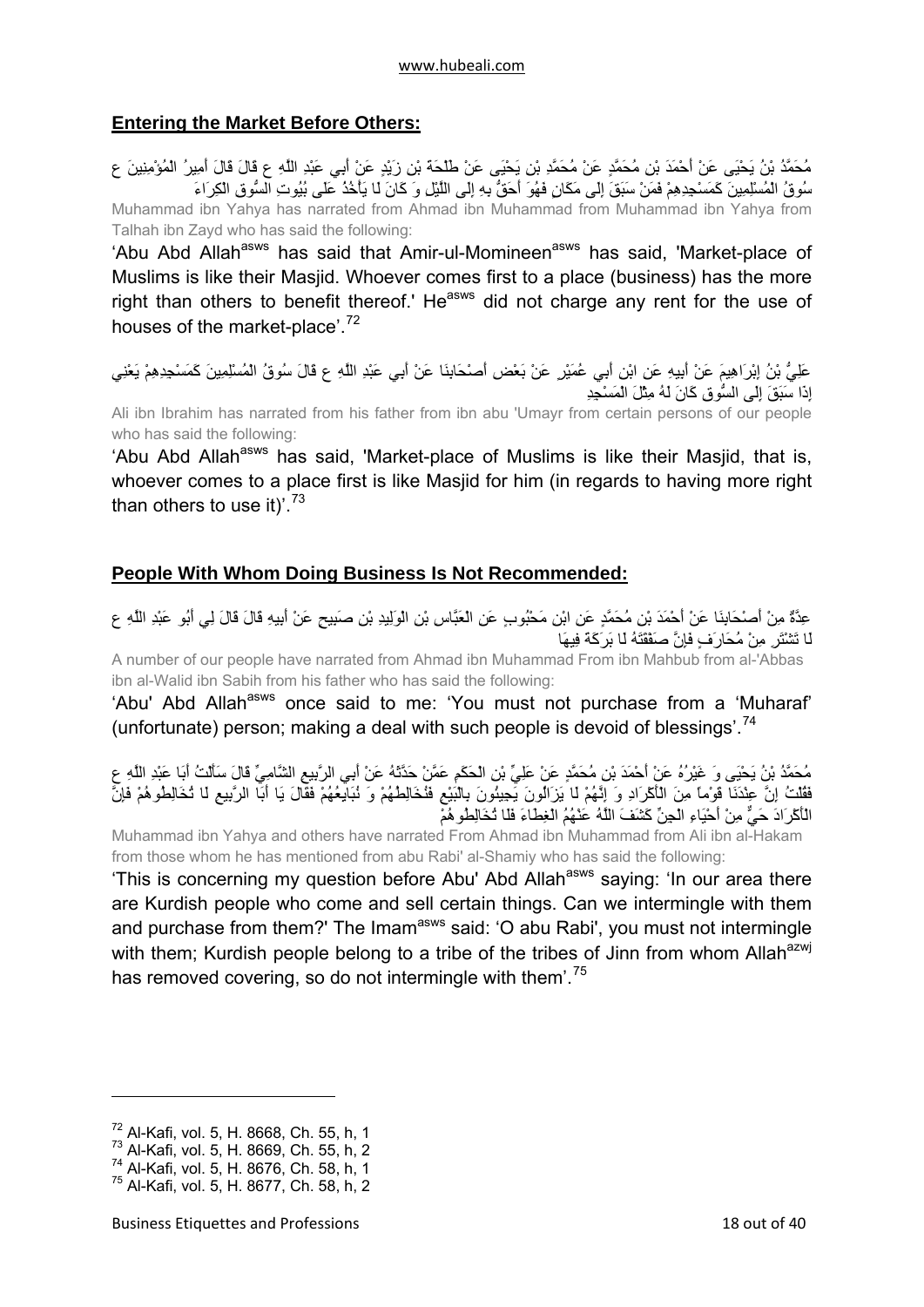## Entering the Market Before Others:

مُحَمَّدُ بْنُ يَحْيَى عَنْ أَحْمَدَ بْنِ مُحَمَّدٍ عَنْ مُحَمَّدِ بْنِ يَحْيَى عَنْ طَلْحَةَ بْنِ زَيْدٍ عَنْ أَبِي عَبْدِ اللَّهِ ع قَالَ قَالَ أَمِيرُ الْمُؤْمِنِينَ ع سُوقُ الْمُسْلِمِينَ كَمَسْجِدِهِمْ فَمَنْ سَبَقَ إِلَى مَكَانٍ فَهُوَ أَحَقُّ بِهِ إِلَى اللَّيْلِ وَ كَانَ لَا يَأْخُذُ عَلَى بُيُوتِ السُّوقِ الْكِرَاءَ

Muhammad ibn Yahya has narrated from Ahmad ibn Muhammad from Muhammad ibn Yahya from Talhah ibn Zayd who has said the following:

'Abu Abd Allah[asws] has said that Amir-ul-Momineen[asws] has said, 'Market-place of Muslims is like their Masjid. Whoever comes first to a place (business) has the more right than others to benefit thereof.' He[asws] did not charge any rent for the use of houses of the market-place'.[72]

عَلِيُّ بْنُ إِبْرَاهِيمَ عَنْ أَبِيهِ عَنِ ابْنِ أَبِي عُمَيْرٍ عَنْ بَعْضِ أَصْحَابِنَا عَنْ أَبِي عَبْدِ اللَّهِ ع قَالَ سُوقُ الْمُسْلِمِينَ كَمَسْجِدِهِمْ يَعْنِي إِذَا سَبَقَ إِلَى السُّوقِ كَانَ لَهُ مِثْلَ الْمَسْجِدِ

Ali ibn Ibrahim has narrated from his father from ibn abu 'Umayr from certain persons of our people who has said the following:

'Abu Abd Allah[asws] has said, 'Market-place of Muslims is like their Masjid, that is, whoever comes to a place first is like Masjid for him (in regards to having more right than others to use it)'.[73]

## People With Whom Doing Business Is Not Recommended:

عِدَّةٌ مِنْ أَصْحَابِنَا عَنْ أَحْمَدَ بْنِ مُحَمَّدٍ عَنِ ابْنِ مَحْبُوبٍ عَنِ الْعَبَّاسِ بْنِ الْوَلِيدِ بْنِ صَبِيحٍ عَنْ أَبِيهِ قَالَ قَالَ لِي أَبُو عَبْدِ اللَّهِ ع لَا تَشْتَرِ مِنْ مُحَارَفٍ فَإِنَّ صَفْقَتَهُ لَا بَرَكَةَ فِيهَا

A number of our people have narrated from Ahmad ibn Muhammad From ibn Mahbub from al-'Abbas ibn al-Walid ibn Sabih from his father who has said the following:

'Abu' Abd Allah[asws] once said to me: 'You must not purchase from a 'Muharaf' (unfortunate) person; making a deal with such people is devoid of blessings'.[74]

مُحَمَّدُ بْنُ يَحْيَى وَ غَيْرُهُ عَنْ أَحْمَدَ بْنِ مُحَمَّدٍ عَنْ عَلِيِّ بْنِ الْحَكَمِ عَمَّنْ حَدَّثَهُ عَنْ أَبِي الرَّبِيعِ الشَّامِيِّ قَالَ سَأَلْتُ أَبَا عَبْدِ اللَّهِ ع فَقُلْتُ إِنَّ عِنْدَنَا قَوْماً مِنَ الْأَكْرَادِ وَ إِنَّهُمْ لَا يَزَالُونَ يَجِيئُونَ بِالْبَيْعِ فَنُخَالِطُهُمْ وَ نُبَايِعُهُمْ فَقَالَ يَا أَبَا الرَّبِيعِ لَا تُخَالِطُوهُمْ فَإِنَّ الْأَكْرَادَ حَيٌّ مِنْ أَحْيَاءِ الْجِنِّ كَشَفَ اللَّهُ عَنْهُمُ الْغِطَاءَ فَلَا تُخَالِطُوهُمْ

Muhammad ibn Yahya and others have narrated from Ahmad ibn Muhammad from Ali ibn al-Hakam from those whom he has mentioned from abu Rabi' al-Shamiy who has said the following:

'This is concerning my question before Abu' Abd Allah[asws] saying: 'In our area there are Kurdish people who come and sell certain things. Can we intermingle with them and purchase from them?' The Imam[asws] said: 'O abu Rabi', you must not intermingle with them; Kurdish people belong to a tribe of the tribes of Jinn from whom Allah[azwj] has removed covering, so do not intermingle with them'.[75]

---

[72] Al-Kafi, vol. 5, H. 8668, Ch. 55, h, 1
[73] Al-Kafi, vol. 5, H. 8669, Ch. 55, h, 2
[74] Al-Kafi, vol. 5, H. 8676, Ch. 58, h, 1
[75] Al-Kafi, vol. 5, H. 8677, Ch. 58, h, 2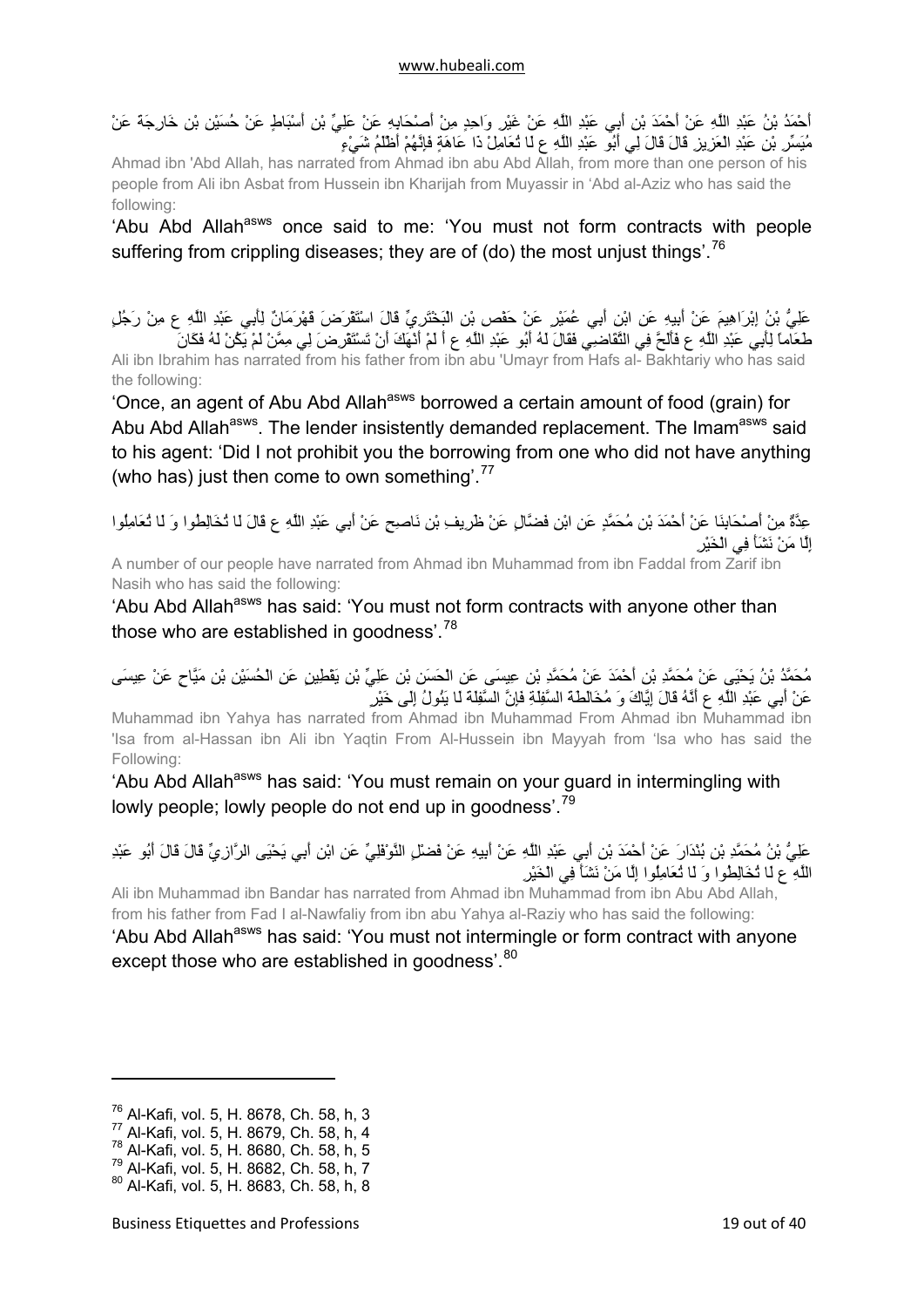أَحْمَدُ بْنُ عَبْدِ اللَّهِ عَنْ أَحْمَدَ بْنِ أَبِي عَبْدِ اللَّهِ عَنْ غَيْرِ وَاحِدٍ مِنْ أَصْحَابِهِ عَنْ عَلِيِّ بْنِ أَسْبَاطٍ عَنْ حُسَيْنِ بْنِ خَارِجَةَ عَنْ مُيَسِّرِ بْنِ عَبْدِ الْعَزِيزِ قَالَ قَالَ لِي أَبُو عَبْدِ اللَّهِ ع لَا تُعَامِلْ ذَا عَاهَةٍ فَإِنَّهُمْ أَظْلَمُ شَيْءٍ

Ahmad ibn 'Abd Allah, has narrated from Ahmad ibn abu Abd Allah, from more than one person of his people from Ali ibn Asbat from Hussein ibn Kharijah from Muyassir in 'Abd al-Aziz who has said the following:

'Abu Abd Allah[asws] once said to me: 'You must not form contracts with people suffering from crippling diseases; they are of (do) the most unjust things'.[76]

عَلِيُّ بْنُ إِبْرَاهِيمَ عَنْ أَبِيهِ عَنِ ابْنِ أَبِي عُمَيْرٍ عَنْ حَفْصِ بْنِ الْبَخْتَرِيِّ قَالَ اسْتَقْرَضَ قَهْرَمَانٌ لِأَبِي عَبْدِ اللَّهِ ع مِنْ رَجُلٍ طَعَاماً لِأَبِي عَبْدِ اللَّهِ ع فَأَلَحَّ فِي التَّقَاضِي فَقَالَ لَهُ أَبُو عَبْدِ اللَّهِ ع أَ لَمْ أَنْهَكَ أَنْ تَسْتَقْرِضَ لِي مِمَّنْ لَمْ يَكُنْ لَهُ فَكَانَ

Ali ibn Ibrahim has narrated from his father from ibn abu 'Umayr from Hafs al- Bakhtariy who has said the following:

'Once, an agent of Abu Abd Allah[asws] borrowed a certain amount of food (grain) for Abu Abd Allah[asws]. The lender insistently demanded replacement. The Imam[asws] said to his agent: 'Did I not prohibit you the borrowing from one who did not have anything (who has) just then come to own something'.[77]

عِدَّةٌ مِنْ أَصْحَابِنَا عَنْ أَحْمَدَ بْنِ مُحَمَّدٍ عَنِ ابْنِ فَضَّالٍ عَنْ ظَرِيفِ بْنِ نَاصِحٍ عَنْ أَبِي عَبْدِ اللَّهِ ع قَالَ لَا تُخَالِطُوا وَ لَا تُعَامِلُوا إِلَّا مَنْ نَشَأَ فِي الْخَيْرِ

A number of our people have narrated from Ahmad ibn Muhammad from ibn Faddal from Zarif ibn Nasih who has said the following:

'Abu Abd Allah[asws] has said: 'You must not form contracts with anyone other than those who are established in goodness'.[78]

مُحَمَّدُ بْنُ يَحْيَى عَنْ مُحَمَّدِ بْنِ أَحْمَدَ عَنْ مُحَمَّدِ بْنِ عِيسَى عَنِ الْحَسَنِ بْنِ عَلِيِّ بْنِ يَقْطِينٍ عَنِ الْحُسَيْنِ بْنِ مَيَّاحٍ عَنْ عِيسَى عَنْ أَبِي عَبْدِ اللَّهِ ع أَنَّهُ قَالَ إِيَّاكَ وَ مُخَالَطَةَ السَّفِلَةِ فَإِنَّ السَّفِلَةَ لَا يَئُولُ إِلَى خَيْرٍ

Muhammad ibn Yahya has narrated from Ahmad ibn Muhammad From Ahmad ibn Muhammad ibn 'Isa from al-Hassan ibn Ali ibn Yaqtin From Al-Hussein ibn Mayyah from 'Isa who has said the Following:

'Abu Abd Allah[asws] has said: 'You must remain on your guard in intermingling with lowly people; lowly people do not end up in goodness'.[79]

عَلِيُّ بْنُ مُحَمَّدِ بْنِ بُنْدَارَ عَنْ أَحْمَدَ بْنِ أَبِي عَبْدِ اللَّهِ عَنْ أَبِيهِ عَنْ فَضْلٍ النَّوْفَلِيِّ عَنِ ابْنِ أَبِي يَحْيَى الرَّازِيِّ قَالَ قَالَ أَبُو عَبْدِ اللَّهِ ع لَا تُخَالِطُوا وَ لَا تُعَامِلُوا إِلَّا مَنْ نَشَأَ فِي الْخَيْرِ

Ali ibn Muhammad ibn Bandar has narrated from Ahmad ibn Muhammad from ibn Abu Abd Allah, from his father from Fad l al-Nawfaliy from ibn abu Yahya al-Raziy who has said the following:

'Abu Abd Allah[asws] has said: 'You must not intermingle or form contract with anyone except those who are established in goodness'.[80]

---

[76] Al-Kafi, vol. 5, H. 8678, Ch. 58, h, 3
[77] Al-Kafi, vol. 5, H. 8679, Ch. 58, h, 4
[78] Al-Kafi, vol. 5, H. 8680, Ch. 58, h, 5
[79] Al-Kafi, vol. 5, H. 8682, Ch. 58, h, 7
[80] Al-Kafi, vol. 5, H. 8683, Ch. 58, h, 8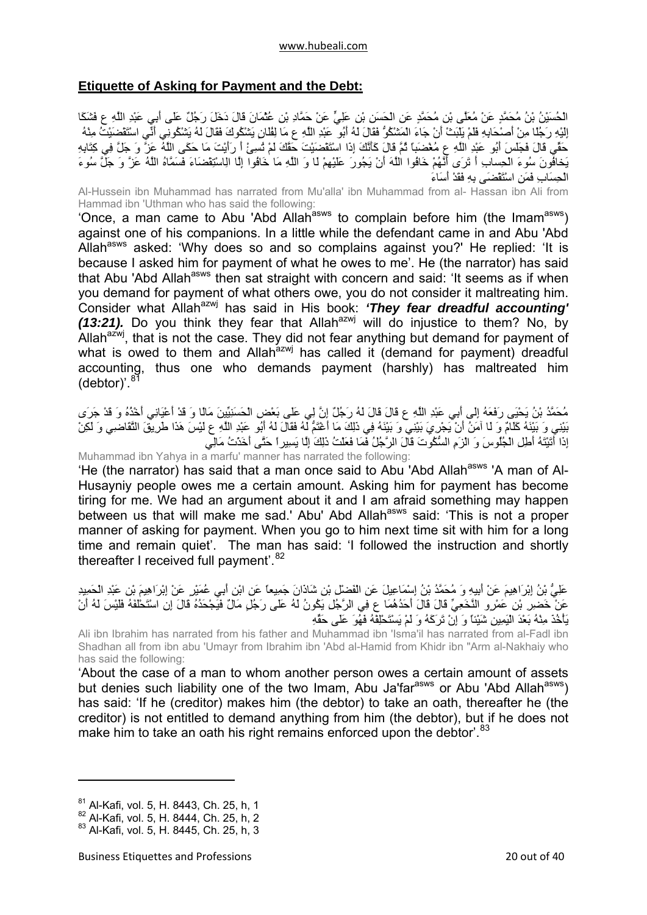## Etiquette of Asking for Payment and the Debt:

الْحُسَيْنُ بْنُ مُحَمَّدٍ عَنْ مُعَلَّى بْنِ مُحَمَّدٍ عَنِ الْحَسَنِ بْنِ عَلِيٍّ عَنْ حَمَّادِ بْنِ عُثْمَانَ قَالَ دَخَلَ رَجُلٌ عَلَى أَبِي عَبْدِ اللَّهِ ع فَشَكَا إِلَيْهِ رَجُلًا مِنْ أَصْحَابِهِ فَلَمْ يَلْبَثْ أَنْ جَاءَ الْمَشْكُوُّ فَقَالَ لَهُ أَبُو عَبْدِ اللَّهِ ع مَا لِفُلَانٍ يَشْكُوكَ فَقَالَ لَهُ يَشْكُونِي أَنِّي اسْتَقْضَيْتُ مِنْهُ حَقِّي قَالَ فَجَلَسَ أَبُو عَبْدِ اللَّهِ ع مُغْضَباً ثُمَّ قَالَ كَأَنَّكَ إِذَا اسْتَقْضَيْتَ حَقَّكَ لَمْ تُسِئْ أَ رَأَيْتَ مَا حَكَى اللَّهُ عَزَّ وَ جَلَّ فِي كِتَابِهِ يَخافُونَ سُوءَ الْحِسابِ أَ تَرَى أَنَّهُمْ خَافُوا اللَّهَ أَنْ يَجُورَ عَلَيْهِمْ لَا وَ اللَّهِ مَا خَافُوا إِلَّا الِاسْتِقْضَاءَ فَسَمَّاهُ اللَّهُ عَزَّ وَ جَلَّ سُوءَ الْحِسَابِ فَمَنِ اسْتَقْضَى بِهِ فَقَدْ أَسَاءَ

Al-Hussein ibn Muhammad has narrated from Mu'alla' ibn Muhammad from al- Hassan ibn Ali from Hammad ibn 'Uthman who has said the following:

'Once, a man came to Abu 'Abd Allah[asws] to complain before him (the Imam[asws]) against one of his companions. In a little while the defendant came in and Abu 'Abd Allah[asws] asked: 'Why does so and so complains against you?' He replied: 'It is because I asked him for payment of what he owes to me'. He (the narrator) has said that Abu 'Abd Allah[asws] then sat straight with concern and said: 'It seems as if when you demand for payment of what others owe, you do not consider it maltreating him. Consider what Allah[azwj] has said in His book: ***'They fear dreadful accounting' (13:21).*** Do you think they fear that Allah[azwj] will do injustice to them? No, by Allah[azwj], that is not the case. They did not fear anything but demand for payment of what is owed to them and Allah[azwj] has called it (demand for payment) dreadful accounting, thus one who demands payment (harshly) has maltreated him (debtor)'.[81]

مُحَمَّدُ بْنُ يَحْيَى رَفَعَهُ إِلَى أَبِي عَبْدِ اللَّهِ ع قَالَ قَالَ لَهُ رَجُلٌ إِنَّ لِي عَلَى بَعْضِ الْحَسَنِيِّينَ مَالًا وَ قَدْ أَعْيَانِي أَخْذُهُ وَ قَدْ جَرَى بَيْنِي وَ بَيْنَهُ كَلَامٌ وَ لَا آمَنُ أَنْ يَجْرِيَ بَيْنِي وَ بَيْنَهُ فِي ذَلِكَ مَا أَغْتَمُّ لَهُ فَقَالَ لَهُ أَبُو عَبْدِ اللَّهِ ع لَيْسَ هَذَا طَرِيقَ التَّقَاضِي وَ لَكِنْ إِذَا أَتَيْتَهُ أَطِلِ الْجُلُوسَ وَ الْزَمِ السُّكُوتَ قَالَ الرَّجُلُ فَمَا فَعَلْتُ ذَلِكَ إِلَّا يَسِيراً حَتَّى أَخَذْتُ مَالِي

Muhammad ibn Yahya in a marfu' manner has narrated the following:

'He (the narrator) has said that a man once said to Abu 'Abd Allah[asws] 'A man of Al-Husayniy people owes me a certain amount. Asking him for payment has become tiring for me. We had an argument about it and I am afraid something may happen between us that will make me sad.' Abu' Abd Allah[asws] said: 'This is not a proper manner of asking for payment. When you go to him next time sit with him for a long time and remain quiet'. The man has said: 'I followed the instruction and shortly thereafter I received full payment'.[82]

عَلِيُّ بْنُ إِبْرَاهِيمَ عَنْ أَبِيهِ وَ مُحَمَّدُ بْنُ إِسْمَاعِيلَ عَنِ الْفَضْلِ بْنِ شَاذَانَ جَمِيعاً عَنِ ابْنِ أَبِي عُمَيْرٍ عَنْ إِبْرَاهِيمَ بْنِ عَبْدِ الْحَمِيدِ عَنْ خَضِرِ بْنِ عَمْرٍو النَّخَعِيِّ قَالَ قَالَ أَحَدُهُمَا ع فِي الرَّجُلِ يَكُونُ لَهُ عَلَى رَجُلٍ مَالٌ فَيَجْحَدُهُ قَالَ إِنِ اسْتَحْلَفَهُ فَلَيْسَ لَهُ أَنْ يَأْخُذَ مِنْهُ بَعْدَ الْيَمِينِ شَيْئاً وَ إِنْ تَرَكَهُ وَ لَمْ يَسْتَحْلِفْهُ فَهُوَ عَلَى حَقِّهِ

Ali ibn Ibrahim has narrated from his father and Muhammad ibn 'Isma'il has narrated from al-Fadl ibn Shadhan all from ibn abu 'Umayr from Ibrahim ibn 'Abd al-Hamid from Khidr ibn "Arm al-Nakhaiy who has said the following:

'About the case of a man to whom another person owes a certain amount of assets but denies such liability one of the two Imam, Abu Ja'far[asws] or Abu 'Abd Allah[asws]) has said: 'If he (creditor) makes him (the debtor) to take an oath, thereafter he (the creditor) is not entitled to demand anything from him (the debtor), but if he does not make him to take an oath his right remains enforced upon the debtor'.[83]

---

[81] Al-Kafi, vol. 5, H. 8443, Ch. 25, h, 1
[82] Al-Kafi, vol. 5, H. 8444, Ch. 25, h, 2
[83] Al-Kafi, vol. 5, H. 8445, Ch. 25, h, 3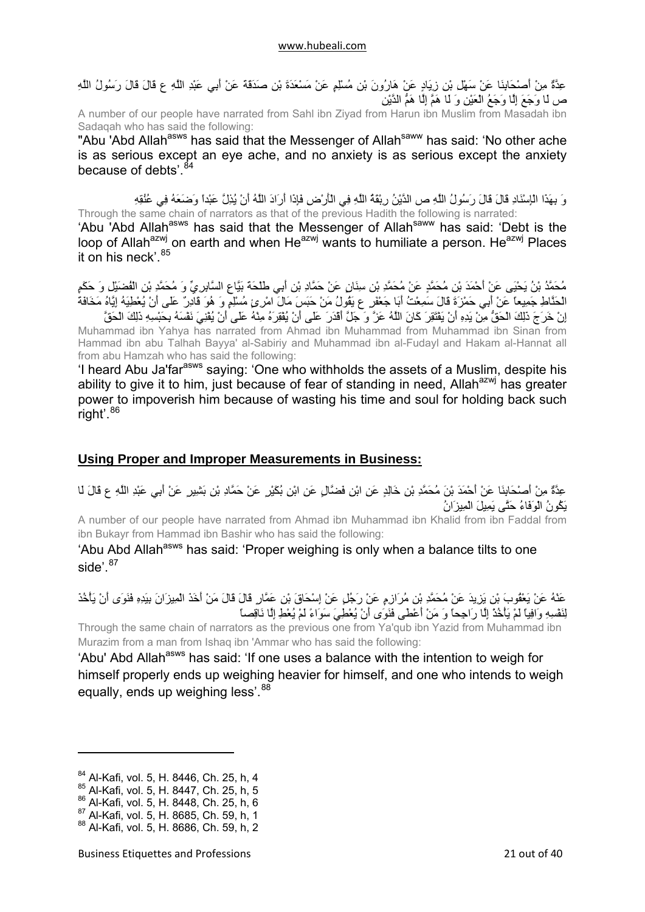عِدَّةٌ مِنْ أَصْحَابِنَا عَنْ سَهْلِ بْنِ زِيَادٍ عَنْ هَارُونَ بْنِ مُسْلِمٍ عَنْ مَسْعَدَةَ بْنِ صَدَقَةَ عَنْ أَبِي عَبْدِ اللَّهِ ع قَالَ قَالَ رَسُولُ اللَّهِ ص لَا وَجَعَ إِلَّا وَجَعُ الْعَيْنِ وَ لَا هَمَّ إِلَّا هَمُّ الدَّيْنِ

A number of our people have narrated from Sahl ibn Ziyad from Harun ibn Muslim from Masadah ibn Sadaqah who has said the following:

"Abu 'Abd Allah[asws] has said that the Messenger of Allah[saww] has said: 'No other ache is as serious except an eye ache, and no anxiety is as serious except the anxiety because of debts'.[84]

وَ بِهَذَا الْإِسْنَادِ قَالَ قَالَ رَسُولُ اللَّهِ ص الدَّيْنُ رِبْقَةُ اللَّهِ فِي الْأَرْضِ فَإِذَا أَرَادَ اللَّهُ أَنْ يُذِلَّ عَبْداً وَضَعَهُ فِي عُنُقِهِ

Through the same chain of narrators as that of the previous Hadith the following is narrated:

'Abu 'Abd Allah[asws] has said that the Messenger of Allah[saww] has said: 'Debt is the loop of Allah[azwj] on earth and when He[azwj] wants to humiliate a person. He[azwj] Places it on his neck'.[85]

مُحَمَّدُ بْنُ يَحْيَى عَنْ أَحْمَدَ بْنِ مُحَمَّدٍ عَنْ مُحَمَّدِ بْنِ سِنَانٍ عَنْ حَمَّادِ بْنِ أَبِي طَلْحَةَ بَيَّاعِ السَّابِرِيِّ وَ مُحَمَّدِ بْنِ الْفُضَيْلِ وَ حَكَمٍ الْحَنَّاطِ جَمِيعاً عَنْ أَبِي حَمْزَةَ قَالَ سَمِعْتُ أَبَا جَعْفَرٍ ع يَقُولُ مَنْ حَبَسَ مَالَ امْرِئٍ مُسْلِمٍ وَ هُوَ قَادِرٌ عَلَى أَنْ يُعْطِيَهُ إِيَّاهُ مَخَافَةَ إِنْ خَرَجَ ذَلِكَ الْحَقُّ مِنْ يَدِهِ أَنْ يَفْتَقِرَ كَانَ اللَّهُ عَزَّ وَ جَلَّ أَقْدَرَ عَلَى أَنْ يُفْقِرَهُ مِنْهُ عَلَى أَنْ يُفْنِيَ نَفْسَهُ بِحَبْسِهِ ذَلِكَ الْحَقَّ

Muhammad ibn Yahya has narrated from Ahmad ibn Muhammad from Muhammad ibn Sinan from Hammad ibn abu Talhah Bayya' al-Sabiriy and Muhammad ibn al-Fudayl and Hakam al-Hannat all from abu Hamzah who has said the following:

'I heard Abu Ja'far[asws] saying: 'One who withholds the assets of a Muslim, despite his ability to give it to him, just because of fear of standing in need, Allah[azwj] has greater power to impoverish him because of wasting his time and soul for holding back such right'.[86]

## Using Proper and Improper Measurements in Business:

عِدَّةٌ مِنْ أَصْحَابِنَا عَنْ أَحْمَدَ بْنِ مُحَمَّدِ بْنِ خَالِدٍ عَنِ ابْنِ فَضَّالٍ عَنِ ابْنِ بُكَيْرٍ عَنْ حَمَّادِ بْنِ بَشِيرٍ عَنْ أَبِي عَبْدِ اللَّهِ ع قَالَ لَا يَكُونُ الْوَفَاءُ حَتَّى يَمِيلَ الْمِيزَانُ

A number of our people have narrated from Ahmad ibn Muhammad ibn Khalid from ibn Faddal from ibn Bukayr from Hammad ibn Bashir who has said the following:

'Abu Abd Allah[asws] has said: 'Proper weighing is only when a balance tilts to one side'.[87]

عَنْهُ عَنْ يَعْقُوبَ بْنِ يَزِيدَ عَنْ مُحَمَّدِ بْنِ مُرَازِمٍ عَنْ رَجُلٍ عَنْ إِسْحَاقَ بْنِ عَمَّارٍ قَالَ قَالَ مَنْ أَخَذَ الْمِيزَانَ بِيَدِهِ فَنَوَى أَنْ يَأْخُذَ لِنَفْسِهِ وَافِياً لَمْ يَأْخُذْ إِلَّا رَاجِحاً وَ مَنْ أَعْطَى فَنَوَى أَنْ يُعْطِيَ سَوَاءً لَمْ يُعْطِ إِلَّا نَاقِصاً

Through the same chain of narrators as the previous one from Ya'qub ibn Yazid from Muhammad ibn Murazim from a man from Ishaq ibn 'Ammar who has said the following:

'Abu' Abd Allah[asws] has said: 'If one uses a balance with the intention to weigh for himself properly ends up weighing heavier for himself, and one who intends to weigh equally, ends up weighing less'.[88]

---

[84] Al-Kafi, vol. 5, H. 8446, Ch. 25, h, 4
[85] Al-Kafi, vol. 5, H. 8447, Ch. 25, h, 5
[86] Al-Kafi, vol. 5, H. 8448, Ch. 25, h, 6
[87] Al-Kafi, vol. 5, H. 8685, Ch. 59, h, 1
[88] Al-Kafi, vol. 5, H. 8686, Ch. 59, h, 2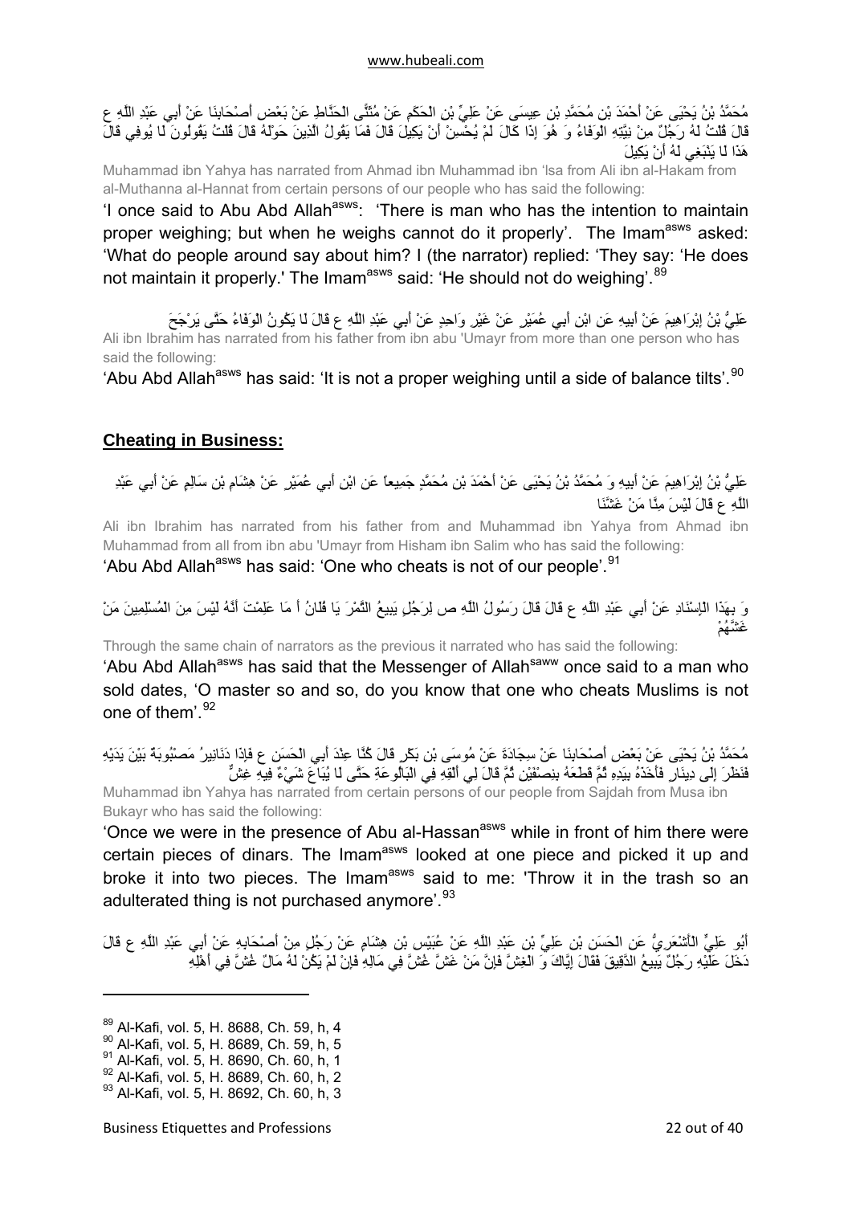مُحَمَّدُ بْنُ يَحْيَى عَنْ أَحْمَدَ بْنِ مُحَمَّدِ بْنِ عِيسَى عَنْ عَلِيِّ بْنِ الْحَكَمِ عَنْ مُثَنًّى الْحَنَّاطِ عَنْ بَعْضِ أَصْحَابِنَا عَنْ أَبِي عَبْدِ اللَّهِ ع قَالَ قُلْتُ لَهُ رَجُلٌ مِنْ نِيَّتِهِ الْوَفَاءُ وَ هُوَ إِذَا كَالَ لَمْ يُحْسِنْ أَنْ يَكِيلَ قَالَ فَمَا يَقُولُ الَّذِينَ حَوْلَهُ قَالَ قُلْتُ يَقُولُونَ لَا يُوفِي قَالَ هَذَا لَا يَنْبَغِي لَهُ أَنْ يَكِيلَ

Muhammad ibn Yahya has narrated from Ahmad ibn Muhammad ibn 'Isa from Ali ibn al-Hakam from al-Muthanna al-Hannat from certain persons of our people who has said the following:

'I once said to Abu Abd Allah[asws]: 'There is man who has the intention to maintain proper weighing; but when he weighs cannot do it properly'. The Imam[asws] asked: 'What do people around say about him? I (the narrator) replied: 'They say: 'He does not maintain it properly.' The Imam[asws] said: 'He should not do weighing'.[89]

عَلِيُّ بْنُ إِبْرَاهِيمَ عَنْ أَبِيهِ عَنِ ابْنِ أَبِي عُمَيْرٍ عَنْ غَيْرِ وَاحِدٍ عَنْ أَبِي عَبْدِ اللَّهِ ع قَالَ لَا يَكُونُ الْوَفَاءُ حَتَّى يَرْجَحَ

Ali ibn Ibrahim has narrated from his father from ibn abu 'Umayr from more than one person who has said the following:

'Abu Abd Allah[asws] has said: 'It is not a proper weighing until a side of balance tilts'.[90]

## Cheating in Business:

عَلِيُّ بْنُ إِبْرَاهِيمَ عَنْ أَبِيهِ وَ مُحَمَّدُ بْنُ يَحْيَى عَنْ أَحْمَدَ بْنِ مُحَمَّدٍ جَمِيعاً عَنِ ابْنِ أَبِي عُمَيْرٍ عَنْ هِشَامِ بْنِ سَالِمٍ عَنْ أَبِي عَبْدِ اللَّهِ ع قَالَ لَيْسَ مِنَّا مَنْ غَشَّنَا

Ali ibn Ibrahim has narrated from his father from and Muhammad ibn Yahya from Ahmad ibn Muhammad from all from ibn abu 'Umayr from Hisham ibn Salim who has said the following:

'Abu Abd Allah[asws] has said: 'One who cheats is not of our people'.[91]

وَ بِهَذَا الْإِسْنَادِ عَنْ أَبِي عَبْدِ اللَّهِ ع قَالَ قَالَ رَسُولُ اللَّهِ ص لِرَجُلٍ يَبِيعُ التَّمْرَ يَا فُلَانُ أَ مَا عَلِمْتَ أَنَّهُ لَيْسَ مِنَ الْمُسْلِمِينَ مَنْ غَشَّهُمْ

Through the same chain of narrators as the previous it narrated who has said the following:

'Abu Abd Allah[asws] has said that the Messenger of Allah[saww] once said to a man who sold dates, 'O master so and so, do you know that one who cheats Muslims is not one of them'.[92]

مُحَمَّدُ بْنُ يَحْيَى عَنْ بَعْضِ أَصْحَابِنَا عَنْ سَجَّادَةَ عَنْ مُوسَى بْنِ بَكْرٍ قَالَ كُنَّا عِنْدَ أَبِي الْحَسَنِ ع فَإِذَا دَنَانِيرُ مَصْبُوبَةٌ بَيْنَ يَدَيْهِ فَنَظَرَ إِلَى دِينَارٍ فَأَخَذَهُ بِيَدِهِ ثُمَّ قَطَعَهُ بِنِصْفَيْنِ ثُمَّ قَالَ لِي أَلْقِهِ فِي الْبَالُوعَةِ حَتَّى لَا يُبَاعَ شَيْءٌ فِيهِ غِشٌّ

Muhammad ibn Yahya has narrated from certain persons of our people from Sajdah from Musa ibn Bukayr who has said the following:

'Once we were in the presence of Abu al-Hassan[asws] while in front of him there were certain pieces of dinars. The Imam[asws] looked at one piece and picked it up and broke it into two pieces. The Imam[asws] said to me: 'Throw it in the trash so an adulterated thing is not purchased anymore'.[93]

أَبُو عَلِيٍّ الْأَشْعَرِيُّ عَنِ الْحَسَنِ بْنِ عَلِيٍّ بْنِ عَبْدِ اللَّهِ عَنْ عُبَيْسِ بْنِ هِشَامٍ عَنْ رَجُلٍ مِنْ أَصْحَابِهِ عَنْ أَبِي عَبْدِ اللَّهِ ع قَالَ دَخَلَ عَلَيْهِ رَجُلٌ يَبِيعُ الدَّقِيقَ فَقَالَ إِيَّاكَ وَ الْغِشَّ فَإِنَّ مَنْ غَشَّ غُشَّ فِي مَالِهِ فَإِنْ لَمْ يَكُنْ لَهُ مَالٌ غُشَّ فِي أَهْلِهِ

---

[89] Al-Kafi, vol. 5, H. 8688, Ch. 59, h, 4
[90] Al-Kafi, vol. 5, H. 8689, Ch. 59, h, 5
[91] Al-Kafi, vol. 5, H. 8690, Ch. 60, h, 1
[92] Al-Kafi, vol. 5, H. 8689, Ch. 60, h, 2
[93] Al-Kafi, vol. 5, H. 8692, Ch. 60, h, 3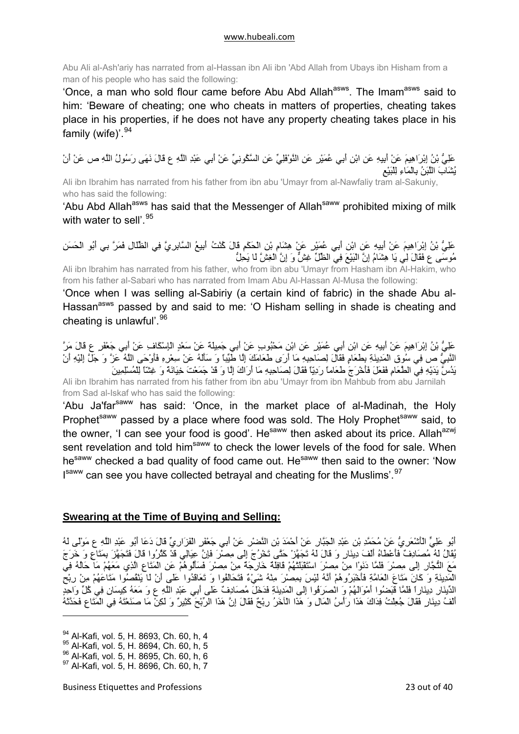Abu Ali al-Ash'ariy has narrated from al-Hassan ibn Ali ibn 'Abd Allah from Ubays ibn Hisham from a man of his people who has said the following:

'Once, a man who sold flour came before Abu Abd Allah[asws]. The Imam[asws] said to him: 'Beware of cheating; one who cheats in matters of properties, cheating takes place in his properties, if he does not have any property cheating takes place in his family (wife)'.[94]

عَلِيُّ بْنُ إِبْرَاهِيمَ عَنْ أَبِيهِ عَنِ ابْنِ أَبِي عُمَيْرٍ عَنِ النَّوْفَلِيِّ عَنِ السَّكُونِيِّ عَنْ أَبِي عَبْدِ اللَّهِ ع قَالَ نَهَى رَسُولُ اللَّهِ ص عَنْ أَنْ يُشَابَ اللَّبَنُ بِالْمَاءِ لِلْبَيْعِ

Ali ibn Ibrahim has narrated from his father from ibn abu 'Umayr from al-Nawfaliy tram al-Sakuniy, who has said the following:

'Abu Abd Allah[asws] has said that the Messenger of Allah[saww] prohibited mixing of milk with water to sell'.[95]

عَلِيُّ بْنُ إِبْرَاهِيمَ عَنْ أَبِيهِ عَنِ ابْنِ أَبِي عُمَيْرٍ عَنْ هِشَامِ بْنِ الْحَكَمِ قَالَ كُنْتُ أَبِيعُ السَّابِرِيَّ فِي الظِّلَالِ فَمَرَّ بِي أَبُو الْحَسَنِ مُوسَى ع فَقَالَ لِي يَا هِشَامُ إِنَّ الْبَيْعَ فِي الظِّلِّ غِشٌّ وَ إِنَّ الْغِشَّ لَا يَحِلُّ

Ali ibn lbrahim has narrated from his father, who from ibn abu 'Umayr from Hasham ibn Al-Hakim, who from his father al-Sabari who has narrated from Imam Abu Al-Hassan Al-Musa the following:

'Once when I was selling al-Sabiriy (a certain kind of fabric) in the shade Abu al-Hassan[asws] passed by and said to me: 'O Hisham selling in shade is cheating and cheating is unlawful'.[96]

عَلِيُّ بْنُ إِبْرَاهِيمَ عَنْ أَبِيهِ عَنِ ابْنِ أَبِي عُمَيْرٍ عَنِ ابْنِ مَحْبُوبٍ عَنْ أَبِي جَمِيلَةَ عَنْ سَعْدٍ الْإِسْكَافِ عَنْ أَبِي جَعْفَرٍ ع قَالَ مَرَّ النَّبِيُّ ص فِي سُوقِ الْمَدِينَةِ بِطَعَامٍ فَقَالَ لِصَاحِبِهِ مَا أَرَى طَعَامَكَ إِلَّا طَيِّباً وَ سَأَلَهُ عَنْ سِعْرِهِ فَأَوْحَى اللَّهُ عَزَّ وَ جَلَّ إِلَيْهِ أَنْ يَدُسَّ يَدَيْهِ فِي الطَّعَامِ فَفَعَلَ فَأَخْرَجَ طَعَاماً رَدِيّاً فَقَالَ لِصَاحِبِهِ مَا أَرَاكَ إِلَّا وَ قَدْ جَمَعْتَ خِيَانَةً وَ غِشّاً لِلْمُسْلِمِينَ

Ali ibn Ibrahim has narrated from his father from ibn abu 'Umayr from ibn Mahbub from abu Jarnilah from Sad al-Iskaf who has said the following:

'Abu Ja'far[saww] has said: 'Once, in the market place of al-Madinah, the Holy Prophet[saww] passed by a place where food was sold. The Holy Prophet[saww] said, to the owner, 'I can see your food is good'. He[saww] then asked about its price. Allah[azwj] sent revelation and told him[saww] to check the lower levels of the food for sale. When he[saww] checked a bad quality of food came out. He[saww] then said to the owner: 'Now I[saww] can see you have collected betrayal and cheating for the Muslims'.[97]

## Swearing at the Time of Buying and Selling:

أَبُو عَلِيٍّ الْأَشْعَرِيُّ عَنْ مُحَمَّدِ بْنِ عَبْدِ الْجَبَّارِ عَنْ أَحْمَدَ بْنِ النَّضْرِ عَنْ أَبِي جَعْفَرٍ الْفَزَارِيِّ قَالَ دَعَا أَبُو عَبْدِ اللَّهِ ع مَوْلًى لَهُ يُقَالُ لَهُ مُصَادِفٌ فَأَعْطَاهُ أَلْفَ دِينَارٍ وَ قَالَ لَهُ تَجَهَّزْ حَتَّى تَخْرُجَ إِلَى مِصْرَ فَإِنَّ عِيَالِي قَدْ كَثُرُوا قَالَ فَتَجَهَّزَ بِمَتَاعٍ وَ خَرَجَ مَعَ التُّجَّارِ إِلَى مِصْرَ فَلَمَّا دَنَوْا مِنْ مِصْرَ اسْتَقْبَلَتْهُمْ قَافِلَةٌ خَارِجَةٌ مِنْ مِصْرَ فَسَأَلُوهُمْ عَنِ الْمَتَاعِ الَّذِي مَعَهُمْ مَا حَالُهُ فِي الْمَدِينَةِ وَ كَانَ مَتَاعَ الْعَامَّةِ فَأَخْبَرُوهُمْ أَنَّهُ لَيْسَ بِمِصْرَ مِنْهُ شَيْءٌ فَتَحَالَفُوا وَ تَعَاقَدُوا عَلَى أَنْ لَا يَنْقُصُوا مَتَاعَهُمْ مِنْ رِبْحِ الدِّينَارِ دِينَاراً فَلَمَّا قَبَضُوا أَمْوَالَهُمْ وَ انْصَرَفُوا إِلَى الْمَدِينَةِ فَدَخَلَ مُصَادِفٌ عَلَى أَبِي عَبْدِ اللَّهِ ع وَ مَعَهُ كِيسَانِ فِي كُلِّ وَاحِدٍ أَلْفُ دِينَارٍ فَقَالَ جُعِلْتُ فِدَاكَ هَذَا رَأْسُ الْمَالِ وَ هَذَا الْآخَرُ رِبْحٌ فَقَالَ إِنَّ هَذَا الرِّبْحَ كَثِيرٌ وَ لَكِنْ مَا صَنَعْتَهُ فِي الْمَتَاعِ فَحَدَّثَهُ

---

[94] Al-Kafi, vol. 5, H. 8693, Ch. 60, h, 4
[95] Al-Kafi, vol. 5, H. 8694, Ch. 60, h, 5
[96] Al-Kafi, vol. 5, H. 8695, Ch. 60, h, 6
[97] Al-Kafi, vol. 5, H. 8696, Ch. 60, h, 7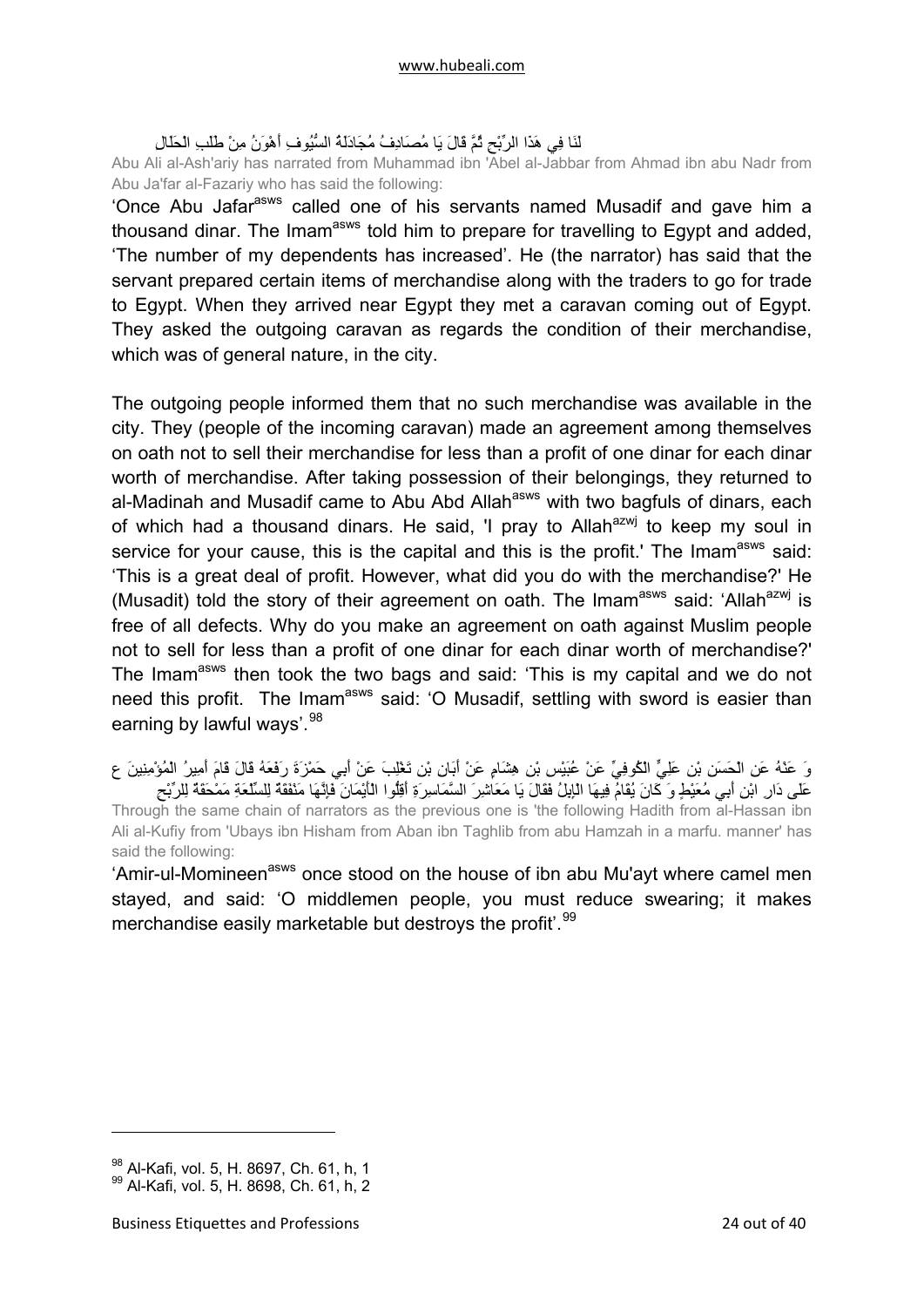لَنَا فِي هَذَا الرِّبْحِ ثُمَّ قَالَ يَا مُصَادِفُ مُجَادَلَةُ السُّيُوفِ أَهْوَنُ مِنْ طَلَبِ الْحَلَالِ

Abu Ali al-Ash'ariy has narrated from Muhammad ibn 'Abel al-Jabbar from Ahmad ibn abu Nadr from Abu Ja'far al-Fazariy who has said the following:

'Once Abu Jafar[asws] called one of his servants named Musadif and gave him a thousand dinar. The Imam[asws] told him to prepare for travelling to Egypt and added, 'The number of my dependents has increased'. He (the narrator) has said that the servant prepared certain items of merchandise along with the traders to go for trade to Egypt. When they arrived near Egypt they met a caravan coming out of Egypt. They asked the outgoing caravan as regards the condition of their merchandise, which was of general nature, in the city.

The outgoing people informed them that no such merchandise was available in the city. They (people of the incoming caravan) made an agreement among themselves on oath not to sell their merchandise for less than a profit of one dinar for each dinar worth of merchandise. After taking possession of their belongings, they returned to al-Madinah and Musadif came to Abu Abd Allah[asws] with two bagfuls of dinars, each of which had a thousand dinars. He said, 'I pray to Allah[azwj] to keep my soul in service for your cause, this is the capital and this is the profit.' The Imam[asws] said: 'This is a great deal of profit. However, what did you do with the merchandise?' He (Musadit) told the story of their agreement on oath. The Imam[asws] said: 'Allah[azwj] is free of all defects. Why do you make an agreement on oath against Muslim people not to sell for less than a profit of one dinar for each dinar worth of merchandise?' The Imam[asws] then took the two bags and said: 'This is my capital and we do not need this profit. The Imam[asws] said: 'O Musadif, settling with sword is easier than earning by lawful ways'.[98]

وَ عَنْهُ عَنِ الْحَسَنِ بْنِ عَلِيٍّ الْكُوفِيِّ عَنْ عُبَيْسِ بْنِ هِشَامٍ عَنْ أَبَانِ بْنِ تَغْلِبَ عَنْ أَبِي حَمْزَةَ رَفَعَهُ قَالَ قَامَ أَمِيرُ الْمُؤْمِنِينَ ع عَلَى دَارِ ابْنِ أَبِي مُعَيْطٍ وَ كَانَ يُقَامُ فِيهَا الْإِبِلُ فَقَالَ يَا مَعَاشِرَ السَّمَاسِرَةِ أَقِلُّوا الْأَيْمَانَ فَإِنَّهَا مَنْفَقَةٌ لِلسِّلْعَةِ مَمْحَقَةٌ لِلرِّبْحِ

Through the same chain of narrators as the previous one is 'the following Hadith from al-Hassan ibn Ali al-Kufiy from 'Ubays ibn Hisham from Aban ibn Taghlib from abu Hamzah in a marfu. manner' has said the following:

'Amir-ul-Momineen[asws] once stood on the house of ibn abu Mu'ayt where camel men stayed, and said: 'O middlemen people, you must reduce swearing; it makes merchandise easily marketable but destroys the profit'.[99]

---

[98] Al-Kafi, vol. 5, H. 8697, Ch. 61, h, 1

[99] Al-Kafi, vol. 5, H. 8698, Ch. 61, h, 2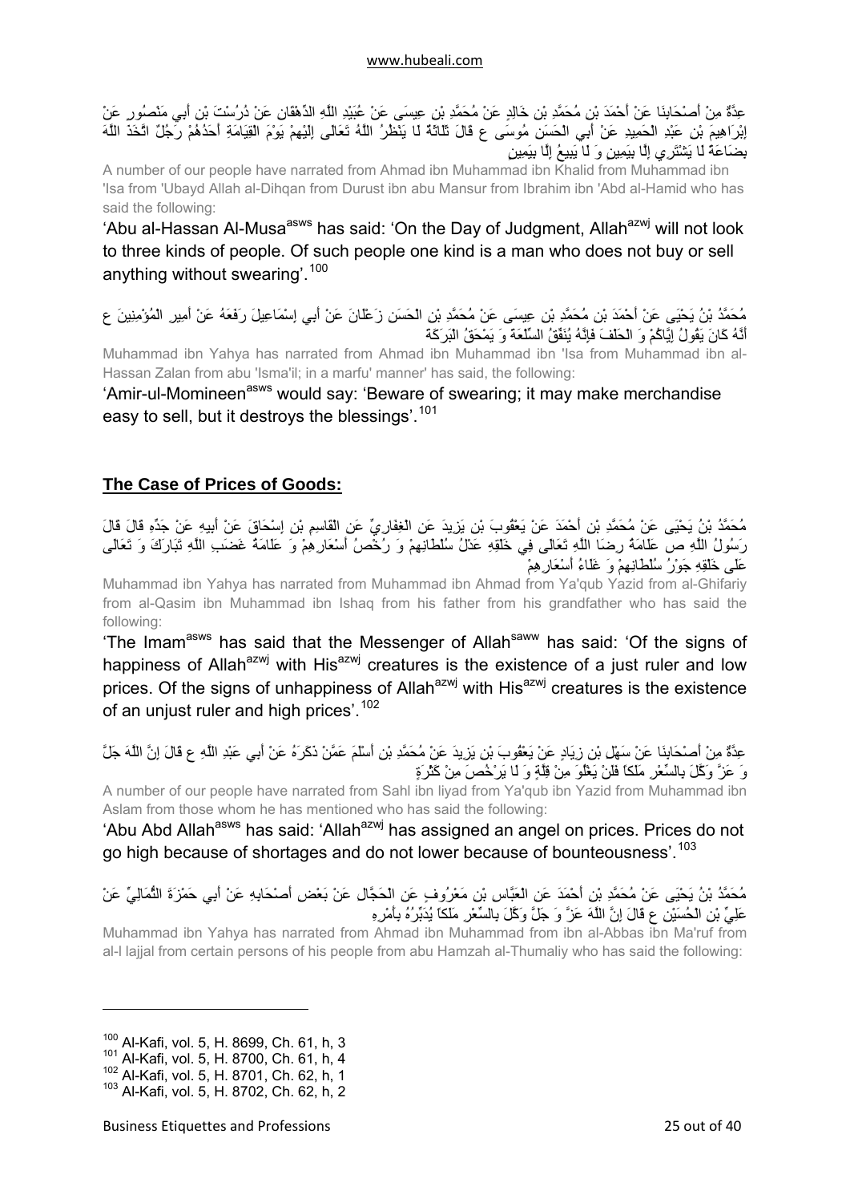عِدَّةٌ مِنْ أَصْحَابِنَا عَنْ أَحْمَدَ بْنِ مُحَمَّدِ بْنِ خَالِدٍ عَنْ مُحَمَّدِ بْنِ عِيسَى عَنْ عُبَيْدِ اللَّهِ الدِّهْقَانِ عَنْ دُرُسْتَ بْنِ أَبِي مَنْصُورٍ عَنْ إِبْرَاهِيمَ بْنِ عَبْدِ الْحَمِيدِ عَنْ أَبِي الْحَسَنِ مُوسَى ع قَالَ ثَلَاثَةٌ لَا يَنْظُرُ اللَّهُ تَعَالَى إِلَيْهِمْ يَوْمَ الْقِيَامَةِ أَحَدُهُمْ رَجُلٌ اتَّخَذَ اللَّهَ بِضَاعَةً لَا يَشْتَرِي إِلَّا بِيَمِينٍ وَ لَا يَبِيعُ إِلَّا بِيَمِينٍ

A number of our people have narrated from Ahmad ibn Muhammad ibn Khalid from Muhammad ibn 'Isa from 'Ubayd Allah al-Dihqan from Durust ibn abu Mansur from Ibrahim ibn 'Abd al-Hamid who has said the following:

'Abu al-Hassan Al-Musa[asws] has said: 'On the Day of Judgment, Allah[azwj] will not look to three kinds of people. Of such people one kind is a man who does not buy or sell anything without swearing'.[100]

مُحَمَّدُ بْنُ يَحْيَى عَنْ أَحْمَدَ بْنِ مُحَمَّدِ بْنِ عِيسَى عَنْ مُحَمَّدِ بْنِ الْحَسَنِ زَعْلَانَ عَنْ أَبِي إِسْمَاعِيلَ رَفَعَهُ عَنْ أَمِيرِ الْمُؤْمِنِينَ ع أَنَّهُ كَانَ يَقُولُ إِيَّاكُمْ وَ الْحَلْفَ فَإِنَّهُ يُنَفِّقُ السِّلْعَةَ وَ يَمْحَقُ الْبَرَكَةَ

Muhammad ibn Yahya has narrated from Ahmad ibn Muhammad ibn 'Isa from Muhammad ibn al-Hassan Zalan from abu 'Isma'il; in a marfu' manner' has said, the following:

'Amir-ul-Momineen[asws] would say: 'Beware of swearing; it may make merchandise easy to sell, but it destroys the blessings'.[101]

## The Case of Prices of Goods:

مُحَمَّدُ بْنُ يَحْيَى عَنْ مُحَمَّدِ بْنِ أَحْمَدَ عَنْ يَعْقُوبَ بْنِ يَزِيدَ عَنِ الْغِفَارِيِّ عَنِ الْقَاسِمِ بْنِ إِسْحَاقَ عَنْ أَبِيهِ عَنْ جَدِّهِ قَالَ قَالَ رَسُولُ اللَّهِ ص عَلَامَةُ رِضَا اللَّهِ تَعَالَى فِي خَلْقِهِ عَدْلُ سُلْطَانِهِمْ وَ رُخْصُ أَسْعَارِهِمْ وَ عَلَامَةُ غَضَبِ اللَّهِ تَبَارَكَ وَ تَعَالَى عَلَى خَلْقِهِ جَوْرُ سُلْطَانِهِمْ وَ غَلَاءُ أَسْعَارِهِمْ

Muhammad ibn Yahya has narrated from Muhammad ibn Ahmad from Ya'qub Yazid from al-Ghifariy from al-Qasim ibn Muhammad ibn Ishaq from his father from his grandfather who has said the following:

'The Imam[asws] has said that the Messenger of Allah[saww] has said: 'Of the signs of happiness of Allah[azwj] with His[azwj] creatures is the existence of a just ruler and low prices. Of the signs of unhappiness of Allah[azwj] with His[azwj] creatures is the existence of an unjust ruler and high prices'.[102]

عِدَّةٌ مِنْ أَصْحَابِنَا عَنْ سَهْلِ بْنِ زِيَادٍ عَنْ يَعْقُوبَ بْنِ يَزِيدَ عَنْ مُحَمَّدِ بْنِ أَسْلَمَ عَمَّنْ ذَكَرَهُ عَنْ أَبِي عَبْدِ اللَّهِ ع قَالَ إِنَّ اللَّهَ جَلَّ وَ عَزَّ وَكَّلَ بِالسِّعْرِ مَلَكاً فَلَنْ يَغْلُوَ مِنْ قِلَّةٍ وَ لَا يَرْخُصَ مِنْ كَثْرَةٍ

A number of our people have narrated from Sahl ibn liyad from Ya'qub ibn Yazid from Muhammad ibn Aslam from those whom he has mentioned who has said the following:

'Abu Abd Allah[asws] has said: 'Allah[azwj] has assigned an angel on prices. Prices do not go high because of shortages and do not lower because of bounteousness'.[103]

مُحَمَّدُ بْنُ يَحْيَى عَنْ مُحَمَّدِ بْنِ أَحْمَدَ عَنِ الْعَبَّاسِ بْنِ مَعْرُوفٍ عَنِ الْحَجَّالِ عَنْ بَعْضِ أَصْحَابِهِ عَنْ أَبِي حَمْزَةَ الثُّمَالِيِّ عَنْ عَلِيِّ بْنِ الْحُسَيْنِ ع قَالَ إِنَّ اللَّهَ عَزَّ وَ جَلَّ وَكَّلَ بِالسِّعْرِ مَلَكاً يُدَبِّرُهُ بِأَمْرِهِ

Muhammad ibn Yahya has narrated from Ahmad ibn Muhammad from ibn al-Abbas ibn Ma'ruf from al-l lajjal from certain persons of his people from abu Hamzah al-Thumaliy who has said the following:

[100] Al-Kafi, vol. 5, H. 8699, Ch. 61, h, 3
[101] Al-Kafi, vol. 5, H. 8700, Ch. 61, h, 4
[102] Al-Kafi, vol. 5, H. 8701, Ch. 62, h, 1
[103] Al-Kafi, vol. 5, H. 8702, Ch. 62, h, 2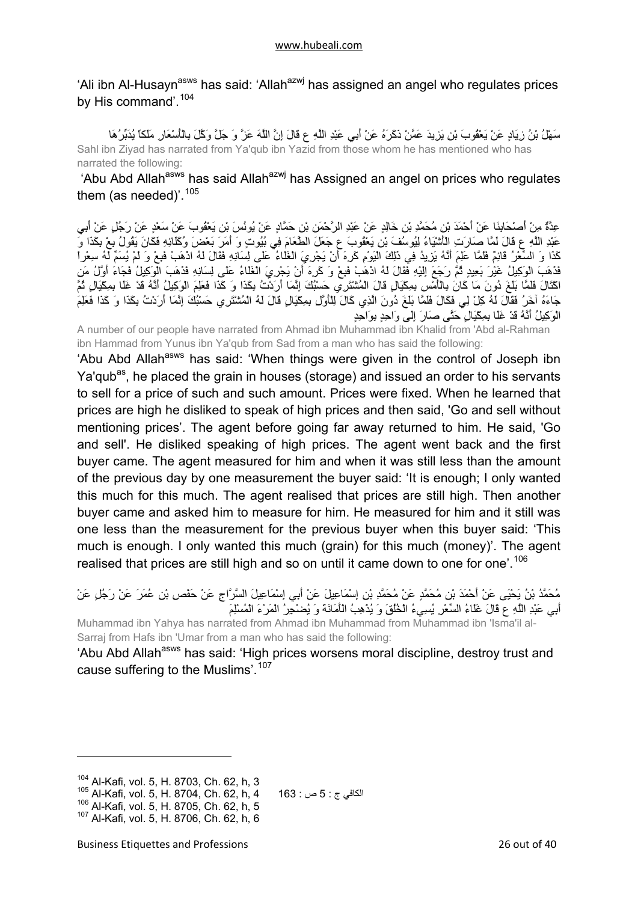'Ali ibn Al-Husayn[asws] has said: 'Allah[azwj] has assigned an angel who regulates prices by His command'.[104]

سَهْلُ بْنُ زِيَادٍ عَنْ يَعْقُوبَ بْنِ يَزِيدَ عَمَّنْ ذَكَرَهُ عَنْ أَبِي عَبْدِ اللَّهِ ع قَالَ إِنَّ اللَّهَ عَزَّ وَ جَلَّ وَكَّلَ بِالْأَسْعَارِ مَلَكاً يُدَبِّرُهَا

Sahl ibn Ziyad has narrated from Ya'qub ibn Yazid from those whom he has mentioned who has narrated the following:

'Abu Abd Allah[asws] has said Allah[azwj] has Assigned an angel on prices who regulates them (as needed)'.[105]

عِدَّةٌ مِنْ أَصْحَابِنَا عَنْ أَحْمَدَ بْنِ مُحَمَّدِ بْنِ خَالِدٍ عَنْ عَبْدِ الرَّحْمَنِ بْنِ حَمَّادٍ عَنْ يُونُسَ بْنِ يَعْقُوبَ عَنْ سَعْدٍ عَنْ رَجُلٍ عَنْ أَبِي عَبْدِ اللَّهِ ع قَالَ لَمَّا صَارَتِ الْأَشْيَاءُ لِيُوسُفَ بْنِ يَعْقُوبَ ع جَعَلَ الطَّعَامَ فِي بُيُوتٍ وَ أَمَرَ بَعْضَ وُكَلَائِهِ فَكَانَ يَقُولُ بِعْ بِكَذَا وَ كَذَا وَ السِّعْرُ قَائِمٌ فَلَمَّا عَلِمَ أَنَّهُ يَزِيدُ فِي ذَلِكَ الْيَوْمِ كَرِهَ أَنْ يَجْرِيَ الْغَلَاءُ عَلَى لِسَانِهِ فَقَالَ لَهُ اذْهَبْ فَبِعْ وَ لَمْ يُسَمِّ لَهُ سِعْراً فَذَهَبَ الْوَكِيلُ غَيْرَ بَعِيدٍ ثُمَّ رَجَعَ إِلَيْهِ فَقَالَ لَهُ اذْهَبْ فَبِعْ وَ كَرِهَ أَنْ يَجْرِيَ الْغَلَاءُ عَلَى لِسَانِهِ فَذَهَبَ الْوَكِيلُ فَجَاءَ أَوَّلُ مَنِ اكْتَالَ فَلَمَّا بَلَغَ دُونَ مَا كَانَ بِالْأَمْسِ بِمِكْيَالٍ قَالَ الْمُشْتَرِي حَسْبُكَ إِنَّمَا أَرَدْتُ بِكَذَا وَ كَذَا فَعَلِمَ الْوَكِيلُ أَنَّهُ قَدْ غَلَا بِمِكْيَالٍ ثُمَّ جَاءَهُ آخَرُ فَقَالَ لَهُ كِلْ لِي فَكَالَ فَلَمَّا بَلَغَ دُونَ الَّذِي كَالَ لِلْأَوَّلِ بِمِكْيَالٍ قَالَ لَهُ الْمُشْتَرِي حَسْبُكَ إِنَّمَا أَرَدْتُ بِكَذَا وَ كَذَا فَعَلِمَ الْوَكِيلُ أَنَّهُ قَدْ غَلَا بِمِكْيَالٍ حَتَّى صَارَ إِلَى وَاحِدٍ بِوَاحِدٍ

A number of our people have narrated from Ahmad ibn Muhammad ibn Khalid from 'Abd al-Rahman ibn Hammad from Yunus ibn Ya'qub from Sad from a man who has said the following:

'Abu Abd Allah[asws] has said: 'When things were given in the control of Joseph ibn Ya'qub[as], he placed the grain in houses (storage) and issued an order to his servants to sell for a price of such and such amount. Prices were fixed. When he learned that prices are high he disliked to speak of high prices and then said, 'Go and sell without mentioning prices'. The agent before going far away returned to him. He said, 'Go and sell'. He disliked speaking of high prices. The agent went back and the first buyer came. The agent measured for him and when it was still less than the amount of the previous day by one measurement the buyer said: 'It is enough; I only wanted this much for this much. The agent realised that prices are still high. Then another buyer came and asked him to measure for him. He measured for him and it still was one less than the measurement for the previous buyer when this buyer said: 'This much is enough. I only wanted this much (grain) for this much (money)'. The agent realised that prices are still high and so on until it came down to one for one'.[106]

مُحَمَّدُ بْنُ يَحْيَى عَنْ أَحْمَدَ بْنِ مُحَمَّدٍ عَنْ مُحَمَّدِ بْنِ إِسْمَاعِيلَ عَنْ أَبِي إِسْمَاعِيلَ السَّرَّاجِ عَنْ حَفْصِ بْنِ عُمَرَ عَنْ رَجُلٍ عَنْ أَبِي عَبْدِ اللَّهِ ع قَالَ غَلَاءُ السِّعْرِ يُسِيءُ الْخُلُقَ وَ يُذْهِبُ الْأَمَانَةَ وَ يُضْجِرُ الْمَرْءَ الْمُسْلِمَ

Muhammad ibn Yahya has narrated from Ahmad ibn Muhammad from Muhammad ibn 'Isma'il al-Sarraj from Hafs ibn 'Umar from a man who has said the following:

'Abu Abd Allah[asws] has said: 'High prices worsens moral discipline, destroy trust and cause suffering to the Muslims'.[107]

---

[104] Al-Kafi, vol. 5, H. 8703, Ch. 62, h, 3
[105] Al-Kafi, vol. 5, H. 8704, Ch. 62, h, 4 الكافي ج : 5 ص : 163
[106] Al-Kafi, vol. 5, H. 8705, Ch. 62, h, 5
[107] Al-Kafi, vol. 5, H. 8706, Ch. 62, h, 6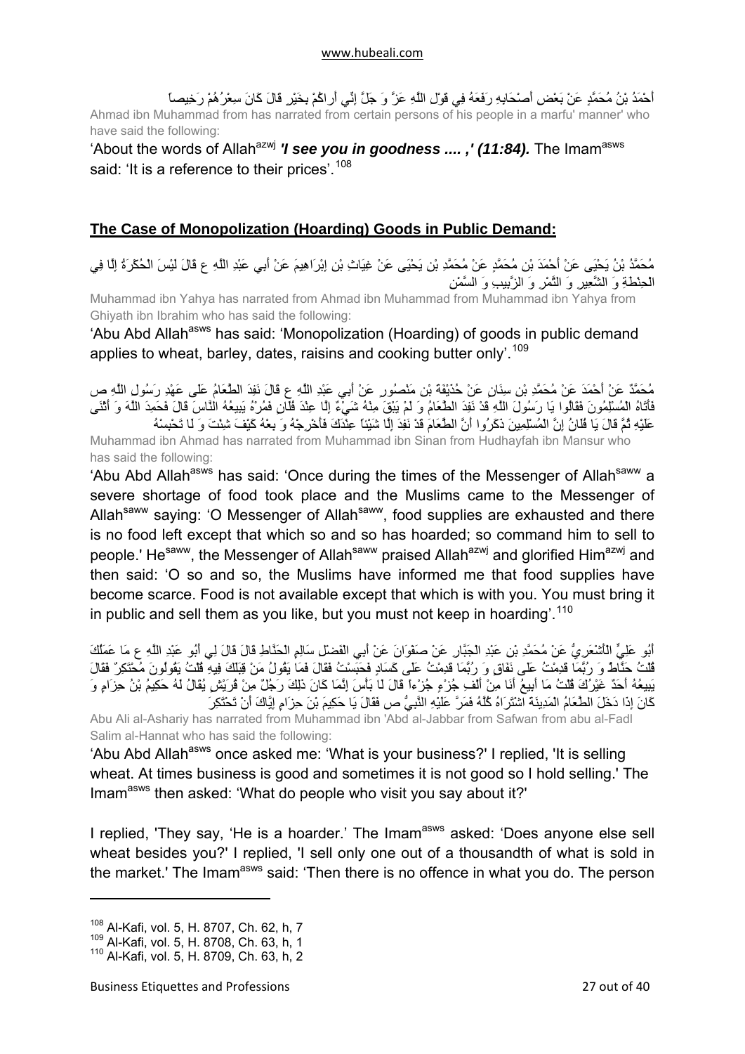أَحْمَدُ بْنُ مُحَمَّدٍ عَنْ بَعْضِ أَصْحَابِهِ رَفَعَهُ فِي قَوْلِ اللَّهِ عَزَّ وَ جَلَّ إِنِّي أَراكُمْ بِخَيْرٍ قَالَ كَانَ سِعْرُهُمْ رَخِيصاً

Ahmad ibn Muhammad from has narrated from certain persons of his people in a marfu' manner' who have said the following:

'About the words of Allah[azwj] ***'I see you in goodness .... ,' (11:84).*** The Imam[asws] said: 'It is a reference to their prices'.[108]

## The Case of Monopolization (Hoarding) Goods in Public Demand:

مُحَمَّدُ بْنُ يَحْيَى عَنْ أَحْمَدَ بْنِ مُحَمَّدٍ عَنْ مُحَمَّدِ بْنِ يَحْيَى عَنْ غِيَاثِ بْنِ إِبْرَاهِيمَ عَنْ أَبِي عَبْدِ اللَّهِ ع قَالَ لَيْسَ الْحُكْرَةُ إِلَّا فِي الْحِنْطَةِ وَ الشَّعِيرِ وَ التَّمْرِ وَ الزَّبِيبِ وَ السَّمْنِ

Muhammad ibn Yahya has narrated from Ahmad ibn Muhammad from Muhammad ibn Yahya from Ghiyath ibn Ibrahim who has said the following:

'Abu Abd Allah[asws] has said: 'Monopolization (Hoarding) of goods in public demand applies to wheat, barley, dates, raisins and cooking butter only'.[109]

مُحَمَّدٌ عَنْ أَحْمَدَ عَنْ مُحَمَّدِ بْنِ سِنَانٍ عَنْ حُذَيْفَةَ بْنِ مَنْصُورٍ عَنْ أَبِي عَبْدِ اللَّهِ ع قَالَ نَفِدَ الطَّعَامُ عَلَى عَهْدِ رَسُولِ اللَّهِ ص فَأَتَاهُ الْمُسْلِمُونَ فَقَالُوا يَا رَسُولَ اللَّهِ قَدْ نَفِدَ الطَّعَامُ وَ لَمْ يَبْقَ مِنْهُ شَيْءٌ إِلَّا عِنْدَ فُلَانٍ فَمُرْهُ يَبِيعُهُ النَّاسَ قَالَ فَحَمِدَ اللَّهَ وَ أَثْنَى عَلَيْهِ ثُمَّ قَالَ يَا فُلَانُ إِنَّ الْمُسْلِمِينَ ذَكَرُوا أَنَّ الطَّعَامَ قَدْ نَفِدَ إِلَّا شَيْئاً عِنْدَكَ فَأَخْرِجْهُ وَ بِعْهُ كَيْفَ شِئْتَ وَ لَا تَحْبِسْهُ

Muhammad ibn Ahmad has narrated from Muhammad ibn Sinan from Hudhayfah ibn Mansur who has said the following:

'Abu Abd Allah[asws] has said: 'Once during the times of the Messenger of Allah[saww] a severe shortage of food took place and the Muslims came to the Messenger of Allah[saww] saying: 'O Messenger of Allah[saww], food supplies are exhausted and there is no food left except that which so and so has hoarded; so command him to sell to people.' He[saww], the Messenger of Allah[saww] praised Allah[azwj] and glorified Him[azwj] and then said: 'O so and so, the Muslims have informed me that food supplies have become scarce. Food is not available except that which is with you. You must bring it in public and sell them as you like, but you must not keep in hoarding'.[110]

أَبُو عَلِيٍّ الْأَشْعَرِيُّ عَنْ مُحَمَّدِ بْنِ عَبْدِ الْجَبَّارِ عَنْ صَفْوَانَ عَنْ أَبِي الْفَضْلِ سَالِمٍ الْحَنَّاطِ قَالَ قَالَ لِي أَبُو عَبْدِ اللَّهِ ع مَا عَمَلُكَ قُلْتُ حَنَّاطٌ وَ رُبَّمَا قَدِمْتُ عَلَى نَفَاقٍ وَ رُبَّمَا قَدِمْتُ عَلَى كَسَادٍ فَحَبَسْتُ فَقَالَ فَمَا يَقُولُ مَنْ قِبَلَكَ فِيهِ قُلْتُ يَقُولُونَ مُحْتَكِرٌ فَقَالَ يَبِيعُهُ أَحَدٌ غَيْرُكَ قُلْتُ مَا أَبِيعُ أَنَا مِنْ أَلْفِ جُزْءٍ جُزْءاً قَالَ لَا بَأْسَ إِنَّمَا كَانَ ذَلِكَ رَجُلٌ مِنْ قُرَيْشٍ يُقَالُ لَهُ حَكِيمُ بْنُ حِزَامٍ وَ كَانَ إِذَا دَخَلَ الطَّعَامُ الْمَدِينَةَ اشْتَرَاهُ كُلَّهُ فَمَرَّ عَلَيْهِ النَّبِيُّ ص فَقَالَ يَا حَكِيمَ بْنَ حِزَامٍ إِيَّاكَ أَنْ تَحْتَكِرَ

Abu Ali al-Ashariy has narrated from Muhammad ibn 'Abd al-Jabbar from Safwan from abu al-Fadl Salim al-Hannat who has said the following:

'Abu Abd Allah[asws] once asked me: 'What is your business?' I replied, 'It is selling wheat. At times business is good and sometimes it is not good so I hold selling.' The Imam[asws] then asked: 'What do people who visit you say about it?'

I replied, 'They say, 'He is a hoarder.' The Imam[asws] asked: 'Does anyone else sell wheat besides you?' I replied, 'I sell only one out of a thousandth of what is sold in the market.' The Imam[asws] said: 'Then there is no offence in what you do. The person

---

[108] Al-Kafi, vol. 5, H. 8707, Ch. 62, h, 7
[109] Al-Kafi, vol. 5, H. 8708, Ch. 63, h, 1
[110] Al-Kafi, vol. 5, H. 8709, Ch. 63, h, 2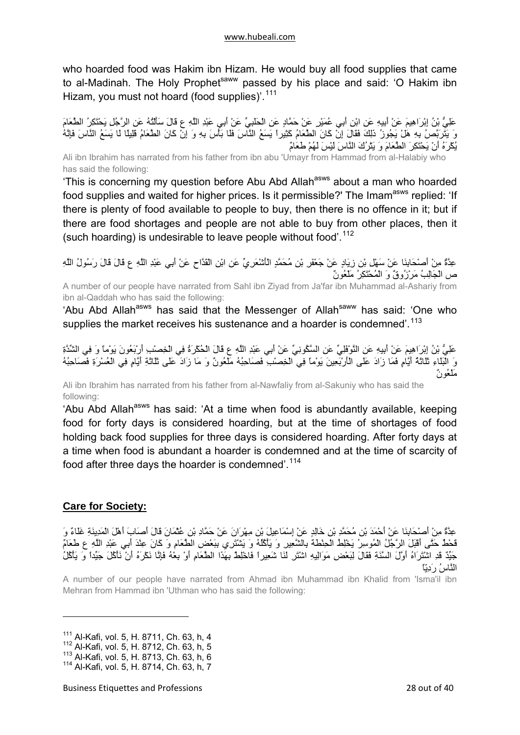who hoarded food was Hakim ibn Hizam. He would buy all food supplies that came to al-Madinah. The Holy Prophet[saww] passed by his place and said: 'O Hakim ibn Hizam, you must not hoard (food supplies)'.[111]

عَلِيُّ بْنُ إِبْرَاهِيمَ عَنْ أَبِيهِ عَنِ ابْنِ أَبِي عُمَيْرٍ عَنْ حَمَّادٍ عَنِ الْحَلَبِيِّ عَنْ أَبِي عَبْدِ اللَّهِ ع قَالَ سَأَلْتُهُ عَنِ الرَّجُلِ يَحْتَكِرُ الطَّعَامَ وَ يَتَرَبَّصُ بِهِ هَلْ يَجُوزُ ذَلِكَ فَقَالَ إِنْ كَانَ الطَّعَامُ كَثِيراً يَسَعُ النَّاسَ فَلَا بَأْسَ بِهِ وَ إِنْ كَانَ الطَّعَامُ قَلِيلًا لَا يَسَعُ النَّاسَ فَإِنَّهُ يُكْرَهُ أَنْ يَحْتَكِرَ الطَّعَامَ وَ يَتْرُكَ النَّاسَ لَيْسَ لَهُمْ طَعَامٌ

Ali ibn Ibrahim has narrated from his father from ibn abu 'Umayr from Hammad from al-Halabiy who has said the following:

'This is concerning my question before Abu Abd Allah[asws] about a man who hoarded food supplies and waited for higher prices. Is it permissible?' The Imam[asws] replied: 'If there is plenty of food available to people to buy, then there is no offence in it; but if there are food shortages and people are not able to buy from other places, then it (such hoarding) is undesirable to leave people without food'.[112]

عِدَّةٌ مِنْ أَصْحَابِنَا عَنْ سَهْلِ بْنِ زِيَادٍ عَنْ جَعْفَرِ بْنِ مُحَمَّدٍ الْأَشْعَرِيِّ عَنِ ابْنِ الْقَدَّاحِ عَنْ أَبِي عَبْدِ اللَّهِ ع قَالَ قَالَ رَسُولُ اللَّهِ ص الْجَالِبُ مَرْزُوقٌ وَ الْمُحْتَكِرُ مَلْعُونٌ

A number of our people have narrated from Sahl ibn Ziyad from Ja'far ibn Muhammad al-Ashariy from ibn al-Qaddah who has said the following:

'Abu Abd Allah[asws] has said that the Messenger of Allah[saww] has said: 'One who supplies the market receives his sustenance and a hoarder is condemned'.[113]

عَلِيُّ بْنُ إِبْرَاهِيمَ عَنْ أَبِيهِ عَنِ النَّوْفَلِيِّ عَنِ السَّكُونِيِّ عَنْ أَبِي عَبْدِ اللَّهِ ع قَالَ الْحُكْرَةُ فِي الْخِصْبِ أَرْبَعُونَ يَوْماً وَ فِي الشِّدَّةِ وَ الْبَلَاءِ ثَلَاثَةُ أَيَّامٍ فَمَا زَادَ عَلَى الْأَرْبَعِينَ يَوْماً فِي الْخِصْبِ فَصَاحِبُهُ مَلْعُونٌ وَ مَا زَادَ عَلَى ثَلَاثَةِ أَيَّامٍ فِي الْعُسْرَةِ فَصَاحِبُهُ مَلْعُونٌ

Ali ibn Ibrahim has narrated from his father from al-Nawfaliy from al-Sakuniy who has said the following:

'Abu Abd Allah[asws] has said: 'At a time when food is abundantly available, keeping food for forty days is considered hoarding, but at the time of shortages of food holding back food supplies for three days is considered hoarding. After forty days at a time when food is abundant a hoarder is condemned and at the time of scarcity of food after three days the hoarder is condemned'.[114]

## **Care for Society:**

عِدَّةٌ مِنْ أَصْحَابِنَا عَنْ أَحْمَدَ بْنِ مُحَمَّدِ بْنِ خَالِدٍ عَنْ إِسْمَاعِيلَ بْنِ مِهْرَانَ عَنْ حَمَّادِ بْنِ عُثْمَانَ قَالَ أَصَابَ أَهْلَ الْمَدِينَةِ غَلَاءٌ وَ قَحْطٌ حَتَّى أَقْبَلَ الرَّجُلُ الْمُوسِرُ يَخْلِطُ الْحِنْطَةَ بِالشَّعِيرِ وَ يَأْكُلُهُ وَ يَشْتَرِي بِبَعْضِ الطَّعَامِ وَ كَانَ عِنْدَ أَبِي عَبْدِ اللَّهِ ع طَعَامٌ جَيِّدٌ قَدِ اشْتَرَاهُ أَوَّلَ السَّنَةِ فَقَالَ لِبَعْضِ مَوَالِيهِ اشْتَرِ لَنَا شَعِيراً فَاخْلِطْ بِهَذَا الطَّعَامِ أَوْ بِعْهُ فَإِنَّا نَكْرَهُ أَنْ نَأْكُلَ جَيِّداً وَ يَأْكُلُ النَّاسُ رَدِيّاً

A number of our people have narrated from Ahmad ibn Muhammad ibn Khalid from 'Isma'il ibn Mehran from Hammad ibn 'Uthman who has said the following:

---

[111] Al-Kafi, vol. 5, H. 8711, Ch. 63, h, 4
[112] Al-Kafi, vol. 5, H. 8712, Ch. 63, h, 5
[113] Al-Kafi, vol. 5, H. 8713, Ch. 63, h, 6
[114] Al-Kafi, vol. 5, H. 8714, Ch. 63, h, 7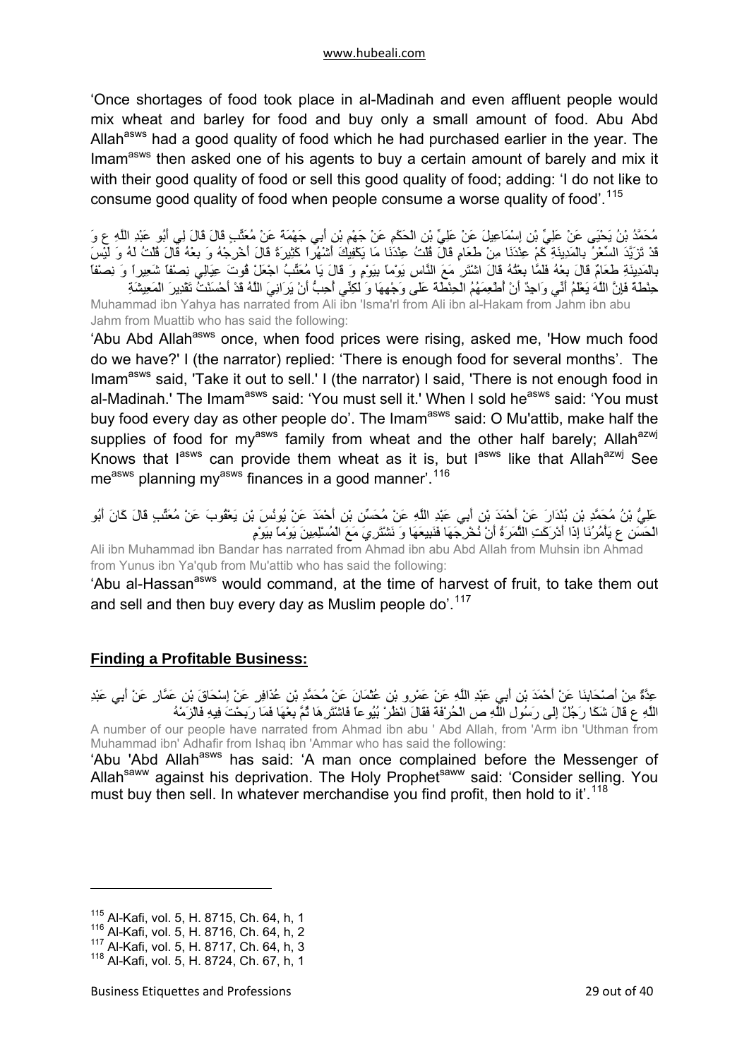'Once shortages of food took place in al-Madinah and even affluent people would mix wheat and barley for food and buy only a small amount of food. Abu Abd Allah[asws] had a good quality of food which he had purchased earlier in the year. The Imam[asws] then asked one of his agents to buy a certain amount of barely and mix it with their good quality of food or sell this good quality of food; adding: 'I do not like to consume good quality of food when people consume a worse quality of food'.[115]

مُحَمَّدُ بْنُ يَحْيَى عَنْ عَلِيِّ بْنِ إِسْمَاعِيلَ عَنْ عَلِيِّ بْنِ الْحَكَمِ عَنْ جَهْمِ بْنِ أَبِي جَهْمَةَ عَنْ مُعَتِّبٍ قَالَ قَالَ لِي أَبُو عَبْدِ اللَّهِ ع وَ قَدْ تَزَيَّدَ السِّعْرُ بِالْمَدِينَةِ كَمْ عِنْدَنَا مِنْ طَعَامٍ قَالَ قُلْتُ عِنْدَنَا مَا يَكْفِيكَ أَشْهُراً كَثِيرَةً قَالَ أَخْرِجْهُ وَ بِعْهُ قَالَ قُلْتُ لَهُ وَ لَيْسَ بِالْمَدِينَةِ طَعَامٌ قَالَ بِعْهُ فَلَمَّا بِعْتُهُ قَالَ اشْتَرِ مَعَ النَّاسِ يَوْماً بِيَوْمٍ وَ قَالَ يَا مُعَتِّبُ اجْعَلْ قُوتَ عِيَالِي نِصْفاً شَعِيراً وَ نِصْفاً حِنْطَةً فَإِنَّ اللَّهَ يَعْلَمُ أَنِّي وَاجِدٌ أَنْ أُطْعِمَهُمُ الْحِنْطَةَ عَلَى وَجْهِهَا وَ لَكِنِّي أُحِبُّ أَنْ يَرَانِيَ اللَّهُ قَدْ أَحْسَنْتُ تَقْدِيرَ الْمَعِيشَةِ

Muhammad ibn Yahya has narrated from Ali ibn 'Isma'rl from Ali ibn al-Hakam from Jahm ibn abu Jahm from Muattib who has said the following:

'Abu Abd Allah[asws] once, when food prices were rising, asked me, 'How much food do we have?' I (the narrator) replied: 'There is enough food for several months'. The Imam[asws] said, 'Take it out to sell.' I (the narrator) I said, 'There is not enough food in al-Madinah.' The Imam[asws] said: 'You must sell it.' When I sold he[asws] said: 'You must buy food every day as other people do'. The Imam[asws] said: O Mu'attib, make half the supplies of food for my[asws] family from wheat and the other half barely; Allah[azwj] Knows that I[asws] can provide them wheat as it is, but I[asws] like that Allah[azwj] See me[asws] planning my[asws] finances in a good manner'.[116]

عَلِيُّ بْنُ مُحَمَّدِ بْنِ بُنْدَارَ عَنْ أَحْمَدَ بْنِ أَبِي عَبْدِ اللَّهِ عَنْ مُحَسِّنِ بْنِ أَحْمَدَ عَنْ يُونُسَ بْنِ يَعْقُوبَ عَنْ مُعَتِّبٍ قَالَ كَانَ أَبُو الْحَسَنِ ع يَأْمُرُنَا إِذَا أَدْرَكَتِ الثَّمَرَةُ أَنْ نُخْرِجَهَا فَنَبِيعَهَا وَ نَشْتَرِيَ مَعَ الْمُسْلِمِينَ يَوْماً بِيَوْمٍ

Ali ibn Muhammad ibn Bandar has narrated from Ahmad ibn abu Abd Allah from Muhsin ibn Ahmad from Yunus ibn Ya'qub from Mu'attib who has said the following:

'Abu al-Hassan[asws] would command, at the time of harvest of fruit, to take them out and sell and then buy every day as Muslim people do'.[117]

## Finding a Profitable Business:

عِدَّةٌ مِنْ أَصْحَابِنَا عَنْ أَحْمَدَ بْنِ أَبِي عَبْدِ اللَّهِ عَنْ عَمْرِو بْنِ عُثْمَانَ عَنْ مُحَمَّدِ بْنِ عُذَافِرٍ عَنْ إِسْحَاقَ بْنِ عَمَّارٍ عَنْ أَبِي عَبْدِ اللَّهِ ع قَالَ شَكَا رَجُلٌ إِلَى رَسُولِ اللَّهِ ص الْحُرْفَةَ فَقَالَ انْظُرْ بُيُوعاً فَاشْتَرِهَا ثُمَّ بِعْهَا فَمَا رَبِحْتَ فِيهِ فَالْزَمْهُ

A number of our people have narrated from Ahmad ibn abu ' Abd Allah, from 'Arm ibn 'Uthman from Muhammad ibn' Adhafir from Ishaq ibn 'Ammar who has said the following:

'Abu 'Abd Allah[asws] has said: 'A man once complained before the Messenger of Allah[saww] against his deprivation. The Holy Prophet[saww] said: 'Consider selling. You must buy then sell. In whatever merchandise you find profit, then hold to it'.[118]

---

[115] Al-Kafi, vol. 5, H. 8715, Ch. 64, h, 1
[116] Al-Kafi, vol. 5, H. 8716, Ch. 64, h, 2
[117] Al-Kafi, vol. 5, H. 8717, Ch. 64, h, 3
[118] Al-Kafi, vol. 5, H. 8724, Ch. 67, h, 1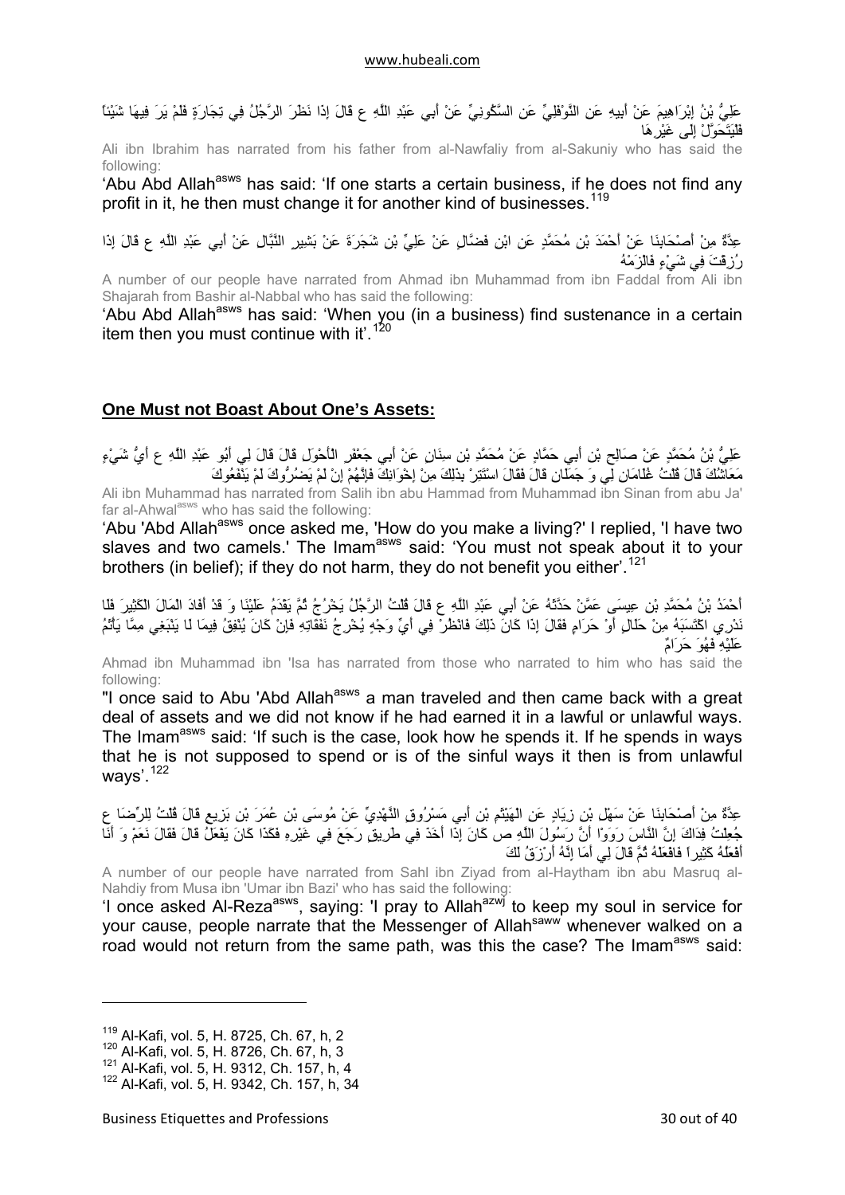عَلِيُّ بْنُ إِبْرَاهِيمَ عَنْ أَبِيهِ عَنِ النَّوْفَلِيِّ عَنِ السَّكُونِيِّ عَنْ أَبِي عَبْدِ اللَّهِ ع قَالَ إِذَا نَظَرَ الرَّجُلُ فِي تِجَارَةٍ فَلَمْ يَرَ فِيهَا شَيْئاً فَلْيَتَحَوَّلْ إِلَى غَيْرِهَا

Ali ibn Ibrahim has narrated from his father from al-Nawfaliy from al-Sakuniy who has said the following:

'Abu Abd Allah[asws] has said: 'If one starts a certain business, if he does not find any profit in it, he then must change it for another kind of businesses.[119]

عِدَّةٌ مِنْ أَصْحَابِنَا عَنْ أَحْمَدَ بْنِ مُحَمَّدٍ عَنِ ابْنِ فَضَّالٍ عَنْ عَلِيِّ بْنِ شَجَرَةَ عَنْ بَشِيرٍ النَّبَّالِ عَنْ أَبِي عَبْدِ اللَّهِ ع قَالَ إِذَا رُزِقْتَ فِي شَيْءٍ فَالْزَمْهُ

A number of our people have narrated from Ahmad ibn Muhammad from ibn Faddal from Ali ibn Shajarah from Bashir al-Nabbal who has said the following:

'Abu Abd Allah[asws] has said: 'When you (in a business) find sustenance in a certain item then you must continue with it'.[120]

## One Must not Boast About One's Assets:

عَلِيُّ بْنُ مُحَمَّدٍ عَنْ صَالِحِ بْنِ أَبِي حَمَّادٍ عَنْ مُحَمَّدِ بْنِ سِنَانٍ عَنْ أَبِي جَعْفَرٍ الْأَحْوَلِ قَالَ قَالَ لِي أَبُو عَبْدِ اللَّهِ ع أَيُّ شَيْءٍ مَعَاشُكَ قَالَ قُلْتُ غُلَامَانِ لِي وَ جَمَلَانِ قَالَ فَقَالَ اسْتَتِرْ بِذَلِكَ مِنْ إِخْوَانِكَ فَإِنَّهُمْ إِنْ لَمْ يَضُرُّوكَ لَمْ يَنْفَعُوكَ

Ali ibn Muhammad has narrated from Salih ibn abu Hammad from Muhammad ibn Sinan from abu Ja' far al-Ahwal[asws] who has said the following:

'Abu 'Abd Allah[asws] once asked me, 'How do you make a living?' I replied, 'I have two slaves and two camels.' The Imam[asws] said: 'You must not speak about it to your brothers (in belief); if they do not harm, they do not benefit you either'.[121]

أَحْمَدُ بْنُ مُحَمَّدِ بْنِ عِيسَى عَمَّنْ حَدَّثَهُ عَنْ أَبِي عَبْدِ اللَّهِ ع قَالَ قُلْتُ الرَّجُلُ يَخْرُجُ ثُمَّ يَقْدَمُ عَلَيْنَا وَ قَدْ أَفَادَ الْمَالَ الْكَثِيرَ فَلَا نَدْرِي اكْتَسَبَهُ مِنْ حَلَالٍ أَوْ حَرَامٍ فَقَالَ إِذَا كَانَ ذَلِكَ فَانْظُرْ فِي أَيِّ وَجْهٍ يُخْرِجُ نَفَقَاتِهِ فَإِنْ كَانَ يُنْفِقُ فِيمَا لَا يَنْبَغِي مِمَّا يَأْثَمُ عَلَيْهِ فَهُوَ حَرَامٌ

Ahmad ibn Muhammad ibn 'Isa has narrated from those who narrated to him who has said the following:

"I once said to Abu 'Abd Allah[asws] a man traveled and then came back with a great deal of assets and we did not know if he had earned it in a lawful or unlawful ways. The Imam[asws] said: 'If such is the case, look how he spends it. If he spends in ways that he is not supposed to spend or is of the sinful ways it then is from unlawful ways'.[122]

عِدَّةٌ مِنْ أَصْحَابِنَا عَنْ سَهْلِ بْنِ زِيَادٍ عَنِ الْهَيْثَمِ بْنِ أَبِي مَسْرُوقٍ النَّهْدِيِّ عَنْ مُوسَى بْنِ عُمَرَ بْنِ بَزِيعٍ قَالَ قُلْتُ لِلرِّضَا ع جُعِلْتُ فِدَاكَ إِنَّ النَّاسَ رَوَوْا أَنَّ رَسُولَ اللَّهِ ص كَانَ إِذَا أَخَذَ فِي طَرِيقٍ رَجَعَ فِي غَيْرِهِ فَكَذَا كَانَ يَفْعَلُ قَالَ فَقَالَ نَعَمْ وَ أَنَا أَفْعَلُهُ كَثِيراً فَافْعَلْهُ ثُمَّ قَالَ لِي أَمَا إِنَّهُ أَرْزَقُ لَكَ

A number of our people have narrated from Sahl ibn Ziyad from al-Haytham ibn abu Masruq al-Nahdiy from Musa ibn 'Umar ibn Bazi' who has said the following:

'I once asked Al-Reza[asws], saying: 'I pray to Allah[azwj] to keep my soul in service for your cause, people narrate that the Messenger of Allah[saww] whenever walked on a road would not return from the same path, was this the case? The Imam[asws] said:

---

[119] Al-Kafi, vol. 5, H. 8725, Ch. 67, h, 2
[120] Al-Kafi, vol. 5, H. 8726, Ch. 67, h, 3
[121] Al-Kafi, vol. 5, H. 9312, Ch. 157, h, 4
[122] Al-Kafi, vol. 5, H. 9342, Ch. 157, h, 34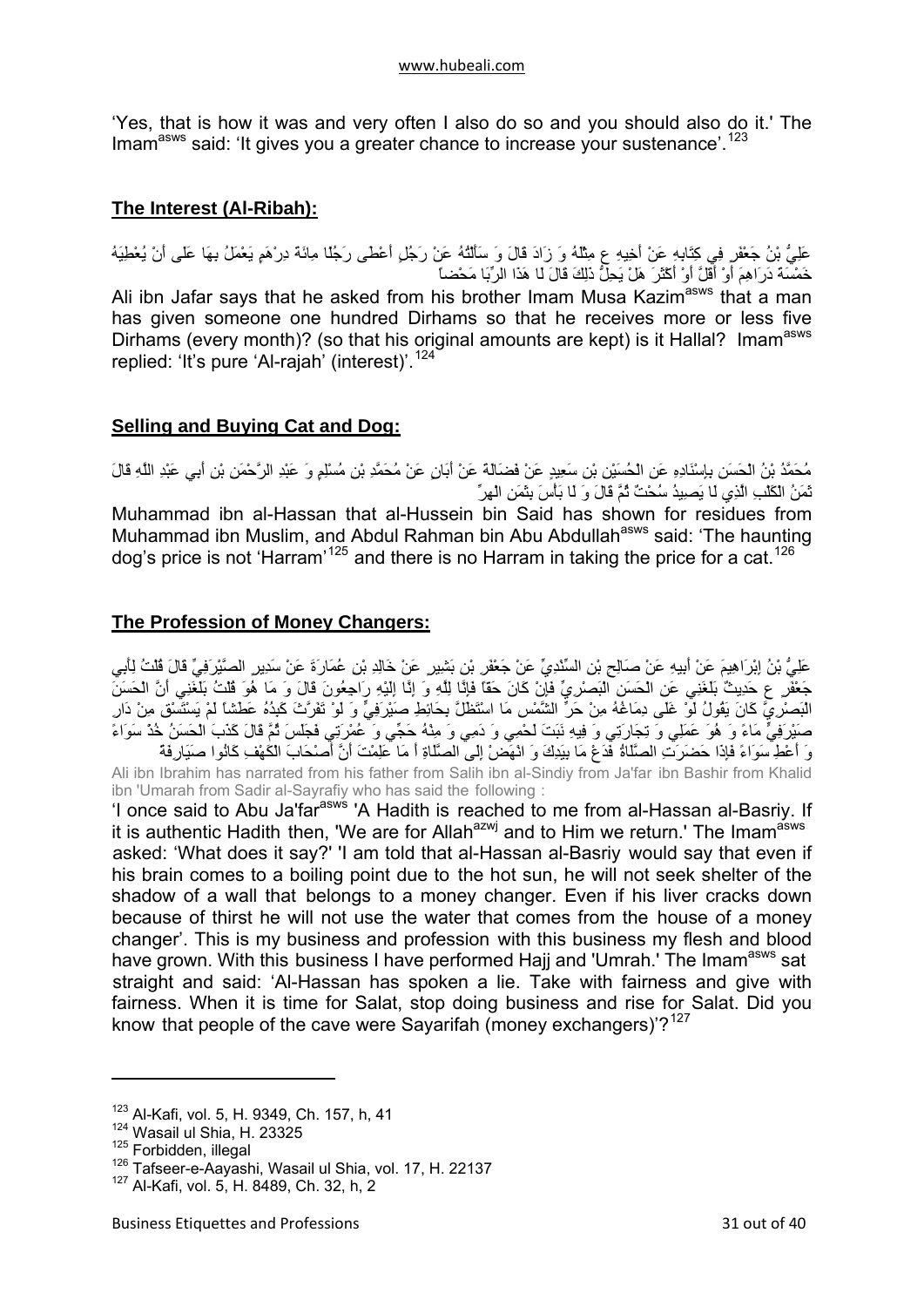'Yes, that is how it was and very often I also do so and you should also do it.' The Imam[asws] said: 'It gives you a greater chance to increase your sustenance'.[123]

## **The Interest (Al-Ribah):**

عَلِيُّ بْنُ جَعْفَرٍ فِي كِتَابِهِ عَنْ أَخِيهِ ع مِثْلَهُ وَ زَادَ قَالَ وَ سَأَلْتُهُ عَنْ رَجُلٍ أَعْطَى رَجُلًا مِائَةَ دِرْهَمٍ يَعْمَلُ بِهَا عَلَى أَنْ يُعْطِيَهُ خَمْسَةَ دَرَاهِمَ أَوْ أَقَلَّ أَوْ أَكْثَرَ هَلْ يَحِلُّ ذَلِكَ قَالَ لَا هَذَا الرِّبَا مَحْضاً

Ali ibn Jafar says that he asked from his brother Imam Musa Kazim[asws] that a man has given someone one hundred Dirhams so that he receives more or less five Dirhams (every month)? (so that his original amounts are kept) is it Hallal? Imam[asws] replied: 'It's pure 'Al-rajah' (interest)'.[124]

## **Selling and Buying Cat and Dog:**

مُحَمَّدُ بْنُ الْحَسَنِ بِإِسْنَادِهِ عَنِ الْحُسَيْنِ بْنِ سَعِيدٍ عَنْ فَضَالَةَ عَنْ أَبَانٍ عَنْ مُحَمَّدِ بْنِ مُسْلِمٍ وَ عَبْدِ الرَّحْمَنِ بْنِ أَبِي عَبْدِ اللَّهِ قَالَ ثَمَنُ الْكَلْبِ الَّذِي لَا يَصِيدُ سُحْتٌ ثُمَّ قَالَ وَ لَا بَأْسَ بِثَمَنِ الْهِرِّ

Muhammad ibn al-Hassan that al-Hussein bin Said has shown for residues from Muhammad ibn Muslim, and Abdul Rahman bin Abu Abdullah[asws] said: 'The haunting dog's price is not 'Harram'[125] and there is no Harram in taking the price for a cat.[126]

## **The Profession of Money Changers:**

عَلِيُّ بْنُ إِبْرَاهِيمَ عَنْ أَبِيهِ عَنْ صَالِحِ بْنِ السِّنْدِيِّ عَنْ جَعْفَرِ بْنِ بَشِيرٍ عَنْ خَالِدِ بْنِ عُمَارَةَ عَنْ سَدِيرٍ الصَّيْرَفِيِّ قَالَ قُلْتُ لِأَبِي جَعْفَرٍ ع حَدِيثٌ بَلَغَنِي عَنِ الْحَسَنِ الْبَصْرِيِّ فَإِنْ كَانَ حَقّاً فَإِنَّا لِلَّهِ وَ إِنَّا إِلَيْهِ رَاجِعُونَ قَالَ وَ مَا هُوَ قُلْتُ بَلَغَنِي أَنَّ الْحَسَنَ الْبَصْرِيَّ كَانَ يَقُولُ لَوْ غَلَى دِمَاغُهُ مِنْ حَرِّ الشَّمْسِ مَا اسْتَظَلَّ بِحَائِطِ صَيْرَفِيٍّ وَ لَوْ تَفَرَّثَ كَبِدُهُ عَطَشاً لَمْ يَسْتَسْقِ مِنْ دَارِ صَيْرَفِيٍّ مَاءً وَ هُوَ عَمَلِي وَ تِجَارَتِي وَ فِيهِ نَبَتَ لَحْمِي وَ دَمِي وَ مِنْهُ حَجِّي وَ عُمْرَتِي فَجَلَسَ ثُمَّ قَالَ كَذَبَ الْحَسَنُ خُذْ سَوَاءً وَ أَعْطِ سَوَاءً فَإِذَا حَضَرَتِ الصَّلَاةُ فَدَعْ مَا بِيَدِكَ وَ انْهَضْ إِلَى الصَّلَاةِ أَ مَا عَلِمْتَ أَنَّ أَصْحَابَ الْكَهْفِ كَانُوا صَيَارِفَةً

Ali ibn Ibrahim has narrated from his father from Salih ibn al-Sindiy from Ja'far ibn Bashir from Khalid ibn 'Umarah from Sadir al-Sayrafiy who has said the following :

'I once said to Abu Ja'far[asws] 'A Hadith is reached to me from al-Hassan al-Basriy. If it is authentic Hadith then, 'We are for Allah[azwj] and to Him we return.' The Imam[asws] asked: 'What does it say?' 'I am told that al-Hassan al-Basriy would say that even if his brain comes to a boiling point due to the hot sun, he will not seek shelter of the shadow of a wall that belongs to a money changer. Even if his liver cracks down because of thirst he will not use the water that comes from the house of a money changer'. This is my business and profession with this business my flesh and blood have grown. With this business I have performed Hajj and 'Umrah.' The Imam[asws] sat straight and said: 'Al-Hassan has spoken a lie. Take with fairness and give with fairness. When it is time for Salat, stop doing business and rise for Salat. Did you know that people of the cave were Sayarifah (money exchangers)'?[127]

---

[123] Al-Kafi, vol. 5, H. 9349, Ch. 157, h, 41
[124] Wasail ul Shia, H. 23325
[125] Forbidden, illegal
[126] Tafseer-e-Aayashi, Wasail ul Shia, vol. 17, H. 22137
[127] Al-Kafi, vol. 5, H. 8489, Ch. 32, h, 2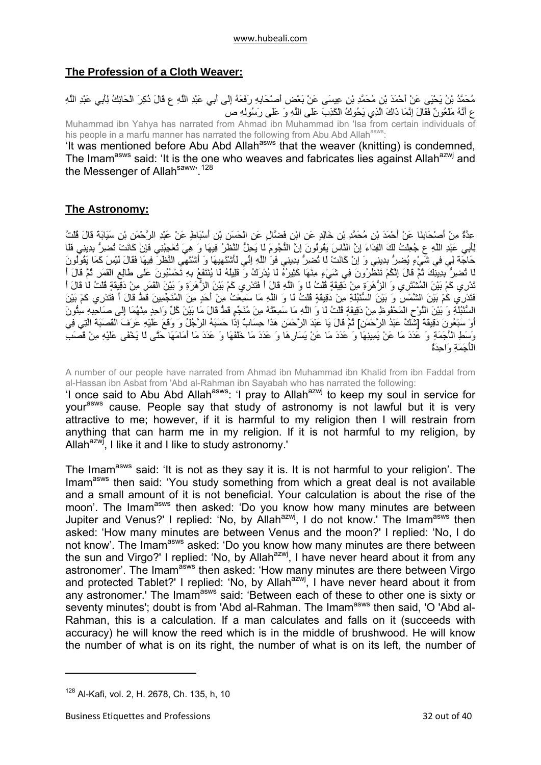## The Profession of a Cloth Weaver:

مُحَمَّدُ بْنُ يَحْيَى عَنْ أَحْمَدَ بْنِ مُحَمَّدِ بْنِ عِيسَى عَنْ بَعْضِ أَصْحَابِهِ رَفَعَهُ إِلَى أَبِي عَبْدِ اللَّهِ ع قَالَ ذُكِرَ الْحَائِكُ لِأَبِي عَبْدِ اللَّهِ ع أَنَّهُ مَلْعُونٌ فَقَالَ إِنَّمَا ذَاكَ الَّذِي يَحُوكُ الْكَذِبَ عَلَى اللَّهِ وَ عَلَى رَسُولِهِ ص

Muhammad ibn Yahya has narrated from Ahmad ibn Muhammad ibn 'Isa from certain individuals of his people in a marfu manner has narrated the following from Abu Abd Allah[asws]:

'It was mentioned before Abu Abd Allah[asws] that the weaver (knitting) is condemned, The Imam[asws] said: 'It is the one who weaves and fabricates lies against Allah[azwj] and the Messenger of Allah[saww]'.[128]

## The Astronomy:

عِدَّةٌ مِنْ أَصْحَابِنَا عَنْ أَحْمَدَ بْنِ مُحَمَّدِ بْنِ خَالِدٍ عَنِ ابْنِ فَضَّالٍ عَنِ الْحَسَنِ بْنِ أَسْبَاطٍ عَنْ عَبْدِ الرَّحْمَنِ بْنِ سَيَابَةَ قَالَ قُلْتُ لِأَبِي عَبْدِ اللَّهِ ع جُعِلْتُ لَكَ الْفِدَاءَ إِنَّ النَّاسَ يَقُولُونَ إِنَّ النُّجُومَ لَا يَحِلُّ النَّظَرُ فِيهَا وَ هِيَ تُعْجِبُنِي فَإِنْ كَانَتْ تُضِرُّ بِدِينِي فَلَا حَاجَةَ لِي فِي شَيْءٍ يُضِرُّ بِدِينِي وَ إِنْ كَانَتْ لَا تُضِرُّ بِدِينِي فَوَ اللَّهِ إِنِّي لَأَشْتَهِيهَا وَ أَشْتَهِي النَّظَرَ فِيهَا فَقَالَ لَيْسَ كَمَا يَقُولُونَ لَا تُضِرُّ بِدِينِكَ ثُمَّ قَالَ إِنَّكُمْ تَنْظُرُونَ فِي شَيْءٍ مِنْهَا كَثِيرُهُ لَا يُدْرَكُ وَ قَلِيلُهُ لَا يُنْتَفَعُ بِهِ تَحْسُبُونَ عَلَى طَالِعِ الْقَمَرِ ثُمَّ قَالَ أَ تَدْرِي كَمْ بَيْنَ الْمُشْتَرِي وَ الزُّهَرَةِ مِنْ دَقِيقَةٍ قُلْتُ لَا وَ اللَّهِ قَالَ أَ فَتَدْرِي كَمْ بَيْنَ الزُّهَرَةِ وَ بَيْنَ الْقَمَرِ مِنْ دَقِيقَةٍ قُلْتُ لَا قَالَ أَ فَتَدْرِي كَمْ بَيْنَ الشَّمْسِ وَ بَيْنَ السُّنْبُلَةِ مِنْ دَقِيقَةٍ قُلْتُ لَا وَ اللَّهِ مَا سَمِعْتُهُ مِنْ أَحَدٍ مِنَ الْمُنَجِّمِينَ قَطُّ قَالَ أَ فَتَدْرِي كَمْ بَيْنَ السُّنْبُلَةِ وَ بَيْنَ اللَّوْحِ الْمَحْفُوظِ مِنْ دَقِيقَةٍ قُلْتُ لَا وَ اللَّهِ مَا سَمِعْتُهُ مِنْ مُنَجِّمٍ قَطُّ قَالَ مَا بَيْنَ كُلِّ وَاحِدٍ مِنْهُمَا إِلَى صَاحِبِهِ سِتُّونَ أَوْ سَبْعُونَ دَقِيقَةً [شَكَّ عَبْدُ الرَّحْمَنِ] ثُمَّ قَالَ يَا عَبْدَ الرَّحْمَنِ هَذَا حِسَابٌ إِذَا حَسَبَهُ الرَّجُلُ وَ وَقَعَ عَلَيْهِ عَرَفَ الْقَصَبَةَ الَّتِي فِي وَسَطِ الْأَجَمَةِ وَ عَدَدَ مَا عَنْ يَمِينِهَا وَ عَدَدَ مَا عَنْ يَسَارِهَا وَ عَدَدَ مَا خَلْفَهَا وَ عَدَدَ مَا أَمَامَهَا حَتَّى لَا يَخْفَى عَلَيْهِ مِنْ قَصَبِ الْأَجَمَةِ وَاحِدَةٌ

A number of our people have narrated from Ahmad ibn Muhammad ibn Khalid from ibn Faddal from al-Hassan ibn Asbat from 'Abd al-Rahman ibn Sayabah who has narrated the following:

'I once said to Abu Abd Allah[asws]: 'I pray to Allah[azwj] to keep my soul in service for your[asws] cause. People say that study of astronomy is not lawful but it is very attractive to me; however, if it is harmful to my religion then I will restrain from anything that can harm me in my religion. If it is not harmful to my religion, by Allah[azwj], I like it and I like to study astronomy.'

The Imam[asws] said: 'It is not as they say it is. It is not harmful to your religion'. The Imam[asws] then said: 'You study something from which a great deal is not available and a small amount of it is not beneficial. Your calculation is about the rise of the moon'. The Imam[asws] then asked: 'Do you know how many minutes are between Jupiter and Venus?' I replied: 'No, by Allah[azwj], I do not know.' The Imam[asws] then asked: 'How many minutes are between Venus and the moon?' I replied: 'No, I do not know'. The Imam[asws] asked: 'Do you know how many minutes are there between the sun and Virgo?' I replied: 'No, by Allah[azwj], I have never heard about it from any astronomer'. The Imam[asws] then asked: 'How many minutes are there between Virgo and protected Tablet?' I replied: 'No, by Allah[azwj], I have never heard about it from any astronomer.' The Imam[asws] said: 'Between each of these to other one is sixty or seventy minutes'; doubt is from 'Abd al-Rahman. The Imam[asws] then said, 'O 'Abd al-Rahman, this is a calculation. If a man calculates and falls on it (succeeds with accuracy) he will know the reed which is in the middle of brushwood. He will know the number of what is on its right, the number of what is on its left, the number of

---

[128] Al-Kafi, vol. 2, H. 2678, Ch. 135, h, 10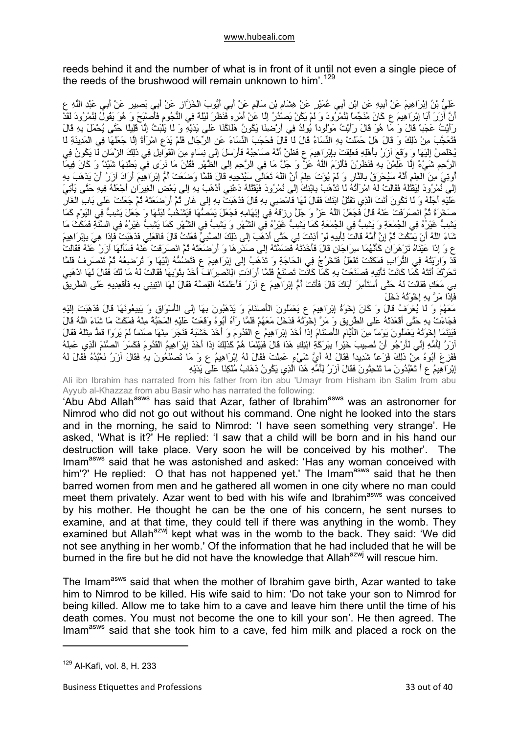reeds behind it and the number of what is in front of it until not even a single piece of the reeds of the brushwood will remain unknown to him'.[129]

عَلِيُّ بْنُ إِبْرَاهِيمَ عَنْ أَبِيهِ عَنِ ابْنِ أَبِي عُمَيْرٍ عَنْ هِشَامِ بْنِ سَالِمٍ عَنْ أَبِي أَيُّوبَ الْخَزَّازِ عَنْ أَبِي بَصِيرٍ عَنْ أَبِي عَبْدِ اللَّهِ ع أَنَّ آزَرَ أَبَا إِبْرَاهِيمَ ع كَانَ مُنَجِّماً لِنُمْرُودَ وَ لَمْ يَكُنْ يَصْدُرُ إِلَّا عَنْ أَمْرِهِ فَنَظَرَ لَيْلَةً فِي النُّجُومِ فَأَصْبَحَ وَ هُوَ يَقُولُ لِنُمْرُودَ لَقَدْ رَأَيْتُ عَجَباً قَالَ وَ مَا هُوَ قَالَ رَأَيْتُ مَوْلُوداً يُولَدُ فِي أَرْضِنَا يَكُونُ هَلَاكُنَا عَلَى يَدَيْهِ وَ لَا يَلْبَثُ إِلَّا قَلِيلًا حَتَّى يُحْمَلَ بِهِ قَالَ فَتَعَجَّبَ مِنْ ذَلِكَ وَ قَالَ هَلْ حَمَلَتْ بِهِ النِّسَاءُ قَالَ لَا قَالَ فَحَجَبَ النِّسَاءَ عَنِ الرِّجَالِ فَلَمْ يَدَعِ امْرَأَةً إِلَّا جَعَلَهَا فِي الْمَدِينَةِ لَا يُخْلَصُ إِلَيْهَا وَ وَقَعَ آزَرُ بِأَهْلِهِ فَعَلِقَتْ بِإِبْرَاهِيمَ ع فَظَنَّ أَنَّهُ صَاحِبُهُ فَأَرْسَلَ إِلَى نِسَاءٍ مِنَ الْقَوَابِلِ فِي ذَلِكَ الزَّمَانِ لَا يَكُونُ فِي الرَّحِمِ شَيْءٌ إِلَّا عَلِمْنَ بِهِ فَنَظَرْنَ فَأَلْزَمَ اللَّهُ عَزَّ وَ جَلَّ مَا فِي الرَّحِمِ إِلَى الظَّهْرِ فَقُلْنَ مَا نَرَى فِي بَطْنِهَا شَيْئاً وَ كَانَ فِيمَا أُوتِيَ مِنَ الْعِلْمِ أَنَّهُ سَيُحْرَقُ بِالنَّارِ وَ لَمْ يُؤْتَ عِلْمَ أَنَّ اللَّهَ تَعَالَى سَيُنْجِيهِ قَالَ فَلَمَّا وَضَعَتْ أُمُّ إِبْرَاهِيمَ أَرَادَ آزَرُ أَنْ يَذْهَبَ بِهِ إِلَى نُمْرُودَ لِيَقْتُلَهُ فَقَالَتْ لَهُ امْرَأَتُهُ لَا تَذْهَبْ بِابْنِكَ إِلَى نُمْرُودَ فَيَقْتُلَهُ دَعْنِي أَذْهَبْ بِهِ إِلَى بَعْضِ الْغِيرَانِ أَجْعَلْهُ فِيهِ حَتَّى يَأْتِيَ عَلَيْهِ أَجَلُهُ وَ لَا تَكُونَ أَنْتَ الَّذِي تَقْتُلُ ابْنَكَ فَقَالَ لَهَا فَامْضِي بِهِ قَالَ فَذَهَبَتْ بِهِ إِلَى غَارٍ ثُمَّ أَرْضَعَتْهُ ثُمَّ جَعَلَتْ عَلَى بَابِ الْغَارِ صَخْرَةً ثُمَّ انْصَرَفَتْ عَنْهُ قَالَ فَجَعَلَ اللَّهُ عَزَّ وَ جَلَّ رِزْقَهُ فِي إِبْهَامِهِ فَجَعَلَ يَمَصُّهَا فَيَشْخُبُ لَبَنُهَا وَ جَعَلَ يَشِبُّ فِي الْيَوْمِ كَمَا يَشِبُّ غَيْرُهُ فِي الْجُمْعَةِ وَ يَشِبُّ فِي الْجُمْعَةِ كَمَا يَشِبُّ غَيْرُهُ فِي الشَّهْرِ وَ يَشِبُّ فِي الشَّهْرِ كَمَا يَشِبُّ غَيْرُهُ فِي السَّنَةِ فَمَكَثَ مَا شَاءَ اللَّهُ أَنْ يَمْكُثَ ثُمَّ إِنَّ أُمَّهُ قَالَتْ لِأَبِيهِ لَوْ أَذِنْتَ لِي حَتَّى أَذْهَبَ إِلَى ذَلِكَ الصَّبِيِّ فَعَلْتُ قَالَ فَافْعَلِي فَذَهَبَتْ فَإِذَا هِيَ بِإِبْرَاهِيمَ ع وَ إِذَا عَيْنَاهُ تَزْهَرَانِ كَأَنَّهُمَا سِرَاجَانِ قَالَ فَأَخَذَتْهُ فَضَمَّتْهُ إِلَى صَدْرِهَا وَ أَرْضَعَتْهُ ثُمَّ انْصَرَفَتْ عَنْهُ فَسَأَلَهَا آزَرُ عَنْهُ فَقَالَتْ قَدْ وَارَيْتُهُ فِي التُّرَابِ فَمَكَثَتْ تَفْعَلُ فَتَخْرُجُ فِي الْحَاجَةِ وَ تَذْهَبُ إِلَى إِبْرَاهِيمَ ع فَتَضُمُّهُ إِلَيْهَا وَ تُرْضِعُهُ ثُمَّ تَنْصَرِفُ فَلَمَّا تَحَرَّكَ أَتَتْهُ كَمَا كَانَتْ تَأْتِيهِ فَصَنَعَتْ بِهِ كَمَا كَانَتْ تَصْنَعُ فَلَمَّا أَرَادَتِ الِانْصِرَافَ أَخَذَ بِثَوْبِهَا فَقَالَتْ لَهُ مَا لَكَ فَقَالَ لَهَا اذْهَبِي بِي مَعَكِ فَقَالَتْ لَهُ حَتَّى أَسْتَأْمِرَ أَبَاكَ قَالَ فَأَتَتْ أُمُّ إِبْرَاهِيمَ ع آزَرَ فَأَعْلَمَتْهُ الْقِصَّةَ فَقَالَ لَهَا ائْتِينِي بِهِ فَأَقْعِدِيهِ عَلَى الطَّرِيقِ فَإِذَا مَرَّ بِهِ إِخْوَتُهُ دَخَلَ مَعَهُمْ وَ لَا يُعْرَفُ قَالَ وَ كَانَ إِخْوَةُ إِبْرَاهِيمَ ع يَعْمَلُونَ الْأَصْنَامَ وَ يَذْهَبُونَ بِهَا إِلَى الْأَسْوَاقِ وَ يَبِيعُونَهَا قَالَ فَذَهَبَتْ إِلَيْهِ فَجَاءَتْ بِهِ حَتَّى أَقْعَدَتْهُ عَلَى الطَّرِيقِ وَ مَرَّ إِخْوَتُهُ فَدَخَلَ مَعَهُمْ فَلَمَّا رَآهُ أَبُوهُ وَقَعَتْ عَلَيْهِ الْمَحَبَّةُ مِنْهُ فَمَكَثَ مَا شَاءَ اللَّهُ قَالَ فَبَيْنَمَا إِخْوَتُهُ يَعْمَلُونَ يَوْماً مِنَ الْأَيَّامِ الْأَصْنَامَ إِذَا أَخَذَ إِبْرَاهِيمُ ع الْقَدُومَ وَ أَخَذَ خَشَبَةً فَنَجَرَ مِنْهَا صَنَماً لَمْ يَرَوْا قَطُّ مِثْلَهُ فَقَالَ آزَرُ لِأُمِّهِ إِنِّي لَأَرْجُو أَنْ نُصِيبَ خَيْراً بِبَرَكَةِ ابْنِكِ هَذَا قَالَ فَبَيْنَمَا هُمْ كَذَلِكَ إِذَا أَخَذَ إِبْرَاهِيمُ الْقَدُومَ فَكَسَرَ الصَّنَمَ الَّذِي عَمِلَهُ فَفَزِعَ أَبُوهُ مِنْ ذَلِكَ فَزَعاً شَدِيداً فَقَالَ لَهُ أَيَّ شَيْءٍ عَمِلْتَ فَقَالَ لَهُ إِبْرَاهِيمُ ع وَ مَا تَصْنَعُونَ بِهِ فَقَالَ آزَرُ نَعْبُدُهُ فَقَالَ لَهُ إِبْرَاهِيمُ ع أَ تَعْبُدُونَ ما تَنْحِتُونَ فَقَالَ آزَرُ لِأُمِّهِ هَذَا الَّذِي يَكُونُ ذَهَابُ مُلْكِنَا عَلَى يَدَيْهِ

Ali ibn Ibrahim has narrated from his father from ibn abu 'Umayr from Hisham ibn Salim from abu Ayyub al-Khazzaz from abu Basir who has narrated the following:

'Abu Abd Allah[asws] has said that Azar, father of Ibrahim[asws] was an astronomer for Nimrod who did not go out without his command. One night he looked into the stars and in the morning, he said to Nimrod: 'I have seen something very strange'. He asked, 'What is it?' He replied: 'I saw that a child will be born and in his hand our destruction will take place. Very soon he will be conceived by his mother'. The Imam[asws] said that he was astonished and asked: 'Has any woman conceived with him'?' He replied: O that has not happened yet.' The Imam[asws] said that he then barred women from men and he gathered all women in one city where no man could meet them privately. Azar went to bed with his wife and Ibrahim[asws] was conceived by his mother. He thought he can be the one of his concern, he sent nurses to examine, and at that time, they could tell if there was anything in the womb. They examined but Allah[azwj] kept what was in the womb to the back. They said: 'We did not see anything in her womb.' Of the information that he had included that he will be burned in the fire but he did not have the knowledge that Allah[azwj] will rescue him.

The Imam[asws] said that when the mother of Ibrahim gave birth, Azar wanted to take him to Nimrod to be killed. His wife said to him: 'Do not take your son to Nimrod for being killed. Allow me to take him to a cave and leave him there until the time of his death comes. You must not become the one to kill your son'. He then agreed. The Imam[asws] said that she took him to a cave, fed him milk and placed a rock on the

[129] Al-Kafi, vol. 8, H. 233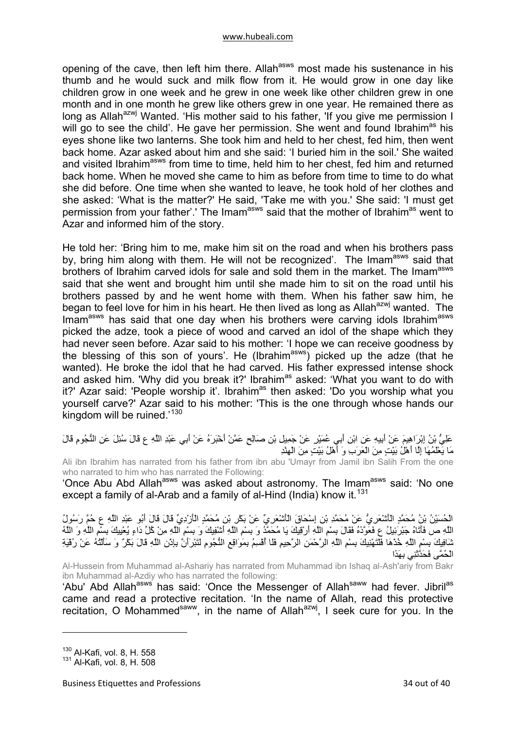opening of the cave, then left him there. Allah[asws] most made his sustenance in his thumb and he would suck and milk flow from it. He would grow in one day like children grow in one week and he grew in one week like other children grew in one month and in one month he grew like others grew in one year. He remained there as long as Allah[azwj] Wanted. 'His mother said to his father, 'If you give me permission I will go to see the child'. He gave her permission. She went and found Ibrahim[as] his eyes shone like two lanterns. She took him and held to her chest, fed him, then went back home. Azar asked about him and she said: 'I buried him in the soil.' She waited and visited Ibrahim[asws] from time to time, held him to her chest, fed him and returned back home. When he moved she came to him as before from time to time to do what she did before. One time when she wanted to leave, he took hold of her clothes and she asked: 'What is the matter?' He said, 'Take me with you.' She said: 'I must get permission from your father'.' The Imam[asws] said that the mother of Ibrahim[as] went to Azar and informed him of the story.

He told her: 'Bring him to me, make him sit on the road and when his brothers pass by, bring him along with them. He will not be recognized'. The Imam[asws] said that brothers of Ibrahim carved idols for sale and sold them in the market. The Imam[asws] said that she went and brought him until she made him to sit on the road until his brothers passed by and he went home with them. When his father saw him, he began to feel love for him in his heart. He then lived as long as Allah[azwj] wanted. The Imam[asws] has said that one day when his brothers were carving idols Ibrahim[asws] picked the adze, took a piece of wood and carved an idol of the shape which they had never seen before. Azar said to his mother: 'I hope we can receive goodness by the blessing of this son of yours'. He (Ibrahim[asws]) picked up the adze (that he wanted). He broke the idol that he had carved. His father expressed intense shock and asked him. 'Why did you break it?' Ibrahim[as] asked: 'What you want to do with it?' Azar said: 'People worship it'. Ibrahim[as] then asked: 'Do you worship what you yourself carve?' Azar said to his mother: 'This is the one through whose hands our kingdom will be ruined.'[130]

عَلِيُّ بْنُ إِبْرَاهِيمَ عَنْ أَبِيهِ عَنِ ابْنِ أَبِي عُمَيْرٍ عَنْ جَمِيلِ بْنِ صَالِحٍ عَمَّنْ أَخْبَرَهُ عَنْ أَبِي عَبْدِ اللَّهِ ع قَالَ سُئِلَ عَنِ النُّجُومِ قَالَ مَا يَعْلَمُهَا إِلَّا أَهْلُ بَيْتٍ مِنَ الْعَرَبِ وَ أَهْلُ بَيْتٍ مِنَ الْهِنْدِ

Ali ibn Ibrahim has narrated from his father from ibn abu 'Umayr from Jamil ibn Salih From the one who narrated to him who has narrated the Following:

'Once Abu Abd Allah[asws] was asked about astronomy. The Imam[asws] said: 'No one except a family of al-Arab and a family of al-Hind (India) know it.[131]

الْحُسَيْنُ بْنُ مُحَمَّدٍ الْأَشْعَرِيُّ عَنْ مُحَمَّدِ بْنِ إِسْحَاقَ الْأَشْعَرِيِّ عَنْ بَكْرِ بْنِ مُحَمَّدٍ الْأَزْدِيِّ قَالَ قَالَ أَبُو عَبْدِ اللَّهِ ع حُمَّ رَسُولُ اللَّهِ ص فَأَتَاهُ جَبْرَئِيلُ ع فَعَوَّذَهُ فَقَالَ بِسْمِ اللَّهِ أَرْقِيكَ يَا مُحَمَّدُ وَ بِسْمِ اللَّهِ أَشْفِيكَ وَ بِسْمِ اللَّهِ مِنْ كُلِّ دَاءٍ يُعْيِيكَ بِسْمِ اللَّهِ وَ اللَّهُ شَافِيكَ بِسْمِ اللَّهِ خُذْهَا فَلْتَهْنِيكَ بِسْمِ اللَّهِ الرَّحْمَنِ الرَّحِيمِ فَلا أُقْسِمُ بِمَواقِعِ النُّجُومِ لَتَبْرَأَنَّ بِإِذْنِ اللَّهِ قَالَ بَكْرٌ وَ سَأَلْتُهُ عَنْ رُقْيَةِ الْحُمَّى فَحَدَّثَنِي بِهَذَا

Al-Hussein from Muhammad al-Ashariy has narrated from Muhammad ibn Ishaq al-Ash'ariy from Bakr ibn Muhammad al-Azdiy who has narrated the following:

'Abu' Abd Allah[asws] has said: 'Once the Messenger of Allah[saww] had fever. Jibril[as] came and read a protective recitation. 'In the name of Allah, read this protective recitation, O Mohammed[saww], in the name of Allah[azwj], I seek cure for you. In the

---

[130] Al-Kafi, vol. 8, H. 558

[131] Al-Kafi, vol. 8, H. 508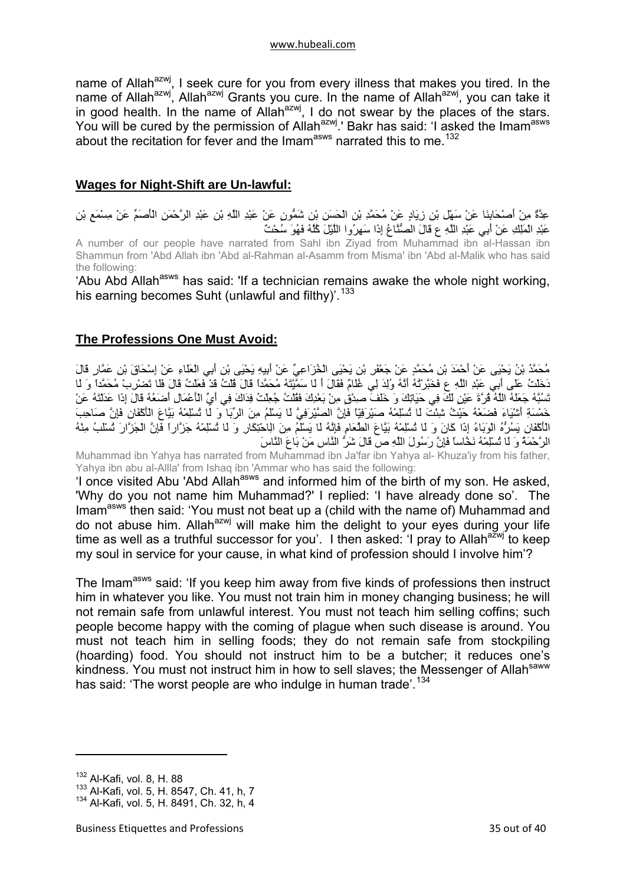name of Allah[azwj], I seek cure for you from every illness that makes you tired. In the name of Allah[azwj], Allah[azwj] Grants you cure. In the name of Allah[azwj], you can take it in good health. In the name of Allah[azwj], I do not swear by the places of the stars. You will be cured by the permission of Allah[azwj].' Bakr has said: 'I asked the Imam[asws] about the recitation for fever and the Imam[asws] narrated this to me.[132]

## **Wages for Night-Shift are Un-lawful:**

عِدَّةٌ مِنْ أَصْحَابِنَا عَنْ سَهْلِ بْنِ زِيَادٍ عَنْ مُحَمَّدِ بْنِ الْحَسَنِ بْنِ شَمُّونٍ عَنْ عَبْدِ اللَّهِ بْنِ عَبْدِ الرَّحْمَنِ الْأَصَمِّ عَنْ مِسْمَعِ بْنِ عَبْدِ الْمَلِكِ عَنْ أَبِي عَبْدِ اللَّهِ ع قَالَ الصُّنَّاعُ إِذَا سَهِرُوا اللَّيْلَ كُلَّهُ فَهُوَ سُحْتٌ

A number of our people have narrated from Sahl ibn Ziyad from Muhammad ibn al-Hassan ibn Shammun from 'Abd Allah ibn 'Abd al-Rahman al-Asamm from Misma' ibn 'Abd al-Malik who has said the following:

'Abu Abd Allah[asws] has said: 'If a technician remains awake the whole night working, his earning becomes Suht (unlawful and filthy)'.[133]

## **The Professions One Must Avoid:**

مُحَمَّدُ بْنُ يَحْيَى عَنْ أَحْمَدَ بْنِ مُحَمَّدٍ عَنْ جَعْفَرِ بْنِ يَحْيَى الْخُزَاعِيِّ عَنْ أَبِيهِ يَحْيَى بْنِ أَبِي الْعَلَاءِ عَنْ إِسْحَاقَ بْنِ عَمَّارٍ قَالَ دَخَلْتُ عَلَى أَبِي عَبْدِ اللَّهِ ع فَخَبَّرْتُهُ أَنَّهُ وُلِدَ لِي غُلَامٌ فَقَالَ أَ لَا سَمَّيْتَهُ مُحَمَّداً قَالَ قُلْتُ قَدْ فَعَلْتُ قَالَ فَلَا تَضْرِبْ مُحَمَّداً وَ لَا تَسُبَّهُ جَعَلَهُ اللَّهُ قُرَّةَ عَيْنٍ لَكَ فِي حَيَاتِكَ وَ خَلَفَ صِدْقٍ مِنْ بَعْدِكَ فَقُلْتُ جُعِلْتُ فِدَاكَ فِي أَيِّ الْأَعْمَالِ أَضَعُهُ قَالَ إِذَا عَدَلْتَهُ عَنْ خَمْسَةِ أَشْيَاءَ فَضَعْهُ حَيْثُ شِئْتَ لَا تُسْلِمْهُ صَيْرَفِيّاً فَإِنَّ الصَّيْرَفِيَّ لَا يَسْلَمُ مِنَ الرِّبَا وَ لَا تُسْلِمْهُ بَيَّاعَ الْأَكْفَانِ فَإِنَّ صَاحِبَ الْأَكْفَانِ يَسُرُّهُ الْوَبَاءُ إِذَا كَانَ وَ لَا تُسْلِمْهُ بَيَّاعَ الطَّعَامِ فَإِنَّهُ لَا يَسْلَمُ مِنَ الِاحْتِكَارِ وَ لَا تُسْلِمْهُ جَزَّاراً فَإِنَّ الْجَزَّارَ تُسْلَبُ مِنْهُ الرَّحْمَةُ وَ لَا تُسْلِمْهُ نَخَّاساً فَإِنَّ رَسُولَ اللَّهِ ص قَالَ شَرُّ النَّاسِ مَنْ بَاعَ النَّاسَ

Muhammad ibn Yahya has narrated from Muhammad ibn Ja'far ibn Yahya al- Khuza'iy from his father, Yahya ibn abu al-Allla' from Ishaq ibn 'Ammar who has said the following:

'I once visited Abu 'Abd Allah[asws] and informed him of the birth of my son. He asked, 'Why do you not name him Muhammad?' I replied: 'I have already done so'. The Imam[asws] then said: 'You must not beat up a (child with the name of) Muhammad and do not abuse him. Allah[azwj] will make him the delight to your eyes during your life time as well as a truthful successor for you'. I then asked: 'I pray to Allah[azwj] to keep my soul in service for your cause, in what kind of profession should I involve him'?

The Imam[asws] said: 'If you keep him away from five kinds of professions then instruct him in whatever you like. You must not train him in money changing business; he will not remain safe from unlawful interest. You must not teach him selling coffins; such people become happy with the coming of plague when such disease is around. You must not teach him in selling foods; they do not remain safe from stockpiling (hoarding) food. You should not instruct him to be a butcher; it reduces one's kindness. You must not instruct him in how to sell slaves; the Messenger of Allah[saww] has said: 'The worst people are who indulge in human trade'.[134]

---

[132] Al-Kafi, vol. 8, H. 88

[133] Al-Kafi, vol. 5, H. 8547, Ch. 41, h, 7

[134] Al-Kafi, vol. 5, H. 8491, Ch. 32, h, 4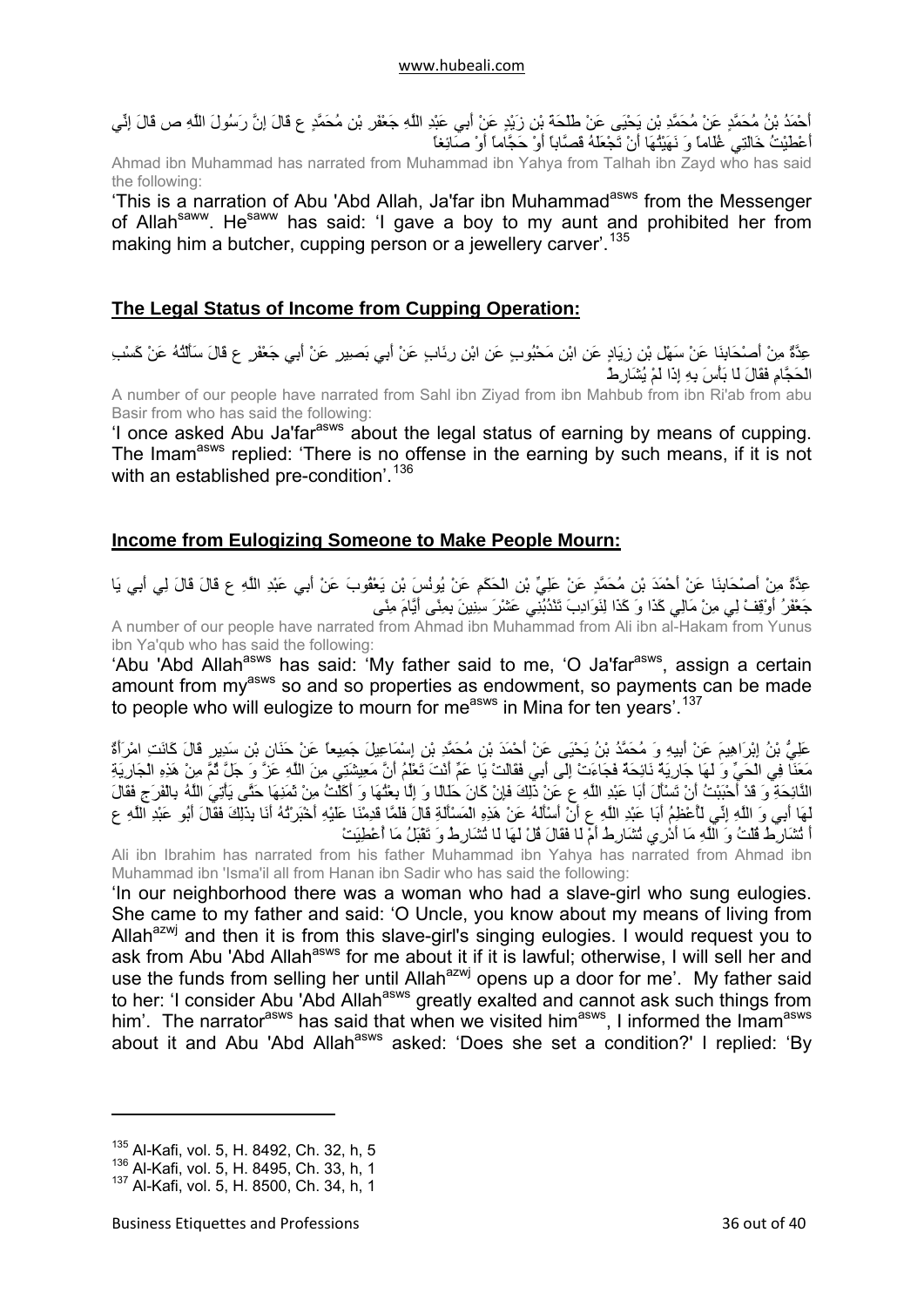أَحْمَدُ بْنُ مُحَمَّدٍ عَنْ مُحَمَّدِ بْنِ يَحْيَى عَنْ طَلْحَةَ بْنِ زَيْدٍ عَنْ أَبِي عَبْدِ اللَّهِ جَعْفَرِ بْنِ مُحَمَّدٍ ع قَالَ إِنَّ رَسُولَ اللَّهِ ص قَالَ إِنِّي أَعْطَيْتُ خَالَتِي غُلَاماً وَ نَهَيْتُهَا أَنْ تَجْعَلَهُ قَصَّاباً أَوْ حَجَّاماً أَوْ صَائِغاً

Ahmad ibn Muhammad has narrated from Muhammad ibn Yahya from Talhah ibn Zayd who has said the following:

'This is a narration of Abu 'Abd Allah, Ja'far ibn Muhammad[asws] from the Messenger of Allah[saww]. He[saww] has said: 'I gave a boy to my aunt and prohibited her from making him a butcher, cupping person or a jewellery carver'.[135]

## The Legal Status of Income from Cupping Operation:

عِدَّةٌ مِنْ أَصْحَابِنَا عَنْ سَهْلِ بْنِ زِيَادٍ عَنِ ابْنِ مَحْبُوبٍ عَنِ ابْنِ رِئَابٍ عَنْ أَبِي بَصِيرٍ عَنْ أَبِي جَعْفَرٍ ع قَالَ سَأَلْتُهُ عَنْ كَسْبِ الْحَجَّامِ فَقَالَ لَا بَأْسَ بِهِ إِذَا لَمْ يُشَارِطْ

A number of our people have narrated from Sahl ibn Ziyad from ibn Mahbub from ibn Ri'ab from abu Basir from who has said the following:

'I once asked Abu Ja'far[asws] about the legal status of earning by means of cupping. The Imam[asws] replied: 'There is no offense in the earning by such means, if it is not with an established pre-condition'.[136]

## Income from Eulogizing Someone to Make People Mourn:

عِدَّةٌ مِنْ أَصْحَابِنَا عَنْ أَحْمَدَ بْنِ مُحَمَّدٍ عَنْ عَلِيِّ بْنِ الْحَكَمِ عَنْ يُونُسَ بْنِ يَعْقُوبَ عَنْ أَبِي عَبْدِ اللَّهِ ع قَالَ قَالَ لِي أَبِي يَا جَعْفَرُ أَوْقِفْ لِي مِنْ مَالِي كَذَا وَ كَذَا لِنَوَادِبَ تَنْدُبُنِي عَشْرَ سِنِينَ بِمِنًى أَيَّامَ مِنًى

A number of our people have narrated from Ahmad ibn Muhammad from Ali ibn al-Hakam from Yunus ibn Ya'qub who has said the following:

'Abu 'Abd Allah[asws] has said: 'My father said to me, 'O Ja'far[asws], assign a certain amount from my[asws] so and so properties as endowment, so payments can be made to people who will eulogize to mourn for me[asws] in Mina for ten years'.[137]

عَلِيُّ بْنُ إِبْرَاهِيمَ عَنْ أَبِيهِ وَ مُحَمَّدُ بْنُ يَحْيَى عَنْ أَحْمَدَ بْنِ مُحَمَّدِ بْنِ إِسْمَاعِيلَ جَمِيعاً عَنْ حَنَانِ بْنِ سَدِيرٍ قَالَ كَانَتِ امْرَأَةٌ مَعَنَا فِي الْحَيِّ وَ لَهَا جَارِيَةٌ نَائِحَةٌ فَجَاءَتْ إِلَى أَبِي فَقَالَتْ يَا عَمِّ أَنْتَ تَعْلَمُ أَنَّ مَعِيشَتِي مِنَ اللَّهِ عَزَّ وَ جَلَّ ثُمَّ مِنْ هَذِهِ الْجَارِيَةِ النَّائِحَةِ وَ قَدْ أَحْبَبْتُ أَنْ تَسْأَلَ أَبَا عَبْدِ اللَّهِ ع عَنْ ذَلِكَ فَإِنْ كَانَ حَلَالًا وَ إِلَّا بِعْتُهَا وَ أَكَلْتُ مِنْ ثَمَنِهَا حَتَّى يَأْتِيَ اللَّهُ بِالْفَرَجِ فَقَالَ لَهَا أَبِي وَ اللَّهِ إِنِّي لَأُعْظِمُ أَبَا عَبْدِ اللَّهِ ع أَنْ أَسْأَلَهُ عَنْ هَذِهِ الْمَسْأَلَةِ قَالَ فَلَمَّا قَدِمْنَا عَلَيْهِ أَخْبَرْتُهُ أَنَا بِذَلِكَ فَقَالَ أَبُو عَبْدِ اللَّهِ ع أَ تُشَارِطُ قُلْتُ وَ اللَّهِ مَا أَدْرِي تُشَارِطُ أَمْ لَا فَقَالَ قُلْ لَهَا لَا تُشَارِطْ وَ تَقْبَلُ مَا أُعْطِيَتْ

Ali ibn Ibrahim has narrated from his father Muhammad ibn Yahya has narrated from Ahmad ibn Muhammad ibn 'Isma'il all from Hanan ibn Sadir who has said the following:

'In our neighborhood there was a woman who had a slave-girl who sung eulogies. She came to my father and said: 'O Uncle, you know about my means of living from Allah[azwj] and then it is from this slave-girl's singing eulogies. I would request you to ask from Abu 'Abd Allah[asws] for me about it if it is lawful; otherwise, I will sell her and use the funds from selling her until Allah[azwj] opens up a door for me'. My father said to her: 'I consider Abu 'Abd Allah[asws] greatly exalted and cannot ask such things from him'. The narrator[asws] has said that when we visited him[asws], I informed the Imam[asws] about it and Abu 'Abd Allah[asws] asked: 'Does she set a condition?' I replied: 'By

---

[135] Al-Kafi, vol. 5, H. 8492, Ch. 32, h, 5
[136] Al-Kafi, vol. 5, H. 8495, Ch. 33, h, 1
[137] Al-Kafi, vol. 5, H. 8500, Ch. 34, h, 1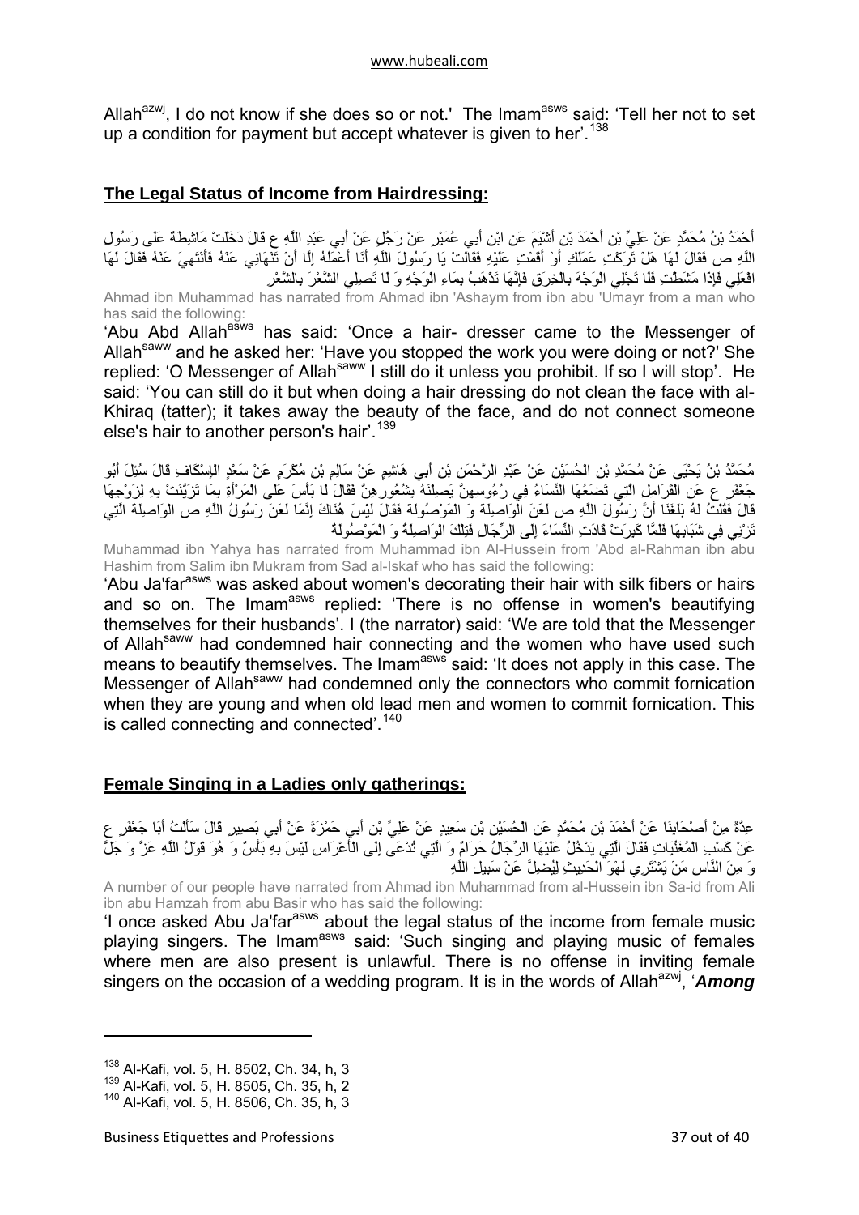Allah[azwj], I do not know if she does so or not.' The Imam[asws] said: 'Tell her not to set up a condition for payment but accept whatever is given to her'.[138]

## The Legal Status of Income from Hairdressing:

أَحْمَدُ بْنُ مُحَمَّدٍ عَنْ عَلِيِّ بْنِ أَحْمَدَ بْنِ أَشْيَمَ عَنِ ابْنِ أَبِي عُمَيْرٍ عَنْ رَجُلٍ عَنْ أَبِي عَبْدِ اللَّهِ ع قَالَ دَخَلَتْ مَاشِطَةٌ عَلَى رَسُولِ اللَّهِ ص فَقَالَ لَهَا هَلْ تَرَكْتِ عَمَلَكِ أَوْ أَقَمْتِ عَلَيْهِ فَقَالَتْ يَا رَسُولَ اللَّهِ أَنَا أَعْمَلُهُ إِلَّا أَنْ تَنْهَانِي عَنْهُ فَأَنْتَهِيَ عَنْهُ فَقَالَ لَهَا افْعَلِي فَإِذَا مَشَطْتِ فَلَا تَجْلِي الْوَجْهَ بِالْخِرَقِ فَإِنَّهَا تَذْهَبُ بِمَاءِ الْوَجْهِ وَ لَا تَصِلِي الشَّعْرَ بِالشَّعْرِ

Ahmad ibn Muhammad has narrated from Ahmad ibn 'Ashaym from ibn abu 'Umayr from a man who has said the following:

'Abu Abd Allah[asws] has said: 'Once a hair- dresser came to the Messenger of Allah[saww] and he asked her: 'Have you stopped the work you were doing or not?' She replied: 'O Messenger of Allah[saww] I still do it unless you prohibit. If so I will stop'. He said: 'You can still do it but when doing a hair dressing do not clean the face with al-Khiraq (tatter); it takes away the beauty of the face, and do not connect someone else's hair to another person's hair'.[139]

مُحَمَّدُ بْنُ يَحْيَى عَنْ مُحَمَّدِ بْنِ الْحُسَيْنِ عَنْ عَبْدِ الرَّحْمَنِ بْنِ أَبِي هَاشِمٍ عَنْ سَالِمِ بْنِ مُكْرَمٍ عَنْ سَعْدٍ الْإِسْكَافِ قَالَ سُئِلَ أَبُو جَعْفَرٍ ع عَنِ الْقَرَامِلِ الَّتِي تَضَعُهَا النِّسَاءُ فِي رُءُوسِهِنَّ يَصِلْنَهُ بِشُعُورِهِنَّ فَقَالَ لَا بَأْسَ عَلَى الْمَرْأَةِ بِمَا تَزَيَّنَتْ بِهِ لِزَوْجِهَا قَالَ فَقُلْتُ لَهُ بَلَغَنَا أَنَّ رَسُولَ اللَّهِ ص لَعَنَ الْوَاصِلَةَ وَ الْمَوْصُولَةَ فَقَالَ لَيْسَ هُنَاكَ إِنَّمَا لَعَنَ رَسُولُ اللَّهِ ص الْوَاصِلَةَ الَّتِي تَزْنِي فِي شَبَابِهَا فَلَمَّا كَبِرَتْ قَادَتِ النِّسَاءَ إِلَى الرِّجَالِ فَتِلْكَ الْوَاصِلَةُ وَ الْمَوْصُولَةُ

Muhammad ibn Yahya has narrated from Muhammad ibn Al-Hussein from 'Abd al-Rahman ibn abu Hashim from Salim ibn Mukram from Sad al-Iskaf who has said the following:

'Abu Ja'far[asws] was asked about women's decorating their hair with silk fibers or hairs and so on. The Imam[asws] replied: 'There is no offense in women's beautifying themselves for their husbands'. I (the narrator) said: 'We are told that the Messenger of Allah[saww] had condemned hair connecting and the women who have used such means to beautify themselves. The Imam[asws] said: 'It does not apply in this case. The Messenger of Allah[saww] had condemned only the connectors who commit fornication when they are young and when old lead men and women to commit fornication. This is called connecting and connected'.[140]

## Female Singing in a Ladies only gatherings:

عِدَّةٌ مِنْ أَصْحَابِنَا عَنْ أَحْمَدَ بْنِ مُحَمَّدٍ عَنِ الْحُسَيْنِ بْنِ سَعِيدٍ عَنْ عَلِيِّ بْنِ أَبِي حَمْزَةَ عَنْ أَبِي بَصِيرٍ قَالَ سَأَلْتُ أَبَا جَعْفَرٍ ع عَنْ كَسْبِ الْمُغَنِّيَاتِ فَقَالَ الَّتِي يَدْخُلُ عَلَيْهَا الرِّجَالُ حَرَامٌ وَ الَّتِي تُدْعَى إِلَى الْأَعْرَاسِ لَيْسَ بِهِ بَأْسٌ وَ هُوَ قَوْلُ اللَّهِ عَزَّ وَ جَلَّ وَ مِنَ النَّاسِ مَنْ يَشْتَرِي لَهْوَ الْحَدِيثِ لِيُضِلَّ عَنْ سَبِيلِ اللَّهِ

A number of our people have narrated from Ahmad ibn Muhammad from al-Hussein ibn Sa-id from Ali ibn abu Hamzah from abu Basir who has said the following:

'I once asked Abu Ja'far[asws] about the legal status of the income from female music playing singers. The Imam[asws] said: 'Such singing and playing music of females where men are also present is unlawful. There is no offense in inviting female singers on the occasion of a wedding program. It is in the words of Allah[azwj], '***Among***

---

[138] Al-Kafi, vol. 5, H. 8502, Ch. 34, h, 3

[139] Al-Kafi, vol. 5, H. 8505, Ch. 35, h, 2

[140] Al-Kafi, vol. 5, H. 8506, Ch. 35, h, 3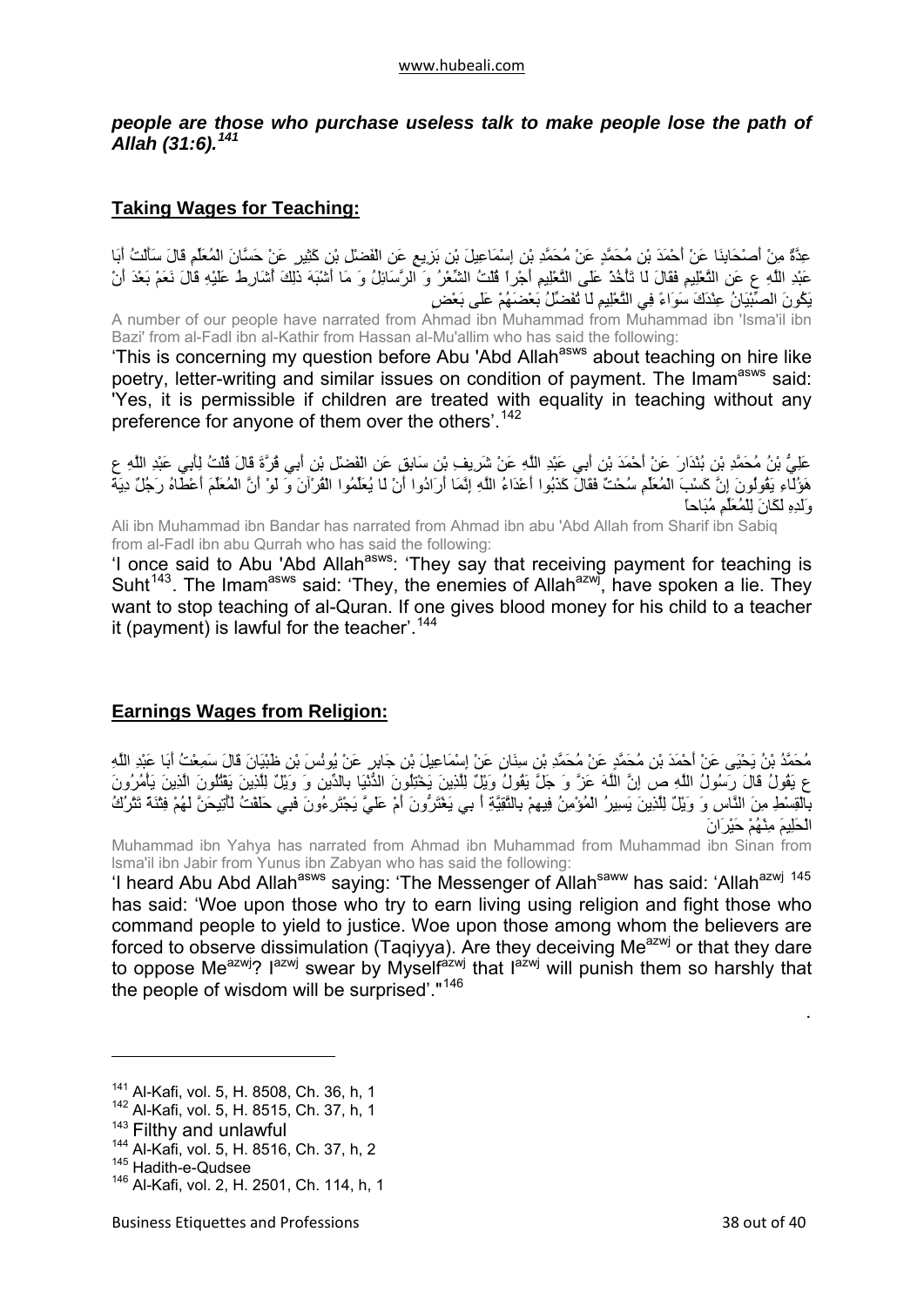***people are those who purchase useless talk to make people lose the path of Allah (31:6).[141]***

## Taking Wages for Teaching:

عِدَّةٌ مِنْ أَصْحَابِنَا عَنْ أَحْمَدَ بْنِ مُحَمَّدٍ عَنْ مُحَمَّدِ بْنِ إِسْمَاعِيلَ بْنِ بَزِيعٍ عَنِ الْفَضْلِ بْنِ كَثِيرٍ عَنْ حَسَّانَ الْمُعَلِّمِ قَالَ سَأَلْتُ أَبَا عَبْدِ اللَّهِ ع عَنِ التَّعْلِيمِ فَقَالَ لَا تَأْخُذْ عَلَى التَّعْلِيمِ أَجْراً قُلْتُ الشِّعْرُ وَ الرَّسَائِلُ وَ مَا أَشْبَهَ ذَلِكَ أُشَارِطُ عَلَيْهِ قَالَ نَعَمْ بَعْدَ أَنْ يَكُونَ الصِّبْيَانُ عِنْدَكَ سَوَاءً فِي التَّعْلِيمِ لَا تُفَضِّلُ بَعْضَهُمْ عَلَى بَعْضٍ

A number of our people have narrated from Ahmad ibn Muhammad from Muhammad ibn 'Isma'il ibn Bazi' from al-Fadl ibn al-Kathir from Hassan al-Mu'allim who has said the following:

'This is concerning my question before Abu 'Abd Allah[asws] about teaching on hire like poetry, letter-writing and similar issues on condition of payment. The Imam[asws] said: 'Yes, it is permissible if children are treated with equality in teaching without any preference for anyone of them over the others'.[142]

عَلِيُّ بْنُ مُحَمَّدِ بْنِ بُنْدَارَ عَنْ أَحْمَدَ بْنِ أَبِي عَبْدِ اللَّهِ عَنْ شَرِيفِ بْنِ سَابِقٍ عَنِ الْفَضْلِ بْنِ أَبِي قُرَّةَ قَالَ قُلْتُ لِأَبِي عَبْدِ اللَّهِ ع هَؤُلَاءِ يَقُولُونَ إِنَّ كَسْبَ الْمُعَلِّمِ سُحْتٌ فَقَالَ كَذَبُوا أَعْدَاءُ اللَّهِ إِنَّمَا أَرَادُوا أَنْ لَا يُعَلِّمُوا الْقُرْآنَ وَ لَوْ أَنَّ الْمُعَلِّمَ أَعْطَاهُ رَجُلٌ دِيَةَ وَلَدِهِ لَكَانَ لِلْمُعَلِّمِ مُبَاحاً

Ali ibn Muhammad ibn Bandar has narrated from Ahmad ibn abu 'Abd Allah from Sharif ibn Sabiq from al-Fadl ibn abu Qurrah who has said the following:

'I once said to Abu 'Abd Allah[asws]: 'They say that receiving payment for teaching is Suht[143]. The Imam[asws] said: 'They, the enemies of Allah[azwj], have spoken a lie. They want to stop teaching of al-Quran. If one gives blood money for his child to a teacher it (payment) is lawful for the teacher'.[144]

## Earnings Wages from Religion:

مُحَمَّدُ بْنُ يَحْيَى عَنْ أَحْمَدَ بْنِ مُحَمَّدٍ عَنْ مُحَمَّدِ بْنِ سِنَانٍ عَنْ إِسْمَاعِيلَ بْنِ جَابِرٍ عَنْ يُونُسَ بْنِ ظَبْيَانَ قَالَ سَمِعْتُ أَبَا عَبْدِ اللَّهِ ع يَقُولُ قَالَ رَسُولُ اللَّهِ ص إِنَّ اللَّهَ عَزَّ وَ جَلَّ يَقُولُ وَيْلٌ لِلَّذِينَ يَخْتِلُونَ الدُّنْيَا بِالدِّينِ وَ وَيْلٌ لِلَّذِينَ يَقْتُلُونَ الَّذِينَ يَأْمُرُونَ بِالْقِسْطِ مِنَ النَّاسِ وَ وَيْلٌ لِلَّذِينَ يَسِيرُ الْمُؤْمِنُ فِيهِمْ بِالتَّقِيَّةِ أَ بِي يَغْتَرُّونَ أَمْ عَلَيَّ يَجْتَرِءُونَ فَبِي حَلَفْتُ لَأُتِيحَنَّ لَهُمْ فِتْنَةً تَتْرُكُ الْحَلِيمَ مِنْهُمْ حَيْرَانَ

Muhammad ibn Yahya has narrated from Ahmad ibn Muhammad from Muhammad ibn Sinan from Isma'il ibn Jabir from Yunus ibn Zabyan who has said the following:

'I heard Abu Abd Allah[asws] saying: 'The Messenger of Allah[saww] has said: 'Allah[azwj] [145] has said: 'Woe upon those who try to earn living using religion and fight those who command people to yield to justice. Woe upon those among whom the believers are forced to observe dissimulation (Taqiyya). Are they deceiving Me[azwj] or that they dare to oppose Me[azwj]? I[azwj] swear by Myself[azwj] that I[azwj] will punish them so harshly that the people of wisdom will be surprised'."[146]

---

[141] Al-Kafi, vol. 5, H. 8508, Ch. 36, h, 1
[142] Al-Kafi, vol. 5, H. 8515, Ch. 37, h, 1
[143] Filthy and unlawful
[144] Al-Kafi, vol. 5, H. 8516, Ch. 37, h, 2
[145] Hadith-e-Qudsee
[146] Al-Kafi, vol. 2, H. 2501, Ch. 114, h, 1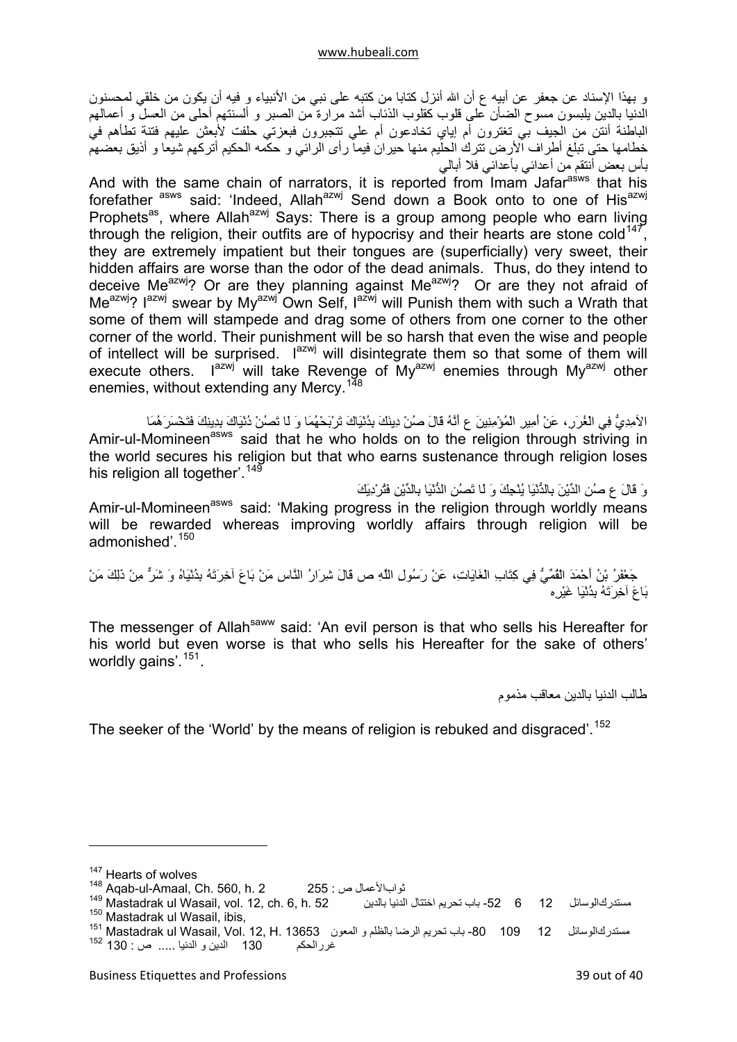و بهذا الإسناد عن جعفر عن أبيه ع أن الله أنزل كتابا من كتبه على نبي من الأنبياء و فيه أن يكون من خلقي لمحسنون الدنيا بالدين يلبسون مسوح الضأن على قلوب كقلوب الذئاب أشد مرارة من الصبر و ألسنتهم أحلى من العسل و أعمالهم الباطنة أنتن من الجيف بي تغترون أم إياي تخادعون أم علي تتجبرون فبعزتي حلفت لأبعثن عليهم فتنة تطأهم في خطامها حتى تبلغ أطراف الأرض تترك الحليم منها حيران فيما رأى الرائي و حكمه الحكيم أتركهم شيعا و أذيق بعضهم بأس بعض أنتقم من أعدائي بأعدائي فلا أبالي

And with the same chain of narrators, it is reported from Imam Jafar[asws] that his forefather [asws] said: 'Indeed, Allah[azwj] Send down a Book onto to one of His[azwj] Prophets[as], where Allah[azwj] Says: There is a group among people who earn living through the religion, their outfits are of hypocrisy and their hearts are stone cold[147], they are extremely impatient but their tongues are (superficially) very sweet, their hidden affairs are worse than the odor of the dead animals. Thus, do they intend to deceive Me[azwj]? Or are they planning against Me[azwj]? Or are they not afraid of Me[azwj]? I[azwj] swear by My[azwj] Own Self, I[azwj] will Punish them with such a Wrath that some of them will stampede and drag some of others from one corner to the other corner of the world. Their punishment will be so harsh that even the wise and people of intellect will be surprised. I[azwj] will disintegrate them so that some of them will execute others. I[azwj] will take Revenge of My[azwj] enemies through My[azwj] other enemies, without extending any Mercy.[148]

الآمِدِيُّ فِي الْغُرَرِ، عَنْ أَمِيرِ الْمُؤْمِنِينَ ع أَنَّهُ قَالَ صُنْ دِينَكَ بِدُنْيَاكَ تَرْبَحْهُمَا وَ لَا تَصُنْ دُنْيَاكَ بِدِينِكَ فَتَخْسَرَهُمَا

Amir-ul-Momineen[asws] said that he who holds on to the religion through striving in the world secures his religion but that who earns sustenance through religion loses his religion all together'.[149]

وَ قَالَ ع صُنِ الدِّيْنَ بِالدُّنْيَا يُنْجِكَ وَ لَا تَصُنِ الدُّنْيَا بِالدِّيْنِ فَتُرْدِيَكَ

Amir-ul-Momineen[asws] said: 'Making progress in the religion through worldly means will be rewarded whereas improving worldly affairs through religion will be admonished'.[150]

جَعْفَرُ بْنُ أَحْمَدَ الْقُمِّيُّ فِي كِتَابِ الْغَايَاتِ، عَنْ رَسُولِ اللَّهِ ص قَالَ شِرَارُ النَّاسِ مَنْ بَاعَ آخِرَتَهُ بِدُنْيَاهُ وَ شَرٌّ مِنْ ذَلِكَ مَنْ بَاعَ آخِرَتَهُ بِدُنْيَا غَيْرِهِ

The messenger of Allah[saww] said: 'An evil person is that who sells his Hereafter for his world but even worse is that who sells his Hereafter for the sake of others' worldly gains'.[151].

طالب الدنيا بالدين معاقب مذموم

The seeker of the 'World' by the means of religion is rebuked and disgraced'.[152]

---

[147] Hearts of wolves

[148] Aqab-ul-Amaal, Ch. 560, h. 2 ثوابالأعمال ص : 255

[149] Mastadrak ul Wasail, vol. 12, ch. 6, h. 52 مستدركالوسائل 12 6 52- باب تحريم اختتال الدنيا بالدين

[150] Mastadrak ul Wasail, ibis,

[151] Mastadrak ul Wasail, Vol. 12, H. 13653 مستدركالوسائل 12 109 80- باب تحريم الرضا بالظلم و المعون

[152] غررالحكم 130 الدين و الدنيا ..... ص : 130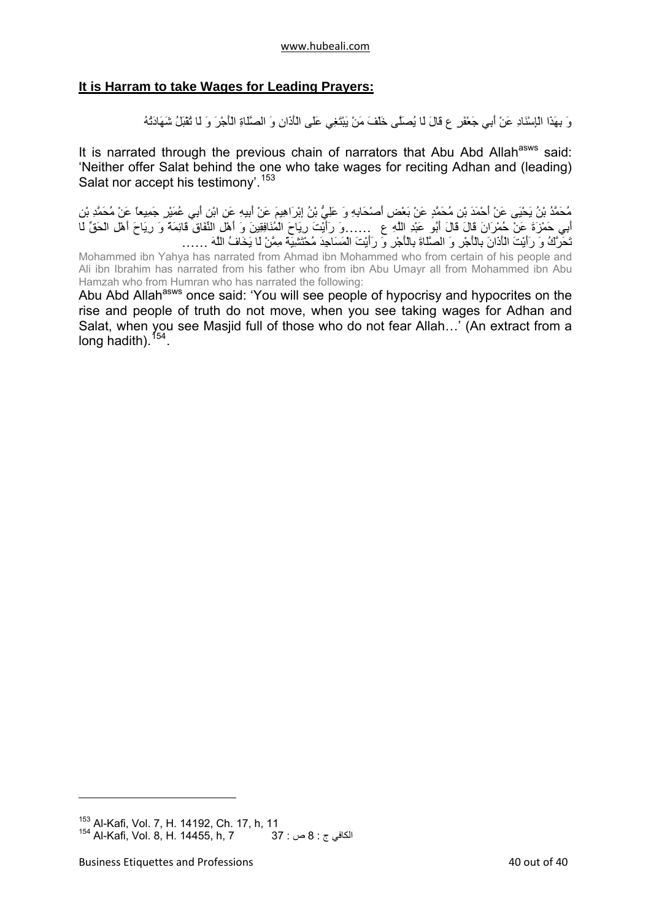## It is Harram to take Wages for Leading Prayers:

وَ بِهَذَا الْإِسْنَادِ عَنْ أَبِي جَعْفَرٍ ع قَالَ لَا يُصَلَّى خَلْفَ مَنْ يَبْتَغِي عَلَى الْأَذَانِ وَ الصَّلَاةِ الْأَجْرَ وَ لَا تُقْبَلُ شَهَادَتُهُ

It is narrated through the previous chain of narrators that Abu Abd Allah[asws] said: 'Neither offer Salat behind the one who take wages for reciting Adhan and (leading) Salat nor accept his testimony'.[153]

مُحَمَّدُ بْنُ يَحْيَى عَنْ أَحْمَدَ بْنِ مُحَمَّدٍ عَنْ بَعْضِ أَصْحَابِهِ وَ عَلِيُّ بْنُ إِبْرَاهِيمَ عَنْ أَبِيهِ عَنِ ابْنِ أَبِي عُمَيْرٍ جَمِيعاً عَنْ مُحَمَّدِ بْنِ أَبِي حَمْزَةَ عَنْ حُمْرَانَ قَالَ قَالَ أَبُو عَبْدِ اللَّهِ ع ......وَ رَأَيْتَ رِيَاحَ الْمُنَافِقِينَ وَ أَهْلِ النِّفَاقِ قَائِمَةً وَ رِيَاحَ أَهْلِ الْحَقِّ لَا تَحَرَّكُ وَ رَأَيْتَ الْأَذَانَ بِالْأَجْرِ وَ الصَّلَاةَ بِالْأَجْرِ وَ رَأَيْتَ الْمَسَاجِدَ مُحْتَشِيَةً مِمَّنْ لَا يَخَافُ اللَّهَ ......

Mohammed ibn Yahya has narrated from Ahmad ibn Mohammed who from certain of his people and Ali ibn Ibrahim has narrated from his father who from ibn Abu Umayr all from Mohammed ibn Abu Hamzah who from Humran who has narrated the following:

Abu Abd Allah[asws] once said: 'You will see people of hypocrisy and hypocrites on the rise and people of truth do not move, when you see taking wages for Adhan and Salat, when you see Masjid full of those who do not fear Allah…' (An extract from a long hadith).[154].

---

[153] Al-Kafi, Vol. 7, H. 14192, Ch. 17, h, 11

[154] Al-Kafi, Vol. 8, H. 14455, h, 7 الكافي ج : 8 ص : 37